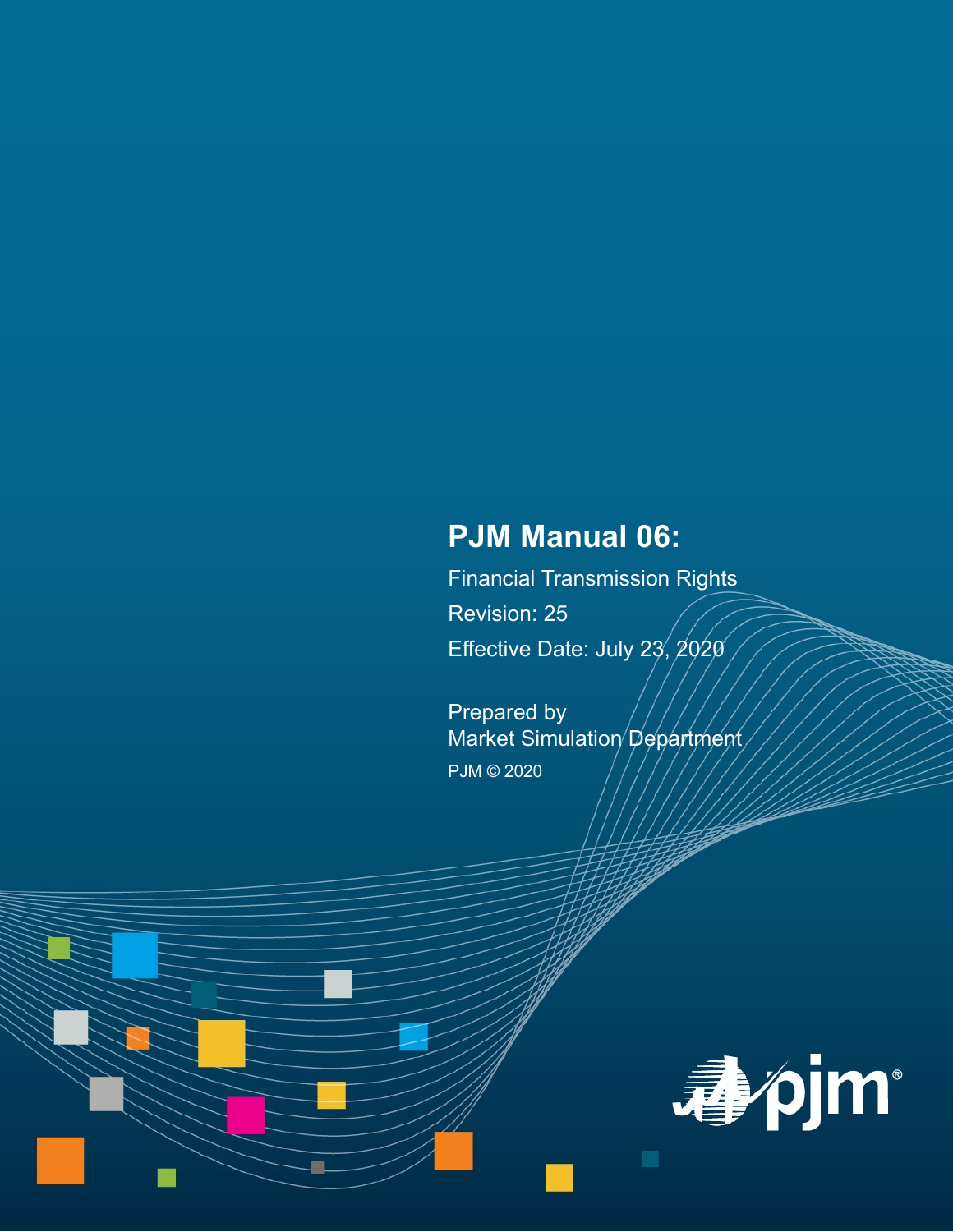# PJM Manual 06:

Financial Transmission Rights

Revision: 25

Effective Date: July 23, 2020

Prepared by
Market Simulation Department

PJM © 2020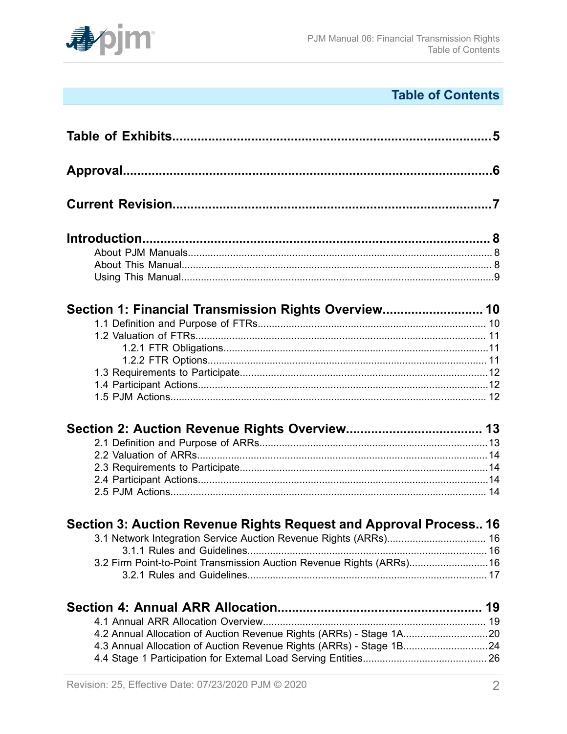# Table of Contents

**Table of Exhibits** .......... 5

**Approval** .......... 6

**Current Revision** .......... 7

**Introduction** .......... 8
- About PJM Manuals .......... 8
- About This Manual .......... 8
- Using This Manual .......... 9

**Section 1: Financial Transmission Rights Overview** .......... 10
- 1.1 Definition and Purpose of FTRs .......... 10
- 1.2 Valuation of FTRs .......... 11
  - 1.2.1 FTR Obligations .......... 11
  - 1.2.2 FTR Options .......... 11
- 1.3 Requirements to Participate .......... 12
- 1.4 Participant Actions .......... 12
- 1.5 PJM Actions .......... 12

**Section 2: Auction Revenue Rights Overview** .......... 13
- 2.1 Definition and Purpose of ARRs .......... 13
- 2.2 Valuation of ARRs .......... 14
- 2.3 Requirements to Participate .......... 14
- 2.4 Participant Actions .......... 14
- 2.5 PJM Actions .......... 14

**Section 3: Auction Revenue Rights Request and Approval Process** .......... 16
- 3.1 Network Integration Service Auction Revenue Rights (ARRs) .......... 16
  - 3.1.1 Rules and Guidelines .......... 16
- 3.2 Firm Point-to-Point Transmission Auction Revenue Rights (ARRs) .......... 16
  - 3.2.1 Rules and Guidelines .......... 17

**Section 4: Annual ARR Allocation** .......... 19
- 4.1 Annual ARR Allocation Overview .......... 19
- 4.2 Annual Allocation of Auction Revenue Rights (ARRs) - Stage 1A .......... 20
- 4.3 Annual Allocation of Auction Revenue Rights (ARRs) - Stage 1B .......... 24
- 4.4 Stage 1 Participation for External Load Serving Entities .......... 26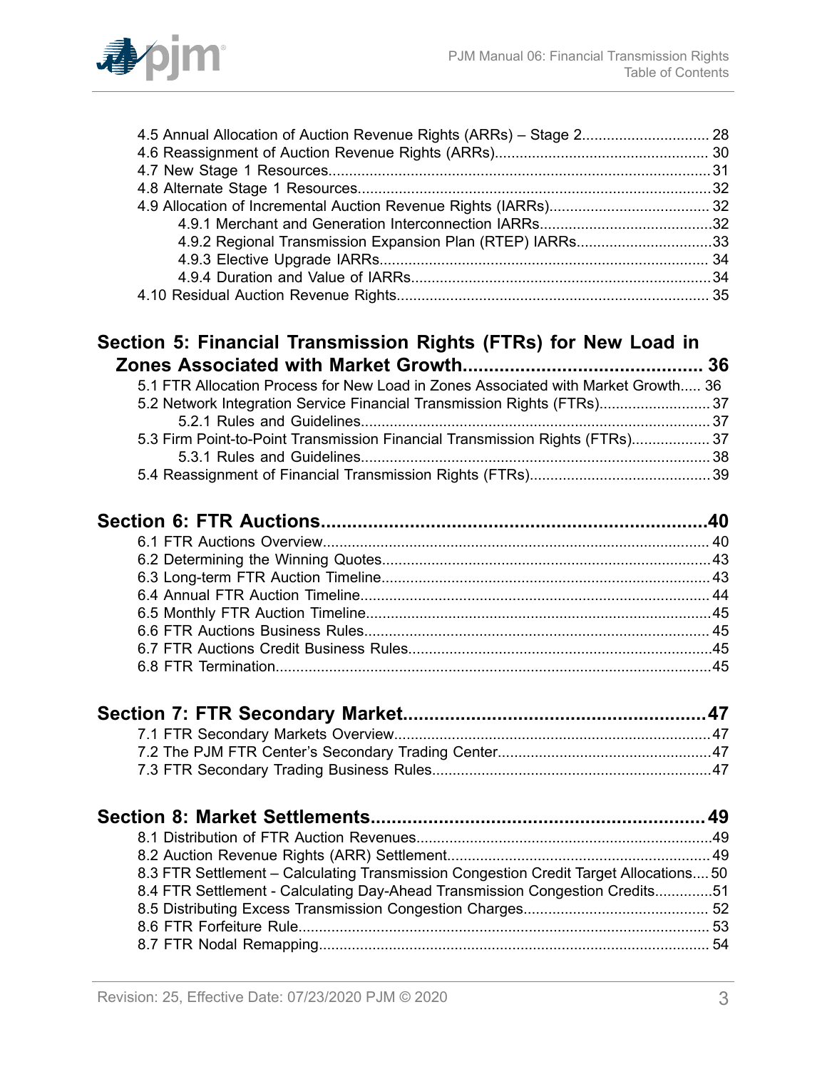4.5 Annual Allocation of Auction Revenue Rights (ARRs) – Stage 2............................... 28
4.6 Reassignment of Auction Revenue Rights (ARRs).................................................... 30
4.7 New Stage 1 Resources............................................................................................31
4.8 Alternate Stage 1 Resources.....................................................................................32
4.9 Allocation of Incremental Auction Revenue Rights (IARRs)....................................... 32
4.9.1 Merchant and Generation Interconnection IARRs..........................................32
4.9.2 Regional Transmission Expansion Plan (RTEP) IARRs.................................33
4.9.3 Elective Upgrade IARRs................................................................................ 34
4.9.4 Duration and Value of IARRs.........................................................................34
4.10 Residual Auction Revenue Rights............................................................................ 35

## Section 5: Financial Transmission Rights (FTRs) for New Load in Zones Associated with Market Growth............................................. 36

5.1 FTR Allocation Process for New Load in Zones Associated with Market Growth..... 36
5.2 Network Integration Service Financial Transmission Rights (FTRs)........................... 37
5.2.1 Rules and Guidelines..................................................................................... 37
5.3 Firm Point-to-Point Transmission Financial Transmission Rights (FTRs).................. 37
5.3.1 Rules and Guidelines..................................................................................... 38
5.4 Reassignment of Financial Transmission Rights (FTRs)............................................39

## Section 6: FTR Auctions..........................................................................40

6.1 FTR Auctions Overview............................................................................................. 40
6.2 Determining the Winning Quotes...............................................................................43
6.3 Long-term FTR Auction Timeline................................................................................ 43
6.4 Annual FTR Auction Timeline..................................................................................... 44
6.5 Monthly FTR Auction Timeline....................................................................................45
6.6 FTR Auctions Business Rules.................................................................................... 45
6.7 FTR Auctions Credit Business Rules..........................................................................45
6.8 FTR Termination.........................................................................................................45

## Section 7: FTR Secondary Market..........................................................47

7.1 FTR Secondary Markets Overview.............................................................................47
7.2 The PJM FTR Center's Secondary Trading Center....................................................47
7.3 FTR Secondary Trading Business Rules....................................................................47

## Section 8: Market Settlements................................................................49

8.1 Distribution of FTR Auction Revenues........................................................................49
8.2 Auction Revenue Rights (ARR) Settlement................................................................ 49
8.3 FTR Settlement – Calculating Transmission Congestion Credit Target Allocations.... 50
8.4 FTR Settlement - Calculating Day-Ahead Transmission Congestion Credits..............51
8.5 Distributing Excess Transmission Congestion Charges............................................. 52
8.6 FTR Forfeiture Rule.................................................................................................... 53
8.7 FTR Nodal Remapping............................................................................................... 54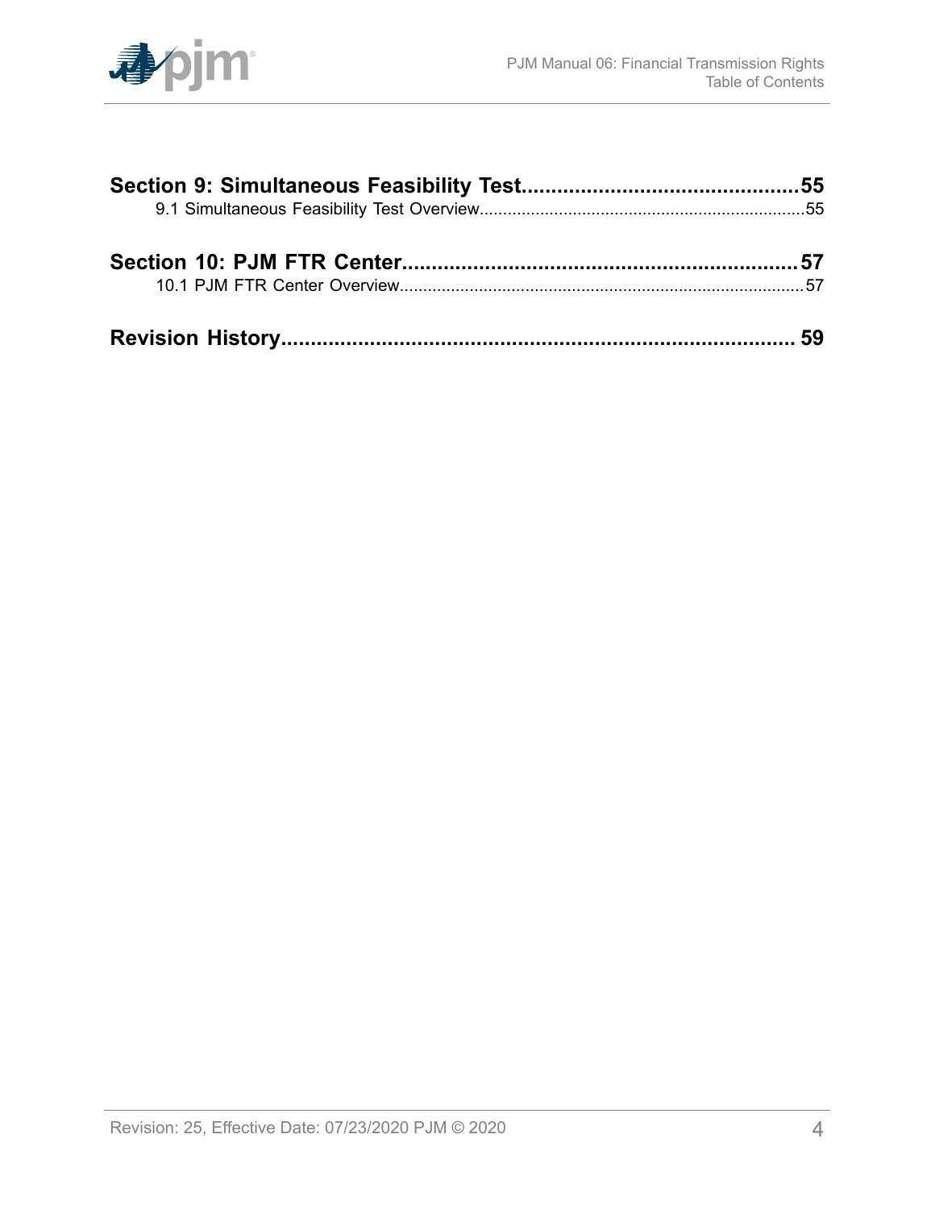**Section 9: Simultaneous Feasibility Test.............................................55**

9.1 Simultaneous Feasibility Test Overview.....................................................................55

**Section 10: PJM FTR Center.................................................................57**

10.1 PJM FTR Center Overview.......................................................................................57

**Revision History.....................................................................................59**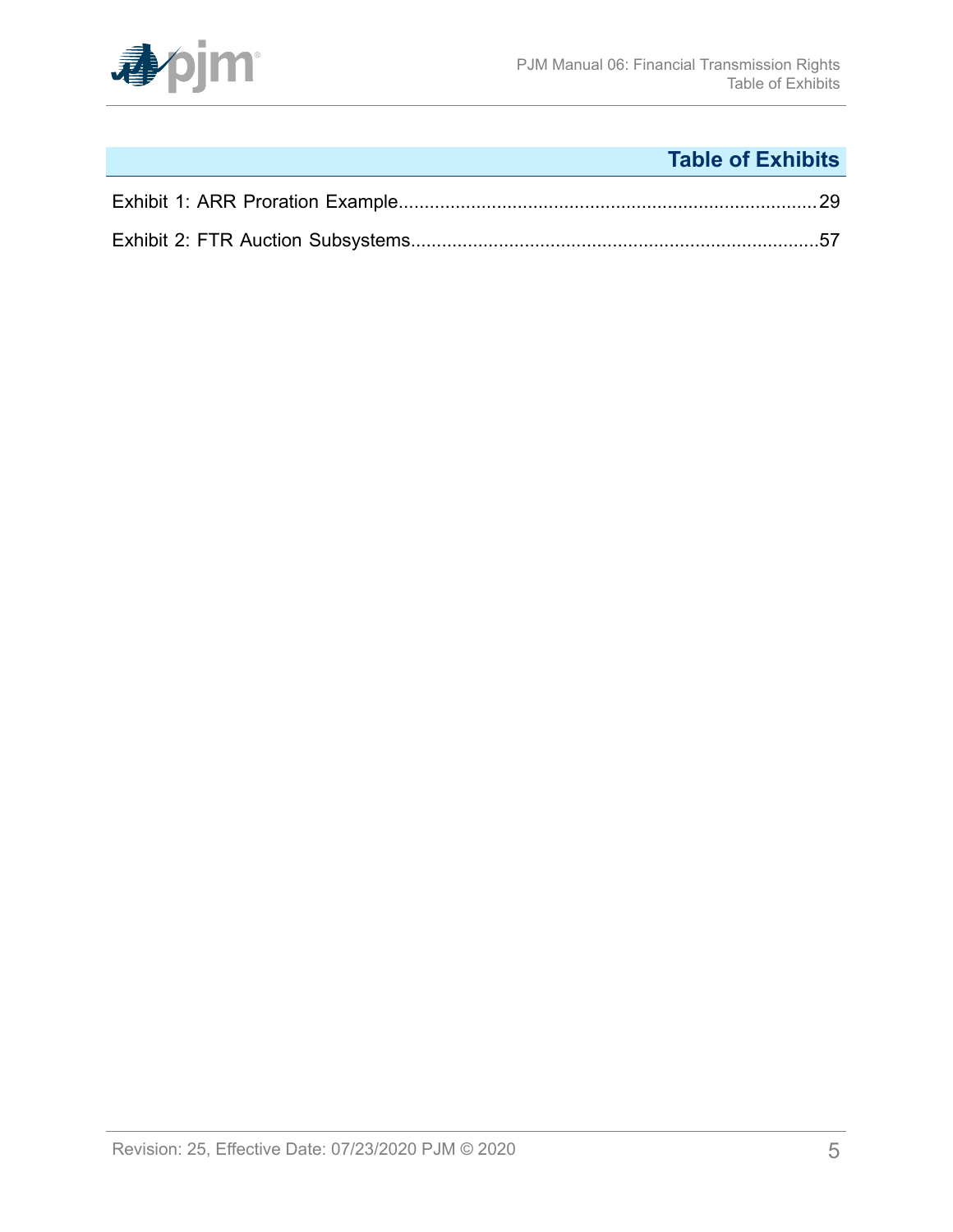# Table of Exhibits

Exhibit 1: ARR Proration Example....................................................................................29

Exhibit 2: FTR Auction Subsystems.................................................................................57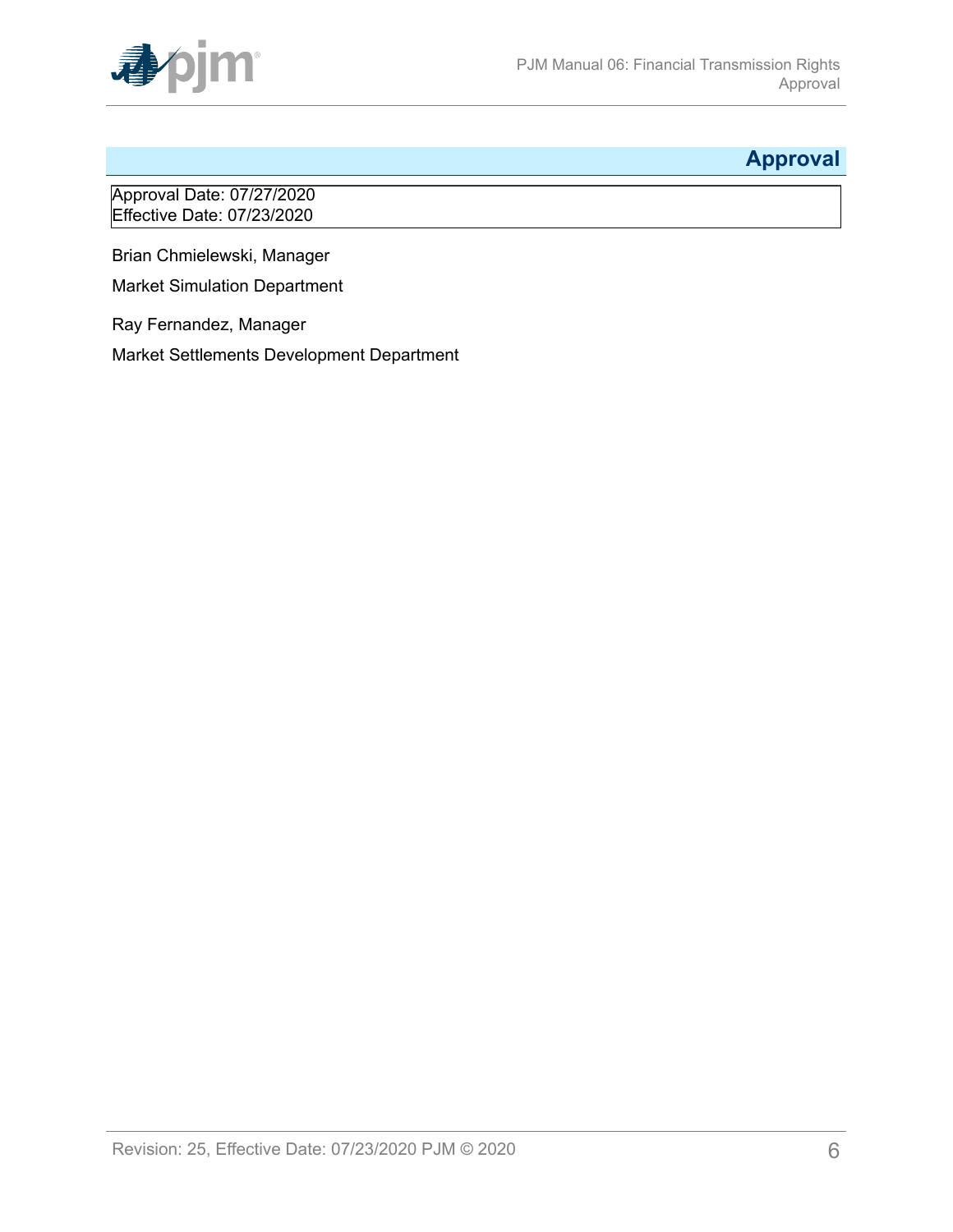# Approval

Approval Date: 07/27/2020
Effective Date: 07/23/2020

Brian Chmielewski, Manager

Market Simulation Department

Ray Fernandez, Manager

Market Settlements Development Department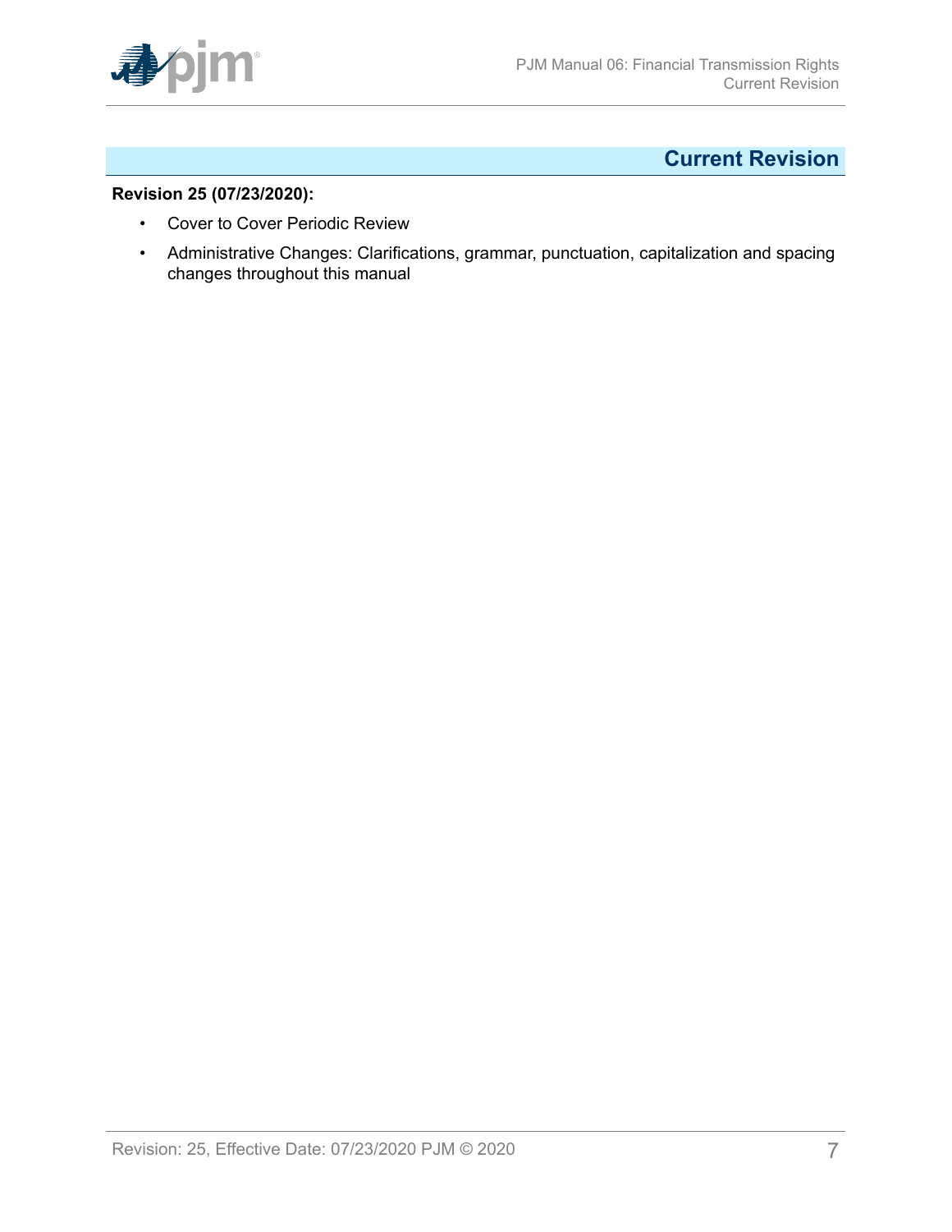# Current Revision

**Revision 25 (07/23/2020):**

- Cover to Cover Periodic Review
- Administrative Changes: Clarifications, grammar, punctuation, capitalization and spacing changes throughout this manual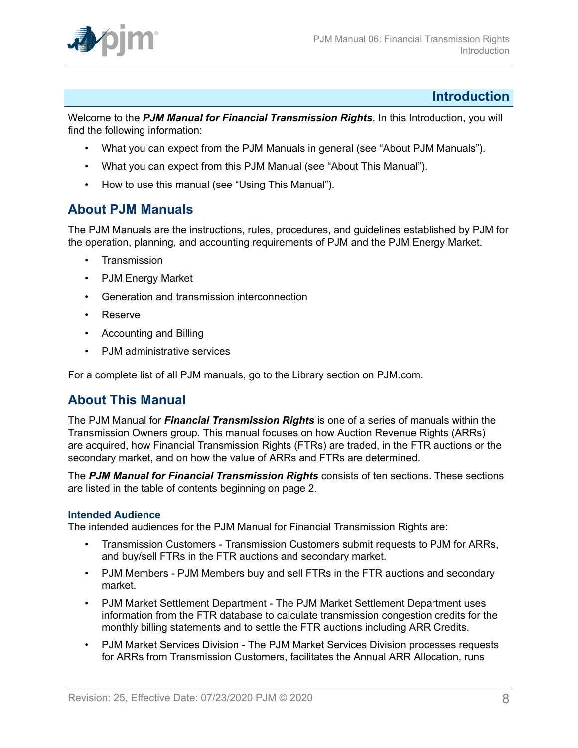# Introduction

Welcome to the ***PJM Manual for Financial Transmission Rights***. In this Introduction, you will find the following information:

- What you can expect from the PJM Manuals in general (see "About PJM Manuals").
- What you can expect from this PJM Manual (see "About This Manual").
- How to use this manual (see "Using This Manual").

## About PJM Manuals

The PJM Manuals are the instructions, rules, procedures, and guidelines established by PJM for the operation, planning, and accounting requirements of PJM and the PJM Energy Market.

- Transmission
- PJM Energy Market
- Generation and transmission interconnection
- Reserve
- Accounting and Billing
- PJM administrative services

For a complete list of all PJM manuals, go to the Library section on PJM.com.

## About This Manual

The PJM Manual for ***Financial Transmission Rights*** is one of a series of manuals within the Transmission Owners group. This manual focuses on how Auction Revenue Rights (ARRs) are acquired, how Financial Transmission Rights (FTRs) are traded, in the FTR auctions or the secondary market, and on how the value of ARRs and FTRs are determined.

The ***PJM Manual for Financial Transmission Rights*** consists of ten sections. These sections are listed in the table of contents beginning on page 2.

### Intended Audience

The intended audiences for the PJM Manual for Financial Transmission Rights are:

- Transmission Customers - Transmission Customers submit requests to PJM for ARRs, and buy/sell FTRs in the FTR auctions and secondary market.
- PJM Members - PJM Members buy and sell FTRs in the FTR auctions and secondary market.
- PJM Market Settlement Department - The PJM Market Settlement Department uses information from the FTR database to calculate transmission congestion credits for the monthly billing statements and to settle the FTR auctions including ARR Credits.
- PJM Market Services Division - The PJM Market Services Division processes requests for ARRs from Transmission Customers, facilitates the Annual ARR Allocation, runs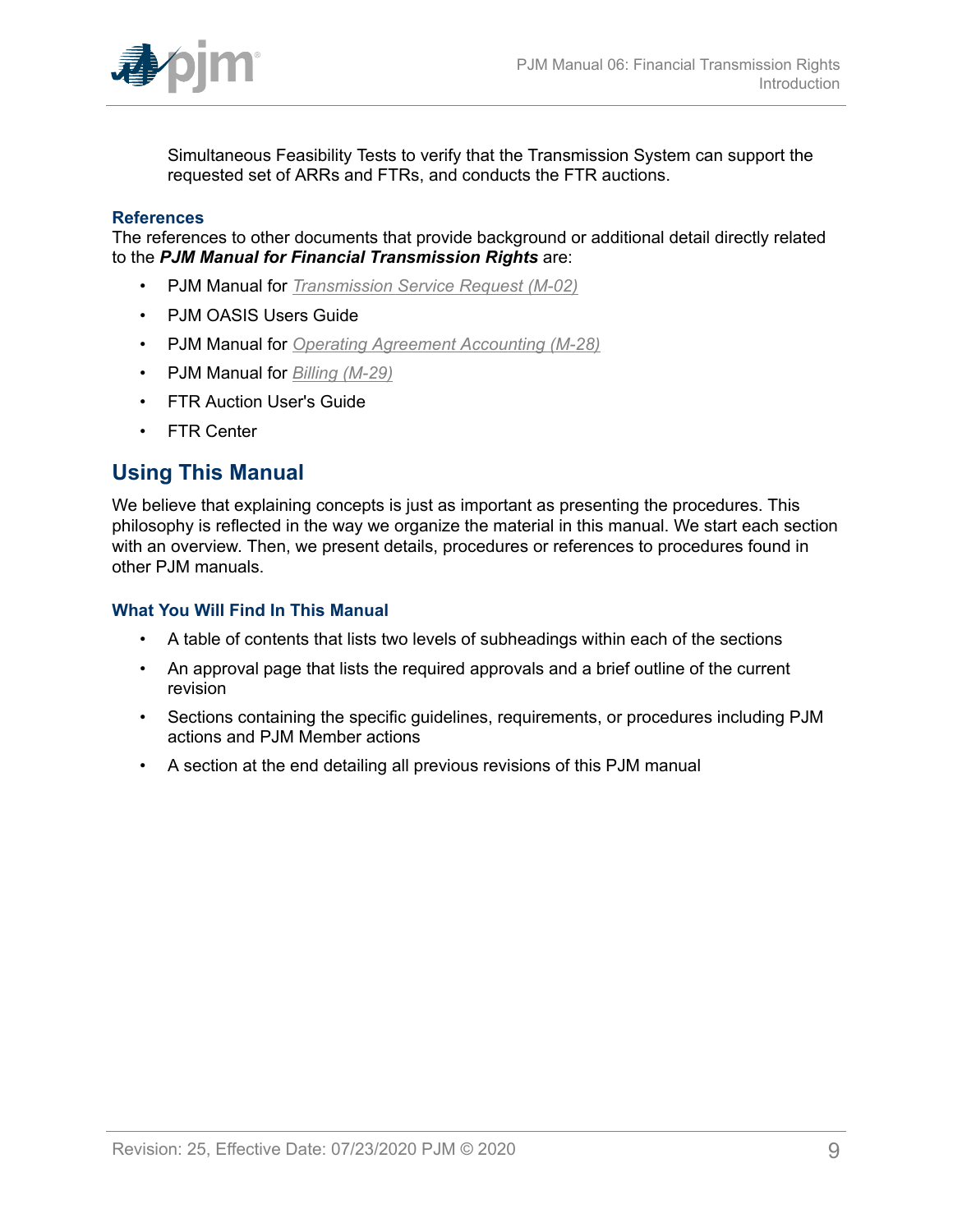Simultaneous Feasibility Tests to verify that the Transmission System can support the requested set of ARRs and FTRs, and conducts the FTR auctions.

### References

The references to other documents that provide background or additional detail directly related to the ***PJM Manual for Financial Transmission Rights*** are:

- PJM Manual for *Transmission Service Request (M-02)*
- PJM OASIS Users Guide
- PJM Manual for *Operating Agreement Accounting (M-28)*
- PJM Manual for *Billing (M-29)*
- FTR Auction User's Guide
- FTR Center

## Using This Manual

We believe that explaining concepts is just as important as presenting the procedures. This philosophy is reflected in the way we organize the material in this manual. We start each section with an overview. Then, we present details, procedures or references to procedures found in other PJM manuals.

### What You Will Find In This Manual

- A table of contents that lists two levels of subheadings within each of the sections
- An approval page that lists the required approvals and a brief outline of the current revision
- Sections containing the specific guidelines, requirements, or procedures including PJM actions and PJM Member actions
- A section at the end detailing all previous revisions of this PJM manual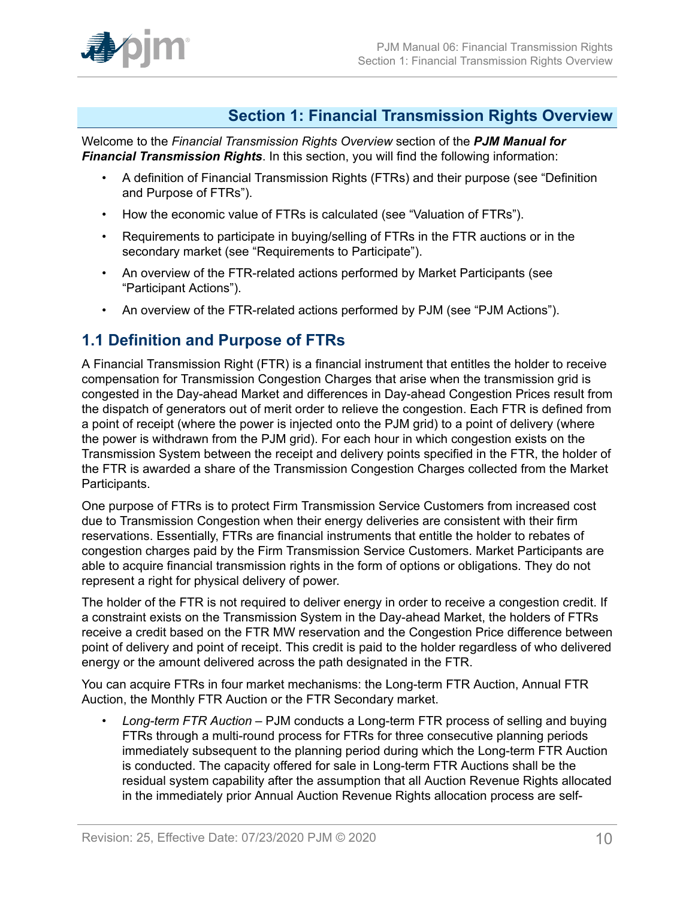## Section 1: Financial Transmission Rights Overview

Welcome to the *Financial Transmission Rights Overview* section of the ***PJM Manual for Financial Transmission Rights***. In this section, you will find the following information:

- A definition of Financial Transmission Rights (FTRs) and their purpose (see "Definition and Purpose of FTRs").
- How the economic value of FTRs is calculated (see "Valuation of FTRs").
- Requirements to participate in buying/selling of FTRs in the FTR auctions or in the secondary market (see "Requirements to Participate").
- An overview of the FTR-related actions performed by Market Participants (see "Participant Actions").
- An overview of the FTR-related actions performed by PJM (see "PJM Actions").

### 1.1 Definition and Purpose of FTRs

A Financial Transmission Right (FTR) is a financial instrument that entitles the holder to receive compensation for Transmission Congestion Charges that arise when the transmission grid is congested in the Day-ahead Market and differences in Day-ahead Congestion Prices result from the dispatch of generators out of merit order to relieve the congestion. Each FTR is defined from a point of receipt (where the power is injected onto the PJM grid) to a point of delivery (where the power is withdrawn from the PJM grid). For each hour in which congestion exists on the Transmission System between the receipt and delivery points specified in the FTR, the holder of the FTR is awarded a share of the Transmission Congestion Charges collected from the Market Participants.

One purpose of FTRs is to protect Firm Transmission Service Customers from increased cost due to Transmission Congestion when their energy deliveries are consistent with their firm reservations. Essentially, FTRs are financial instruments that entitle the holder to rebates of congestion charges paid by the Firm Transmission Service Customers. Market Participants are able to acquire financial transmission rights in the form of options or obligations. They do not represent a right for physical delivery of power.

The holder of the FTR is not required to deliver energy in order to receive a congestion credit. If a constraint exists on the Transmission System in the Day-ahead Market, the holders of FTRs receive a credit based on the FTR MW reservation and the Congestion Price difference between point of delivery and point of receipt. This credit is paid to the holder regardless of who delivered energy or the amount delivered across the path designated in the FTR.

You can acquire FTRs in four market mechanisms: the Long-term FTR Auction, Annual FTR Auction, the Monthly FTR Auction or the FTR Secondary market.

- *Long-term FTR Auction* – PJM conducts a Long-term FTR process of selling and buying FTRs through a multi-round process for FTRs for three consecutive planning periods immediately subsequent to the planning period during which the Long-term FTR Auction is conducted. The capacity offered for sale in Long-term FTR Auctions shall be the residual system capability after the assumption that all Auction Revenue Rights allocated in the immediately prior Annual Auction Revenue Rights allocation process are self-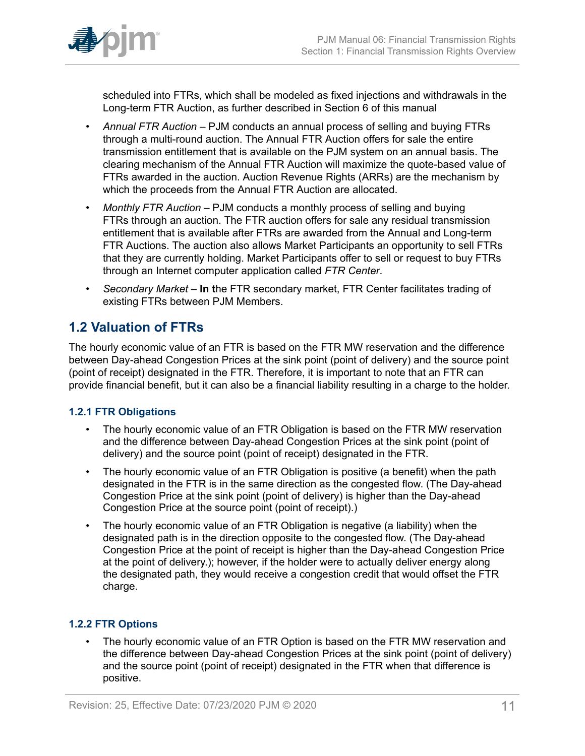scheduled into FTRs, which shall be modeled as fixed injections and withdrawals in the Long-term FTR Auction, as further described in Section 6 of this manual

- *Annual FTR Auction* – PJM conducts an annual process of selling and buying FTRs through a multi-round auction. The Annual FTR Auction offers for sale the entire transmission entitlement that is available on the PJM system on an annual basis. The clearing mechanism of the Annual FTR Auction will maximize the quote-based value of FTRs awarded in the auction. Auction Revenue Rights (ARRs) are the mechanism by which the proceeds from the Annual FTR Auction are allocated.
- *Monthly FTR Auction* – PJM conducts a monthly process of selling and buying FTRs through an auction. The FTR auction offers for sale any residual transmission entitlement that is available after FTRs are awarded from the Annual and Long-term FTR Auctions. The auction also allows Market Participants an opportunity to sell FTRs that they are currently holding. Market Participants offer to sell or request to buy FTRs through an Internet computer application called *FTR Center*.
- *Secondary Market* – **In t**he FTR secondary market, FTR Center facilitates trading of existing FTRs between PJM Members.

## 1.2 Valuation of FTRs

The hourly economic value of an FTR is based on the FTR MW reservation and the difference between Day-ahead Congestion Prices at the sink point (point of delivery) and the source point (point of receipt) designated in the FTR. Therefore, it is important to note that an FTR can provide financial benefit, but it can also be a financial liability resulting in a charge to the holder.

### 1.2.1 FTR Obligations

- The hourly economic value of an FTR Obligation is based on the FTR MW reservation and the difference between Day-ahead Congestion Prices at the sink point (point of delivery) and the source point (point of receipt) designated in the FTR.
- The hourly economic value of an FTR Obligation is positive (a benefit) when the path designated in the FTR is in the same direction as the congested flow. (The Day-ahead Congestion Price at the sink point (point of delivery) is higher than the Day-ahead Congestion Price at the source point (point of receipt).)
- The hourly economic value of an FTR Obligation is negative (a liability) when the designated path is in the direction opposite to the congested flow. (The Day-ahead Congestion Price at the point of receipt is higher than the Day-ahead Congestion Price at the point of delivery.); however, if the holder were to actually deliver energy along the designated path, they would receive a congestion credit that would offset the FTR charge.

### 1.2.2 FTR Options

- The hourly economic value of an FTR Option is based on the FTR MW reservation and the difference between Day-ahead Congestion Prices at the sink point (point of delivery) and the source point (point of receipt) designated in the FTR when that difference is positive.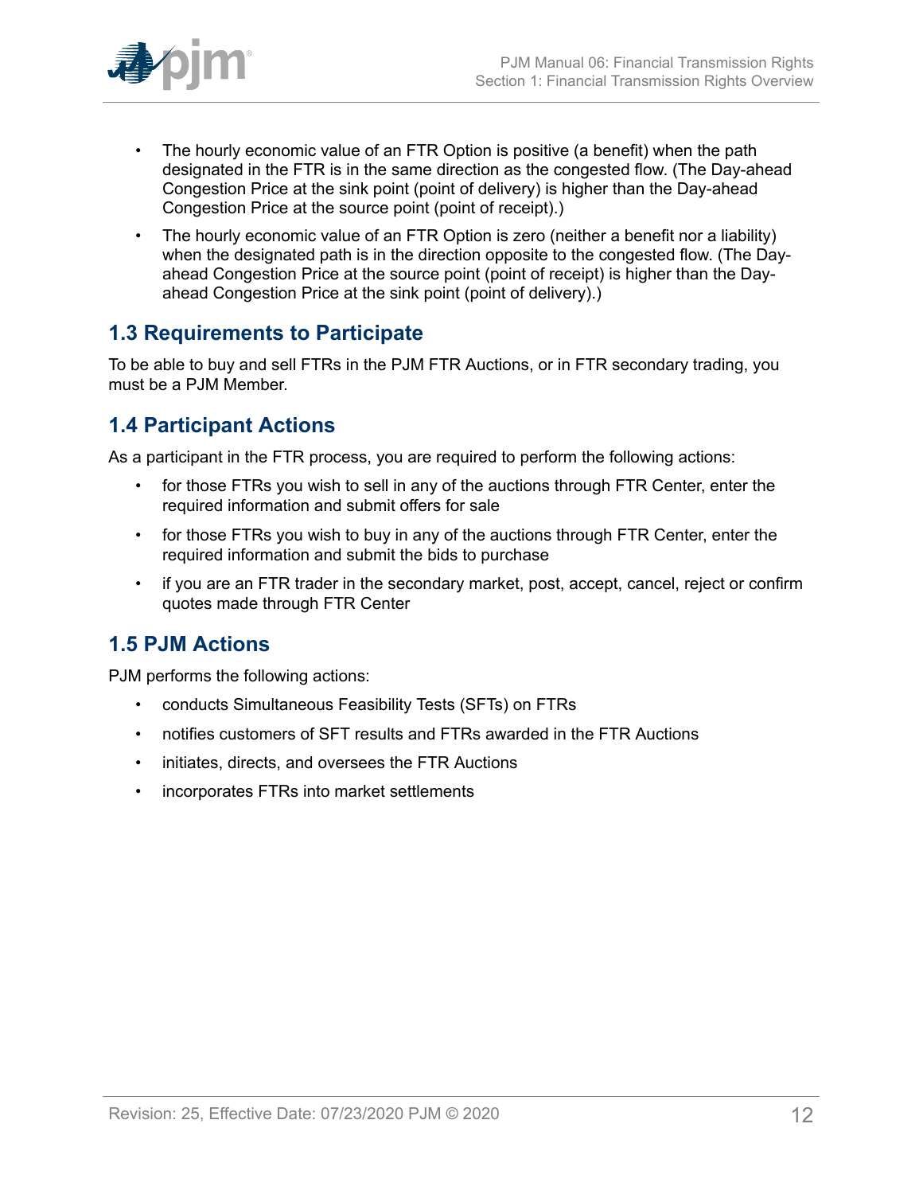- The hourly economic value of an FTR Option is positive (a benefit) when the path designated in the FTR is in the same direction as the congested flow. (The Day-ahead Congestion Price at the sink point (point of delivery) is higher than the Day-ahead Congestion Price at the source point (point of receipt).)
- The hourly economic value of an FTR Option is zero (neither a benefit nor a liability) when the designated path is in the direction opposite to the congested flow. (The Day-ahead Congestion Price at the source point (point of receipt) is higher than the Day-ahead Congestion Price at the sink point (point of delivery).)

## 1.3 Requirements to Participate

To be able to buy and sell FTRs in the PJM FTR Auctions, or in FTR secondary trading, you must be a PJM Member.

## 1.4 Participant Actions

As a participant in the FTR process, you are required to perform the following actions:

- for those FTRs you wish to sell in any of the auctions through FTR Center, enter the required information and submit offers for sale
- for those FTRs you wish to buy in any of the auctions through FTR Center, enter the required information and submit the bids to purchase
- if you are an FTR trader in the secondary market, post, accept, cancel, reject or confirm quotes made through FTR Center

## 1.5 PJM Actions

PJM performs the following actions:

- conducts Simultaneous Feasibility Tests (SFTs) on FTRs
- notifies customers of SFT results and FTRs awarded in the FTR Auctions
- initiates, directs, and oversees the FTR Auctions
- incorporates FTRs into market settlements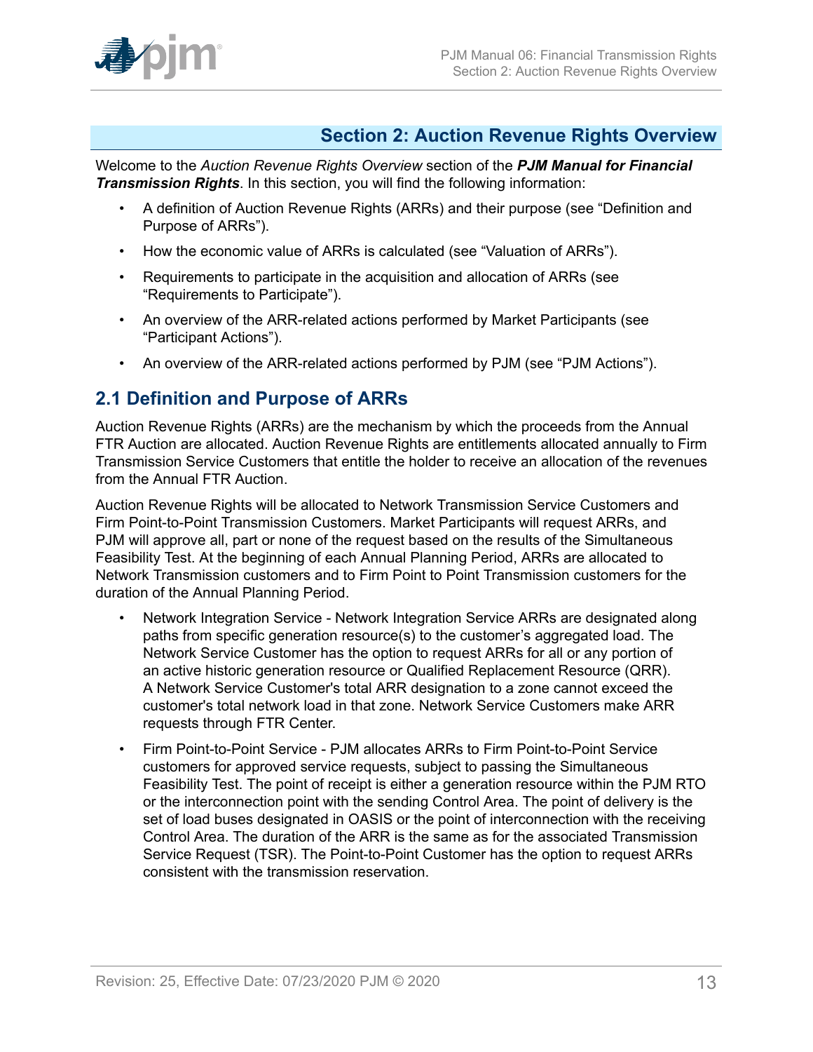# Section 2: Auction Revenue Rights Overview

Welcome to the *Auction Revenue Rights Overview* section of the ***PJM Manual for Financial Transmission Rights***. In this section, you will find the following information:

- A definition of Auction Revenue Rights (ARRs) and their purpose (see "Definition and Purpose of ARRs").
- How the economic value of ARRs is calculated (see "Valuation of ARRs").
- Requirements to participate in the acquisition and allocation of ARRs (see "Requirements to Participate").
- An overview of the ARR-related actions performed by Market Participants (see "Participant Actions").
- An overview of the ARR-related actions performed by PJM (see "PJM Actions").

## 2.1 Definition and Purpose of ARRs

Auction Revenue Rights (ARRs) are the mechanism by which the proceeds from the Annual FTR Auction are allocated. Auction Revenue Rights are entitlements allocated annually to Firm Transmission Service Customers that entitle the holder to receive an allocation of the revenues from the Annual FTR Auction.

Auction Revenue Rights will be allocated to Network Transmission Service Customers and Firm Point-to-Point Transmission Customers. Market Participants will request ARRs, and PJM will approve all, part or none of the request based on the results of the Simultaneous Feasibility Test. At the beginning of each Annual Planning Period, ARRs are allocated to Network Transmission customers and to Firm Point to Point Transmission customers for the duration of the Annual Planning Period.

- Network Integration Service - Network Integration Service ARRs are designated along paths from specific generation resource(s) to the customer's aggregated load. The Network Service Customer has the option to request ARRs for all or any portion of an active historic generation resource or Qualified Replacement Resource (QRR). A Network Service Customer's total ARR designation to a zone cannot exceed the customer's total network load in that zone. Network Service Customers make ARR requests through FTR Center.
- Firm Point-to-Point Service - PJM allocates ARRs to Firm Point-to-Point Service customers for approved service requests, subject to passing the Simultaneous Feasibility Test. The point of receipt is either a generation resource within the PJM RTO or the interconnection point with the sending Control Area. The point of delivery is the set of load buses designated in OASIS or the point of interconnection with the receiving Control Area. The duration of the ARR is the same as for the associated Transmission Service Request (TSR). The Point-to-Point Customer has the option to request ARRs consistent with the transmission reservation.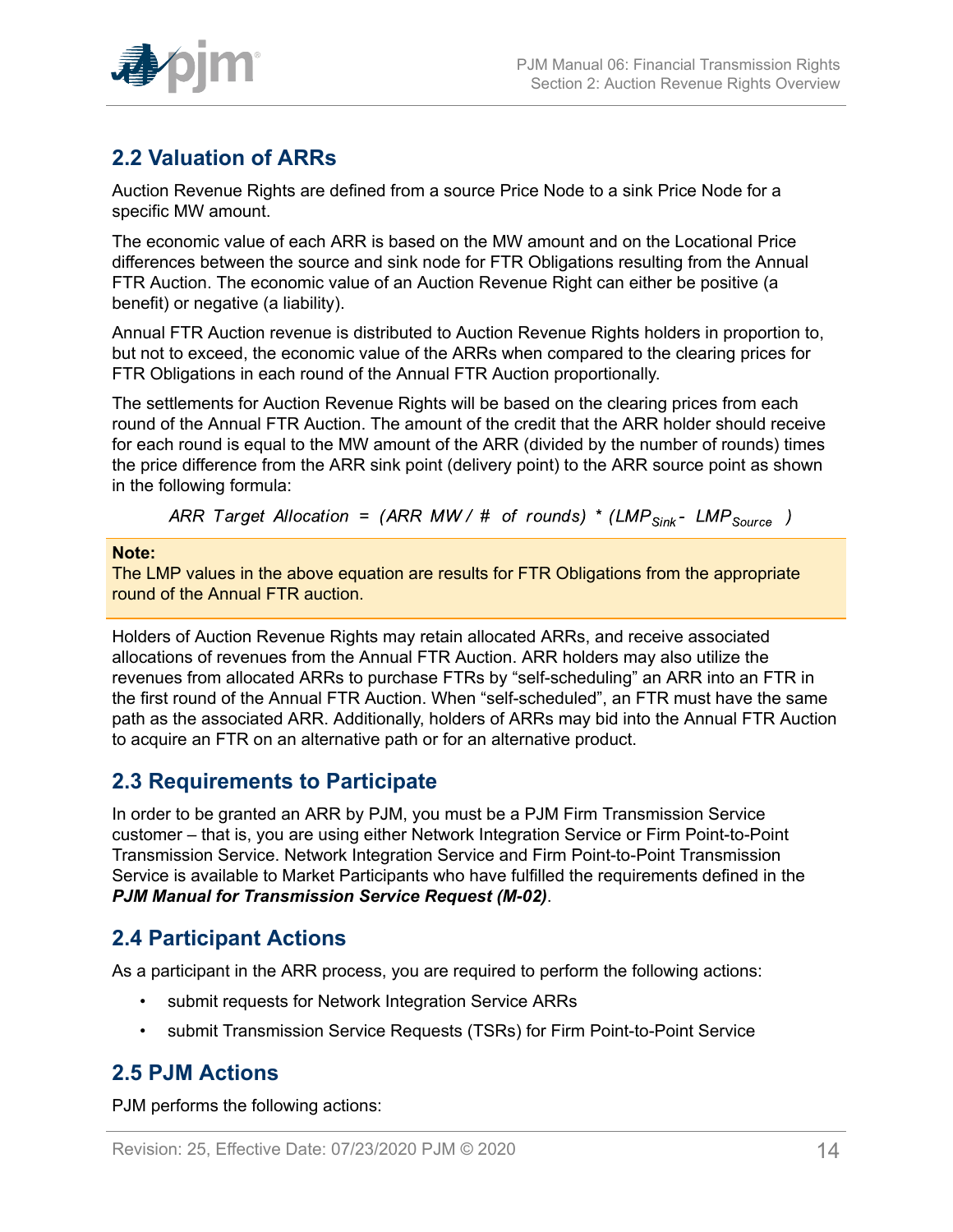## 2.2 Valuation of ARRs

Auction Revenue Rights are defined from a source Price Node to a sink Price Node for a specific MW amount.

The economic value of each ARR is based on the MW amount and on the Locational Price differences between the source and sink node for FTR Obligations resulting from the Annual FTR Auction. The economic value of an Auction Revenue Right can either be positive (a benefit) or negative (a liability).

Annual FTR Auction revenue is distributed to Auction Revenue Rights holders in proportion to, but not to exceed, the economic value of the ARRs when compared to the clearing prices for FTR Obligations in each round of the Annual FTR Auction proportionally.

The settlements for Auction Revenue Rights will be based on the clearing prices from each round of the Annual FTR Auction. The amount of the credit that the ARR holder should receive for each round is equal to the MW amount of the ARR (divided by the number of rounds) times the price difference from the ARR sink point (delivery point) to the ARR source point as shown in the following formula:

$$ARR\ Target\ Allocation = (ARR\ MW / \#\ of\ rounds) * (LMP_{Sink} - LMP_{Source})$$

**Note:**
The LMP values in the above equation are results for FTR Obligations from the appropriate round of the Annual FTR auction.

Holders of Auction Revenue Rights may retain allocated ARRs, and receive associated allocations of revenues from the Annual FTR Auction. ARR holders may also utilize the revenues from allocated ARRs to purchase FTRs by "self-scheduling" an ARR into an FTR in the first round of the Annual FTR Auction. When "self-scheduled", an FTR must have the same path as the associated ARR. Additionally, holders of ARRs may bid into the Annual FTR Auction to acquire an FTR on an alternative path or for an alternative product.

## 2.3 Requirements to Participate

In order to be granted an ARR by PJM, you must be a PJM Firm Transmission Service customer – that is, you are using either Network Integration Service or Firm Point-to-Point Transmission Service. Network Integration Service and Firm Point-to-Point Transmission Service is available to Market Participants who have fulfilled the requirements defined in the ***PJM Manual for Transmission Service Request (M-02)***.

## 2.4 Participant Actions

As a participant in the ARR process, you are required to perform the following actions:

- submit requests for Network Integration Service ARRs
- submit Transmission Service Requests (TSRs) for Firm Point-to-Point Service

## 2.5 PJM Actions

PJM performs the following actions: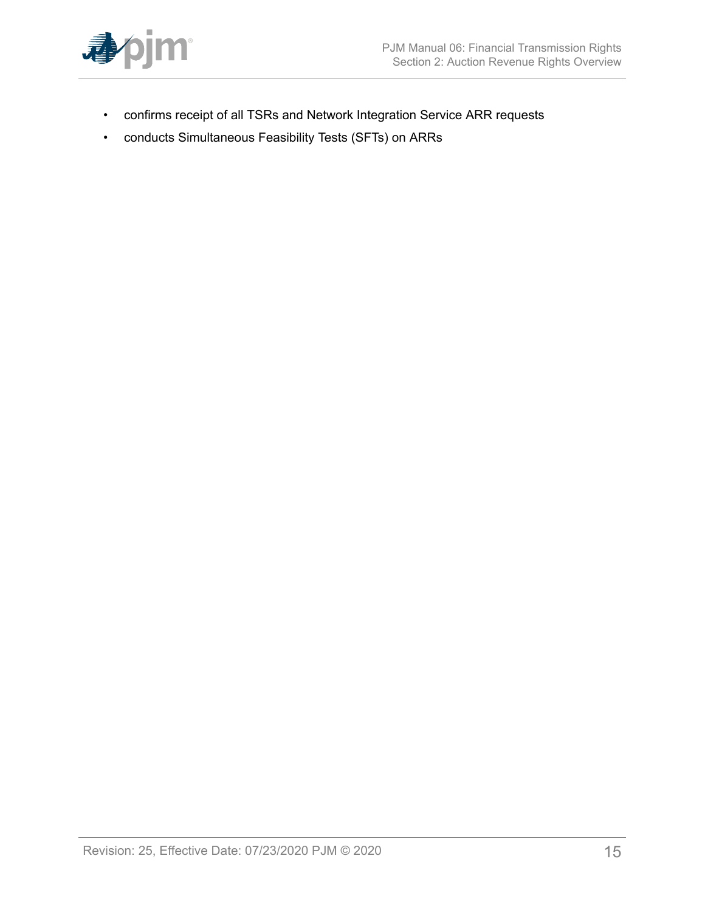- confirms receipt of all TSRs and Network Integration Service ARR requests
- conducts Simultaneous Feasibility Tests (SFTs) on ARRs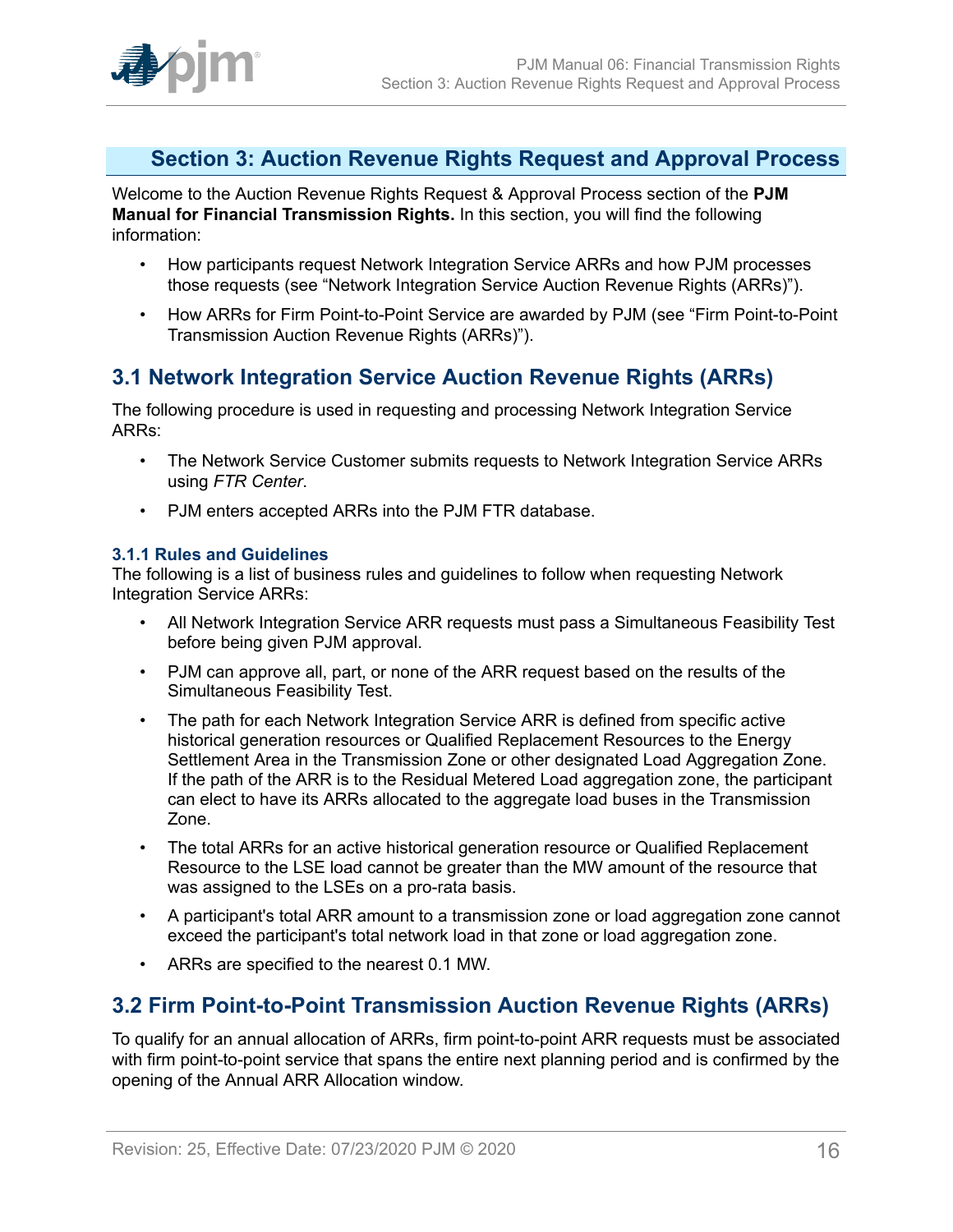# Section 3: Auction Revenue Rights Request and Approval Process

Welcome to the Auction Revenue Rights Request & Approval Process section of the **PJM Manual for Financial Transmission Rights.** In this section, you will find the following information:

- How participants request Network Integration Service ARRs and how PJM processes those requests (see "Network Integration Service Auction Revenue Rights (ARRs)").
- How ARRs for Firm Point-to-Point Service are awarded by PJM (see "Firm Point-to-Point Transmission Auction Revenue Rights (ARRs)").

## 3.1 Network Integration Service Auction Revenue Rights (ARRs)

The following procedure is used in requesting and processing Network Integration Service ARRs:

- The Network Service Customer submits requests to Network Integration Service ARRs using *FTR Center*.
- PJM enters accepted ARRs into the PJM FTR database.

### 3.1.1 Rules and Guidelines

The following is a list of business rules and guidelines to follow when requesting Network Integration Service ARRs:

- All Network Integration Service ARR requests must pass a Simultaneous Feasibility Test before being given PJM approval.
- PJM can approve all, part, or none of the ARR request based on the results of the Simultaneous Feasibility Test.
- The path for each Network Integration Service ARR is defined from specific active historical generation resources or Qualified Replacement Resources to the Energy Settlement Area in the Transmission Zone or other designated Load Aggregation Zone. If the path of the ARR is to the Residual Metered Load aggregation zone, the participant can elect to have its ARRs allocated to the aggregate load buses in the Transmission Zone.
- The total ARRs for an active historical generation resource or Qualified Replacement Resource to the LSE load cannot be greater than the MW amount of the resource that was assigned to the LSEs on a pro-rata basis.
- A participant's total ARR amount to a transmission zone or load aggregation zone cannot exceed the participant's total network load in that zone or load aggregation zone.
- ARRs are specified to the nearest 0.1 MW.

## 3.2 Firm Point-to-Point Transmission Auction Revenue Rights (ARRs)

To qualify for an annual allocation of ARRs, firm point-to-point ARR requests must be associated with firm point-to-point service that spans the entire next planning period and is confirmed by the opening of the Annual ARR Allocation window.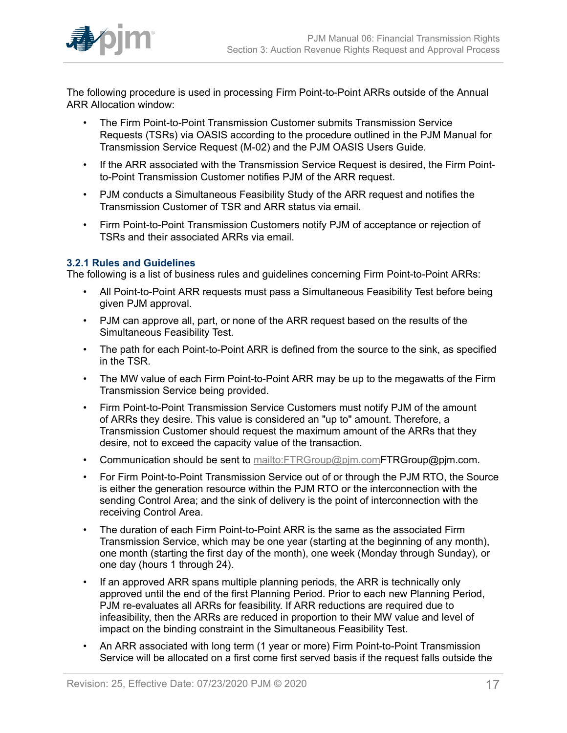The following procedure is used in processing Firm Point-to-Point ARRs outside of the Annual ARR Allocation window:

- The Firm Point-to-Point Transmission Customer submits Transmission Service Requests (TSRs) via OASIS according to the procedure outlined in the PJM Manual for Transmission Service Request (M-02) and the PJM OASIS Users Guide.
- If the ARR associated with the Transmission Service Request is desired, the Firm Point-to-Point Transmission Customer notifies PJM of the ARR request.
- PJM conducts a Simultaneous Feasibility Study of the ARR request and notifies the Transmission Customer of TSR and ARR status via email.
- Firm Point-to-Point Transmission Customers notify PJM of acceptance or rejection of TSRs and their associated ARRs via email.

### 3.2.1 Rules and Guidelines

The following is a list of business rules and guidelines concerning Firm Point-to-Point ARRs:

- All Point-to-Point ARR requests must pass a Simultaneous Feasibility Test before being given PJM approval.
- PJM can approve all, part, or none of the ARR request based on the results of the Simultaneous Feasibility Test.
- The path for each Point-to-Point ARR is defined from the source to the sink, as specified in the TSR.
- The MW value of each Firm Point-to-Point ARR may be up to the megawatts of the Firm Transmission Service being provided.
- Firm Point-to-Point Transmission Service Customers must notify PJM of the amount of ARRs they desire. This value is considered an "up to" amount. Therefore, a Transmission Customer should request the maximum amount of the ARRs that they desire, not to exceed the capacity value of the transaction.
- Communication should be sent to mailto:FTRGroup@pjm.comFTRGroup@pjm.com.
- For Firm Point-to-Point Transmission Service out of or through the PJM RTO, the Source is either the generation resource within the PJM RTO or the interconnection with the sending Control Area; and the sink of delivery is the point of interconnection with the receiving Control Area.
- The duration of each Firm Point-to-Point ARR is the same as the associated Firm Transmission Service, which may be one year (starting at the beginning of any month), one month (starting the first day of the month), one week (Monday through Sunday), or one day (hours 1 through 24).
- If an approved ARR spans multiple planning periods, the ARR is technically only approved until the end of the first Planning Period. Prior to each new Planning Period, PJM re-evaluates all ARRs for feasibility. If ARR reductions are required due to infeasibility, then the ARRs are reduced in proportion to their MW value and level of impact on the binding constraint in the Simultaneous Feasibility Test.
- An ARR associated with long term (1 year or more) Firm Point-to-Point Transmission Service will be allocated on a first come first served basis if the request falls outside the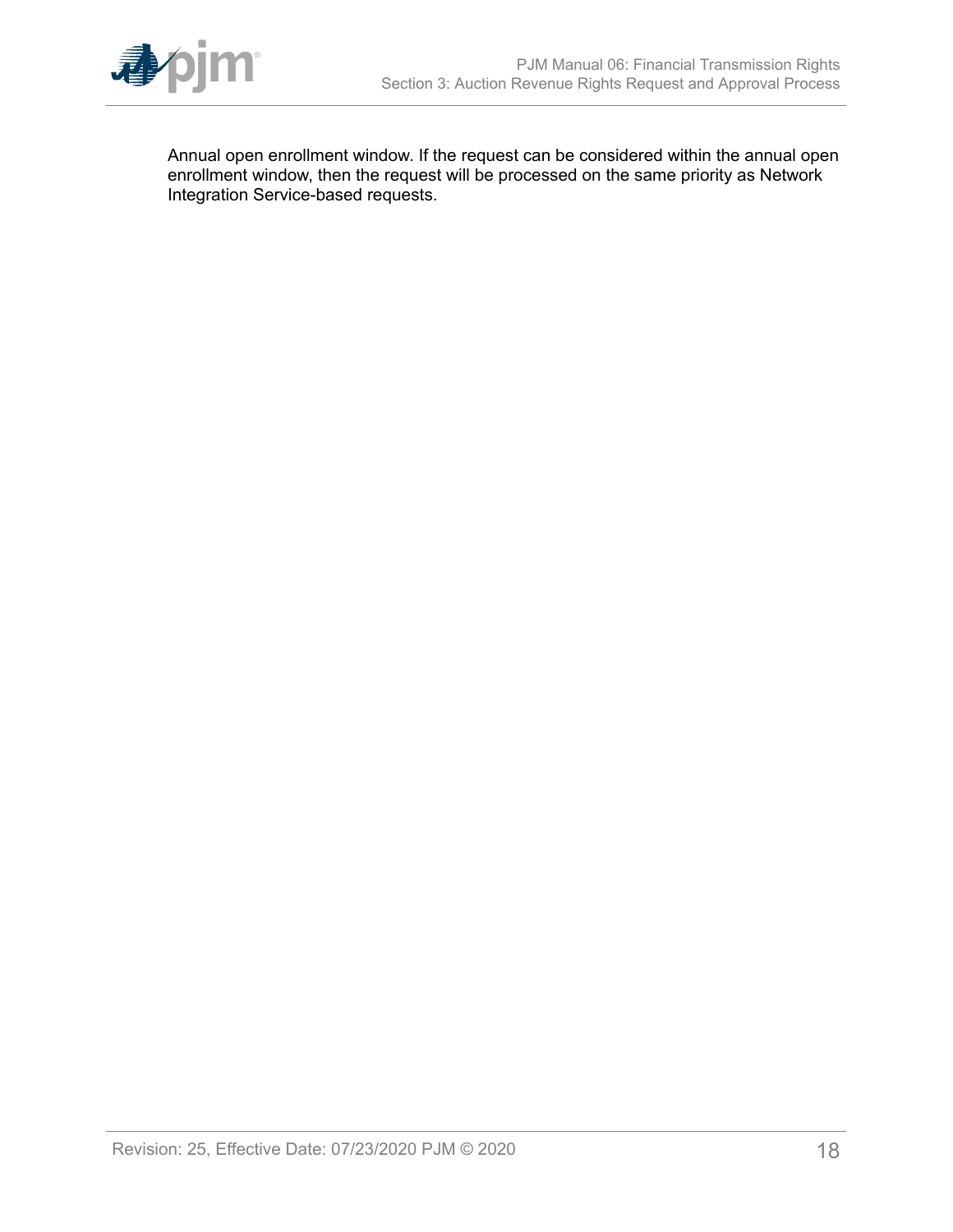Annual open enrollment window. If the request can be considered within the annual open enrollment window, then the request will be processed on the same priority as Network Integration Service-based requests.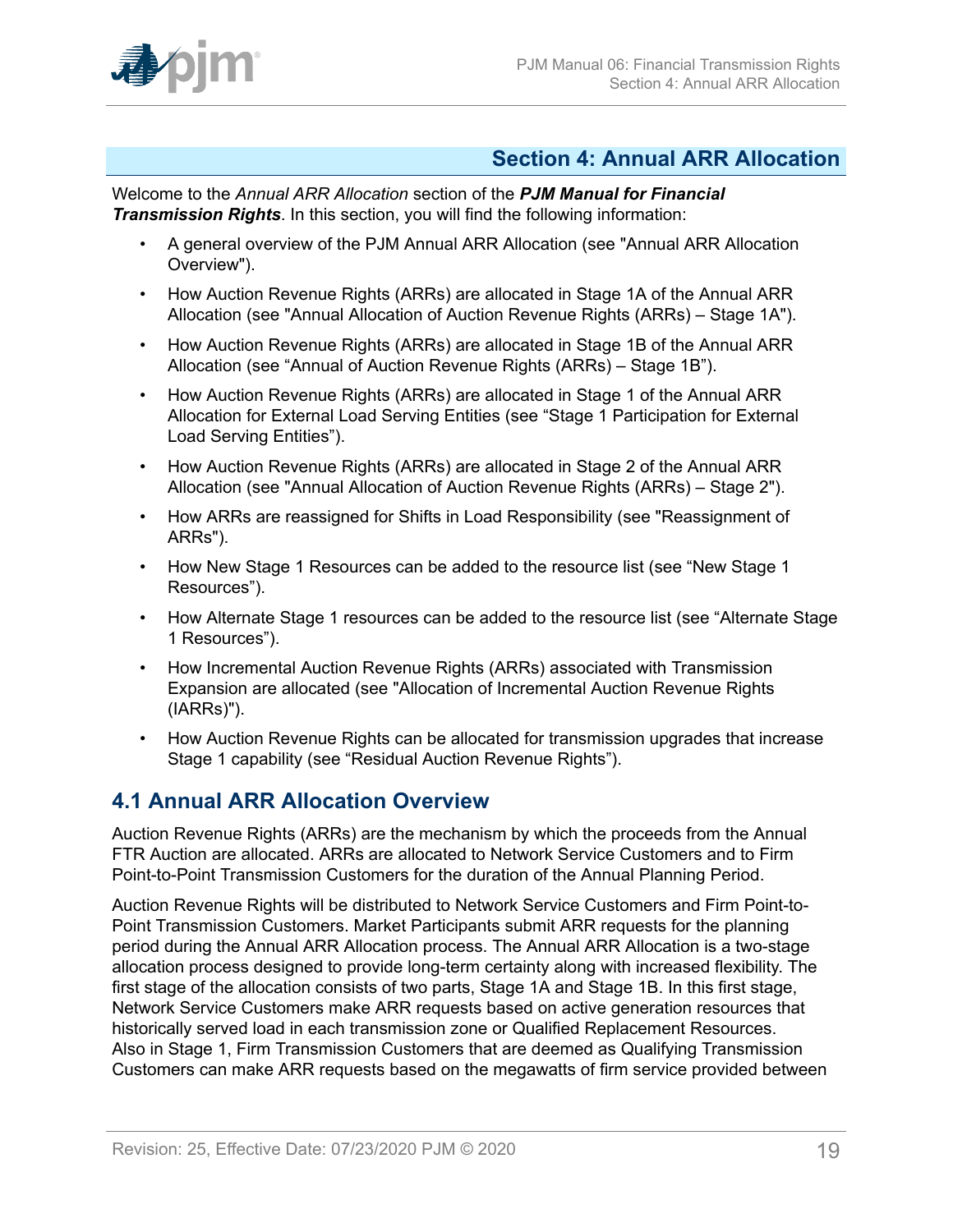## Section 4: Annual ARR Allocation

Welcome to the *Annual ARR Allocation* section of the ***PJM Manual for Financial Transmission Rights***. In this section, you will find the following information:

- A general overview of the PJM Annual ARR Allocation (see "Annual ARR Allocation Overview").
- How Auction Revenue Rights (ARRs) are allocated in Stage 1A of the Annual ARR Allocation (see "Annual Allocation of Auction Revenue Rights (ARRs) – Stage 1A").
- How Auction Revenue Rights (ARRs) are allocated in Stage 1B of the Annual ARR Allocation (see “Annual of Auction Revenue Rights (ARRs) – Stage 1B”).
- How Auction Revenue Rights (ARRs) are allocated in Stage 1 of the Annual ARR Allocation for External Load Serving Entities (see “Stage 1 Participation for External Load Serving Entities”).
- How Auction Revenue Rights (ARRs) are allocated in Stage 2 of the Annual ARR Allocation (see "Annual Allocation of Auction Revenue Rights (ARRs) – Stage 2").
- How ARRs are reassigned for Shifts in Load Responsibility (see "Reassignment of ARRs").
- How New Stage 1 Resources can be added to the resource list (see “New Stage 1 Resources”).
- How Alternate Stage 1 resources can be added to the resource list (see “Alternate Stage 1 Resources”).
- How Incremental Auction Revenue Rights (ARRs) associated with Transmission Expansion are allocated (see "Allocation of Incremental Auction Revenue Rights (IARRs)").
- How Auction Revenue Rights can be allocated for transmission upgrades that increase Stage 1 capability (see “Residual Auction Revenue Rights”).

## 4.1 Annual ARR Allocation Overview

Auction Revenue Rights (ARRs) are the mechanism by which the proceeds from the Annual FTR Auction are allocated. ARRs are allocated to Network Service Customers and to Firm Point-to-Point Transmission Customers for the duration of the Annual Planning Period.

Auction Revenue Rights will be distributed to Network Service Customers and Firm Point-to-Point Transmission Customers. Market Participants submit ARR requests for the planning period during the Annual ARR Allocation process. The Annual ARR Allocation is a two-stage allocation process designed to provide long-term certainty along with increased flexibility. The first stage of the allocation consists of two parts, Stage 1A and Stage 1B. In this first stage, Network Service Customers make ARR requests based on active generation resources that historically served load in each transmission zone or Qualified Replacement Resources. Also in Stage 1, Firm Transmission Customers that are deemed as Qualifying Transmission Customers can make ARR requests based on the megawatts of firm service provided between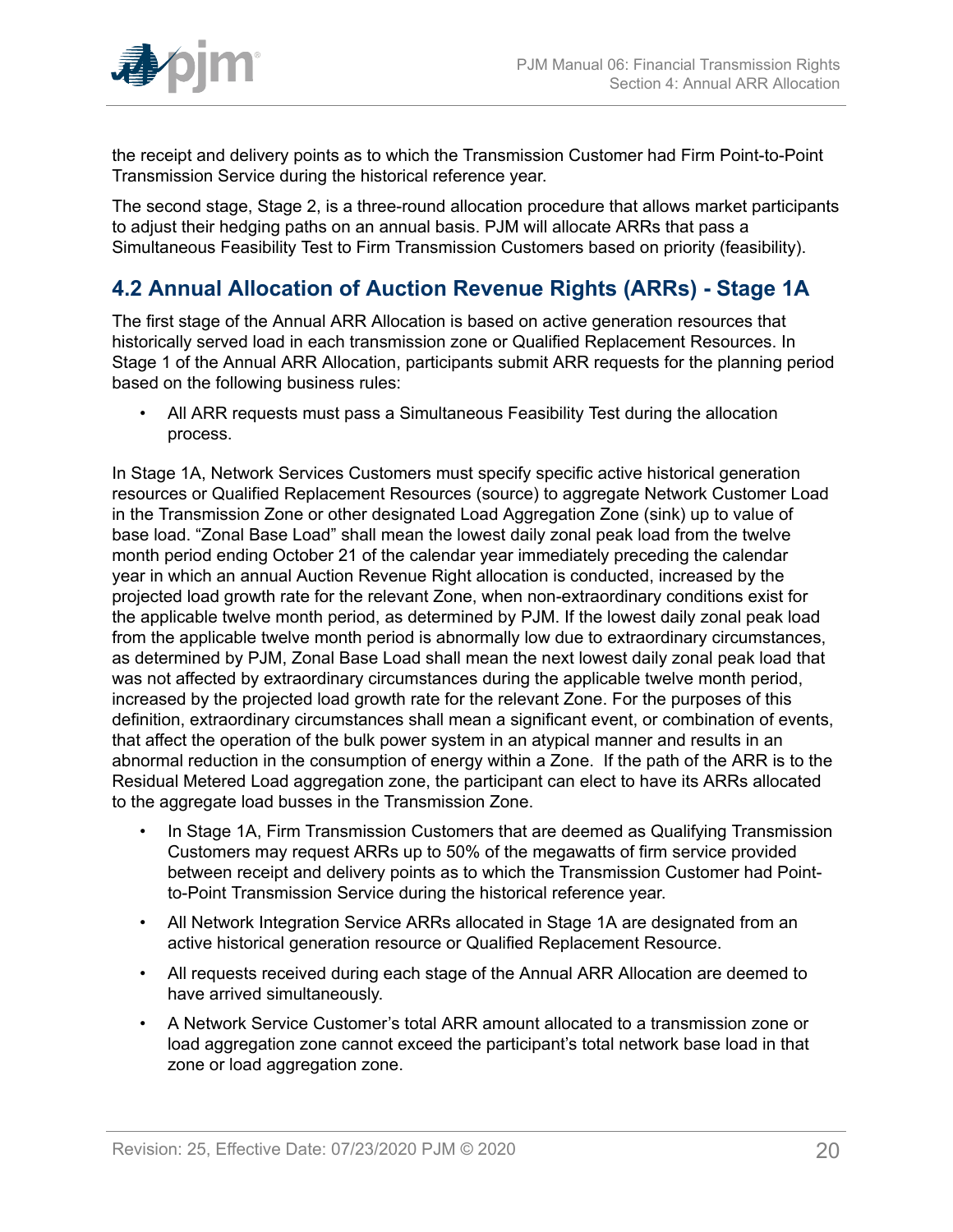the receipt and delivery points as to which the Transmission Customer had Firm Point-to-Point Transmission Service during the historical reference year.

The second stage, Stage 2, is a three-round allocation procedure that allows market participants to adjust their hedging paths on an annual basis. PJM will allocate ARRs that pass a Simultaneous Feasibility Test to Firm Transmission Customers based on priority (feasibility).

## 4.2 Annual Allocation of Auction Revenue Rights (ARRs) - Stage 1A

The first stage of the Annual ARR Allocation is based on active generation resources that historically served load in each transmission zone or Qualified Replacement Resources. In Stage 1 of the Annual ARR Allocation, participants submit ARR requests for the planning period based on the following business rules:

- All ARR requests must pass a Simultaneous Feasibility Test during the allocation process.

In Stage 1A, Network Services Customers must specify specific active historical generation resources or Qualified Replacement Resources (source) to aggregate Network Customer Load in the Transmission Zone or other designated Load Aggregation Zone (sink) up to value of base load. "Zonal Base Load" shall mean the lowest daily zonal peak load from the twelve month period ending October 21 of the calendar year immediately preceding the calendar year in which an annual Auction Revenue Right allocation is conducted, increased by the projected load growth rate for the relevant Zone, when non-extraordinary conditions exist for the applicable twelve month period, as determined by PJM. If the lowest daily zonal peak load from the applicable twelve month period is abnormally low due to extraordinary circumstances, as determined by PJM, Zonal Base Load shall mean the next lowest daily zonal peak load that was not affected by extraordinary circumstances during the applicable twelve month period, increased by the projected load growth rate for the relevant Zone. For the purposes of this definition, extraordinary circumstances shall mean a significant event, or combination of events, that affect the operation of the bulk power system in an atypical manner and results in an abnormal reduction in the consumption of energy within a Zone. If the path of the ARR is to the Residual Metered Load aggregation zone, the participant can elect to have its ARRs allocated to the aggregate load busses in the Transmission Zone.

- In Stage 1A, Firm Transmission Customers that are deemed as Qualifying Transmission Customers may request ARRs up to 50% of the megawatts of firm service provided between receipt and delivery points as to which the Transmission Customer had Point-to-Point Transmission Service during the historical reference year.
- All Network Integration Service ARRs allocated in Stage 1A are designated from an active historical generation resource or Qualified Replacement Resource.
- All requests received during each stage of the Annual ARR Allocation are deemed to have arrived simultaneously.
- A Network Service Customer's total ARR amount allocated to a transmission zone or load aggregation zone cannot exceed the participant's total network base load in that zone or load aggregation zone.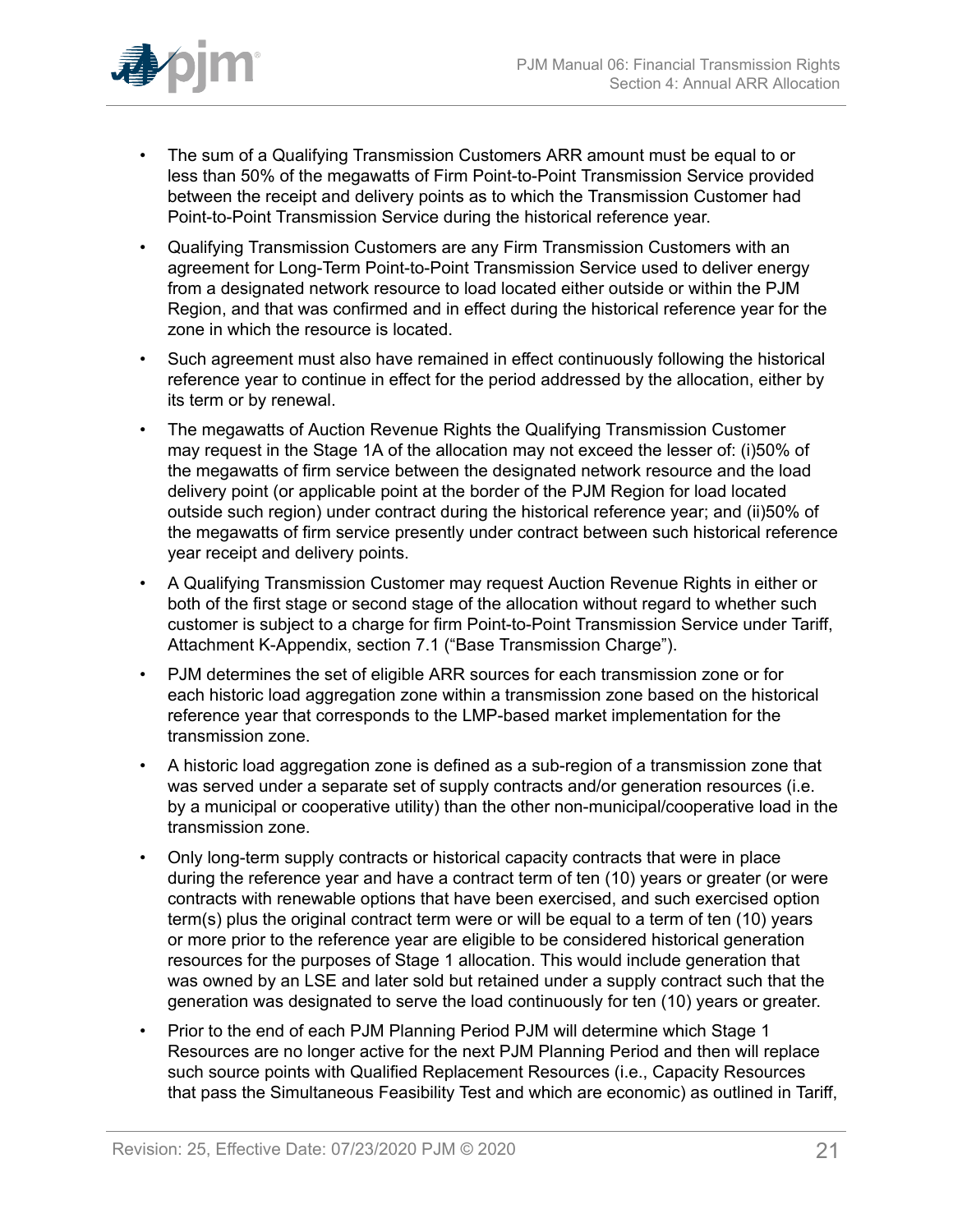- The sum of a Qualifying Transmission Customers ARR amount must be equal to or less than 50% of the megawatts of Firm Point-to-Point Transmission Service provided between the receipt and delivery points as to which the Transmission Customer had Point-to-Point Transmission Service during the historical reference year.
- Qualifying Transmission Customers are any Firm Transmission Customers with an agreement for Long-Term Point-to-Point Transmission Service used to deliver energy from a designated network resource to load located either outside or within the PJM Region, and that was confirmed and in effect during the historical reference year for the zone in which the resource is located.
- Such agreement must also have remained in effect continuously following the historical reference year to continue in effect for the period addressed by the allocation, either by its term or by renewal.
- The megawatts of Auction Revenue Rights the Qualifying Transmission Customer may request in the Stage 1A of the allocation may not exceed the lesser of: (i)50% of the megawatts of firm service between the designated network resource and the load delivery point (or applicable point at the border of the PJM Region for load located outside such region) under contract during the historical reference year; and (ii)50% of the megawatts of firm service presently under contract between such historical reference year receipt and delivery points.
- A Qualifying Transmission Customer may request Auction Revenue Rights in either or both of the first stage or second stage of the allocation without regard to whether such customer is subject to a charge for firm Point-to-Point Transmission Service under Tariff, Attachment K-Appendix, section 7.1 ("Base Transmission Charge").
- PJM determines the set of eligible ARR sources for each transmission zone or for each historic load aggregation zone within a transmission zone based on the historical reference year that corresponds to the LMP-based market implementation for the transmission zone.
- A historic load aggregation zone is defined as a sub-region of a transmission zone that was served under a separate set of supply contracts and/or generation resources (i.e. by a municipal or cooperative utility) than the other non-municipal/cooperative load in the transmission zone.
- Only long-term supply contracts or historical capacity contracts that were in place during the reference year and have a contract term of ten (10) years or greater (or were contracts with renewable options that have been exercised, and such exercised option term(s) plus the original contract term were or will be equal to a term of ten (10) years or more prior to the reference year are eligible to be considered historical generation resources for the purposes of Stage 1 allocation. This would include generation that was owned by an LSE and later sold but retained under a supply contract such that the generation was designated to serve the load continuously for ten (10) years or greater.
- Prior to the end of each PJM Planning Period PJM will determine which Stage 1 Resources are no longer active for the next PJM Planning Period and then will replace such source points with Qualified Replacement Resources (i.e., Capacity Resources that pass the Simultaneous Feasibility Test and which are economic) as outlined in Tariff,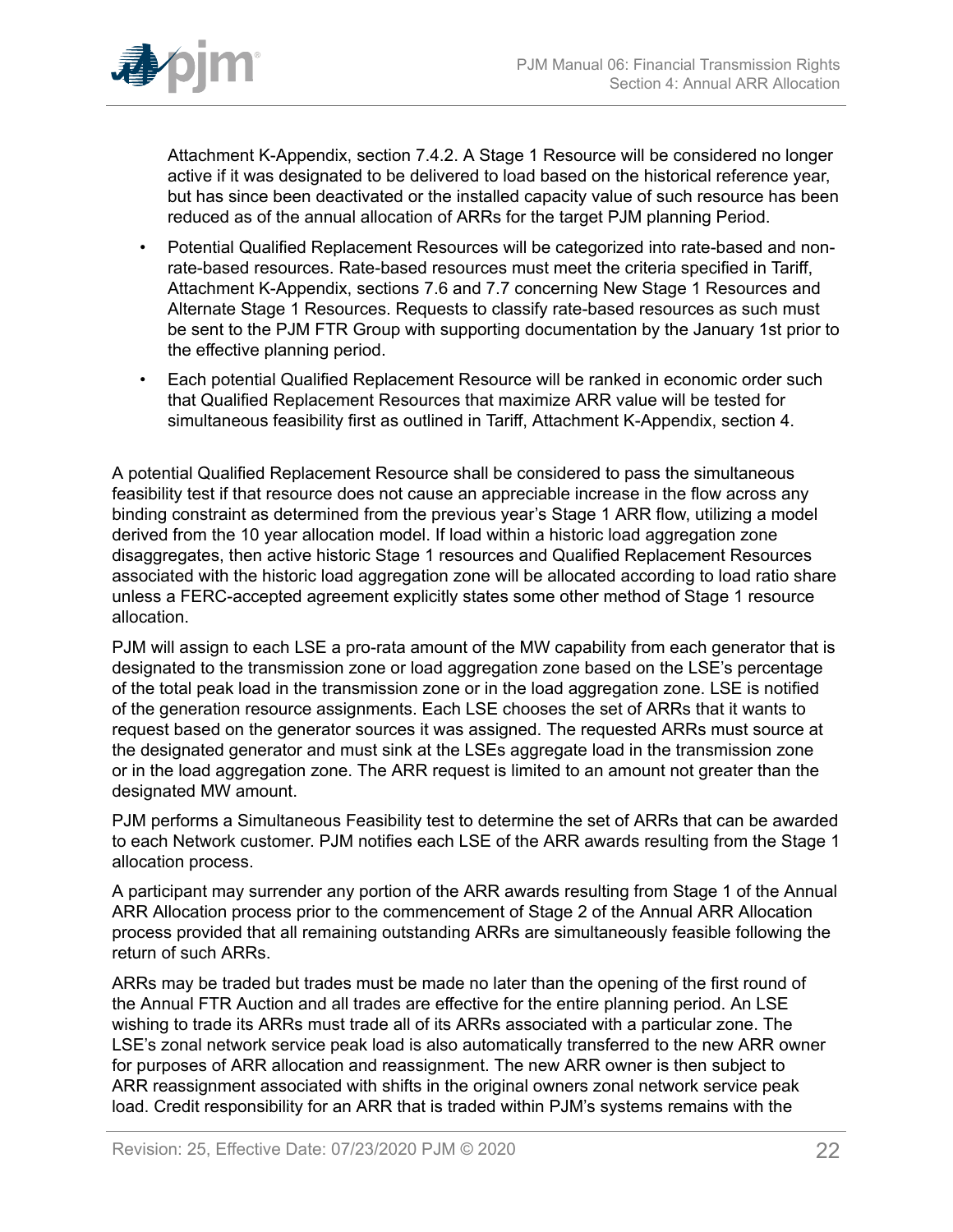Attachment K-Appendix, section 7.4.2. A Stage 1 Resource will be considered no longer active if it was designated to be delivered to load based on the historical reference year, but has since been deactivated or the installed capacity value of such resource has been reduced as of the annual allocation of ARRs for the target PJM planning Period.

- Potential Qualified Replacement Resources will be categorized into rate-based and non-rate-based resources. Rate-based resources must meet the criteria specified in Tariff, Attachment K-Appendix, sections 7.6 and 7.7 concerning New Stage 1 Resources and Alternate Stage 1 Resources. Requests to classify rate-based resources as such must be sent to the PJM FTR Group with supporting documentation by the January 1st prior to the effective planning period.
- Each potential Qualified Replacement Resource will be ranked in economic order such that Qualified Replacement Resources that maximize ARR value will be tested for simultaneous feasibility first as outlined in Tariff, Attachment K-Appendix, section 4.

A potential Qualified Replacement Resource shall be considered to pass the simultaneous feasibility test if that resource does not cause an appreciable increase in the flow across any binding constraint as determined from the previous year's Stage 1 ARR flow, utilizing a model derived from the 10 year allocation model. If load within a historic load aggregation zone disaggregates, then active historic Stage 1 resources and Qualified Replacement Resources associated with the historic load aggregation zone will be allocated according to load ratio share unless a FERC-accepted agreement explicitly states some other method of Stage 1 resource allocation.

PJM will assign to each LSE a pro-rata amount of the MW capability from each generator that is designated to the transmission zone or load aggregation zone based on the LSE's percentage of the total peak load in the transmission zone or in the load aggregation zone. LSE is notified of the generation resource assignments. Each LSE chooses the set of ARRs that it wants to request based on the generator sources it was assigned. The requested ARRs must source at the designated generator and must sink at the LSEs aggregate load in the transmission zone or in the load aggregation zone. The ARR request is limited to an amount not greater than the designated MW amount.

PJM performs a Simultaneous Feasibility test to determine the set of ARRs that can be awarded to each Network customer. PJM notifies each LSE of the ARR awards resulting from the Stage 1 allocation process.

A participant may surrender any portion of the ARR awards resulting from Stage 1 of the Annual ARR Allocation process prior to the commencement of Stage 2 of the Annual ARR Allocation process provided that all remaining outstanding ARRs are simultaneously feasible following the return of such ARRs.

ARRs may be traded but trades must be made no later than the opening of the first round of the Annual FTR Auction and all trades are effective for the entire planning period. An LSE wishing to trade its ARRs must trade all of its ARRs associated with a particular zone. The LSE's zonal network service peak load is also automatically transferred to the new ARR owner for purposes of ARR allocation and reassignment. The new ARR owner is then subject to ARR reassignment associated with shifts in the original owners zonal network service peak load. Credit responsibility for an ARR that is traded within PJM's systems remains with the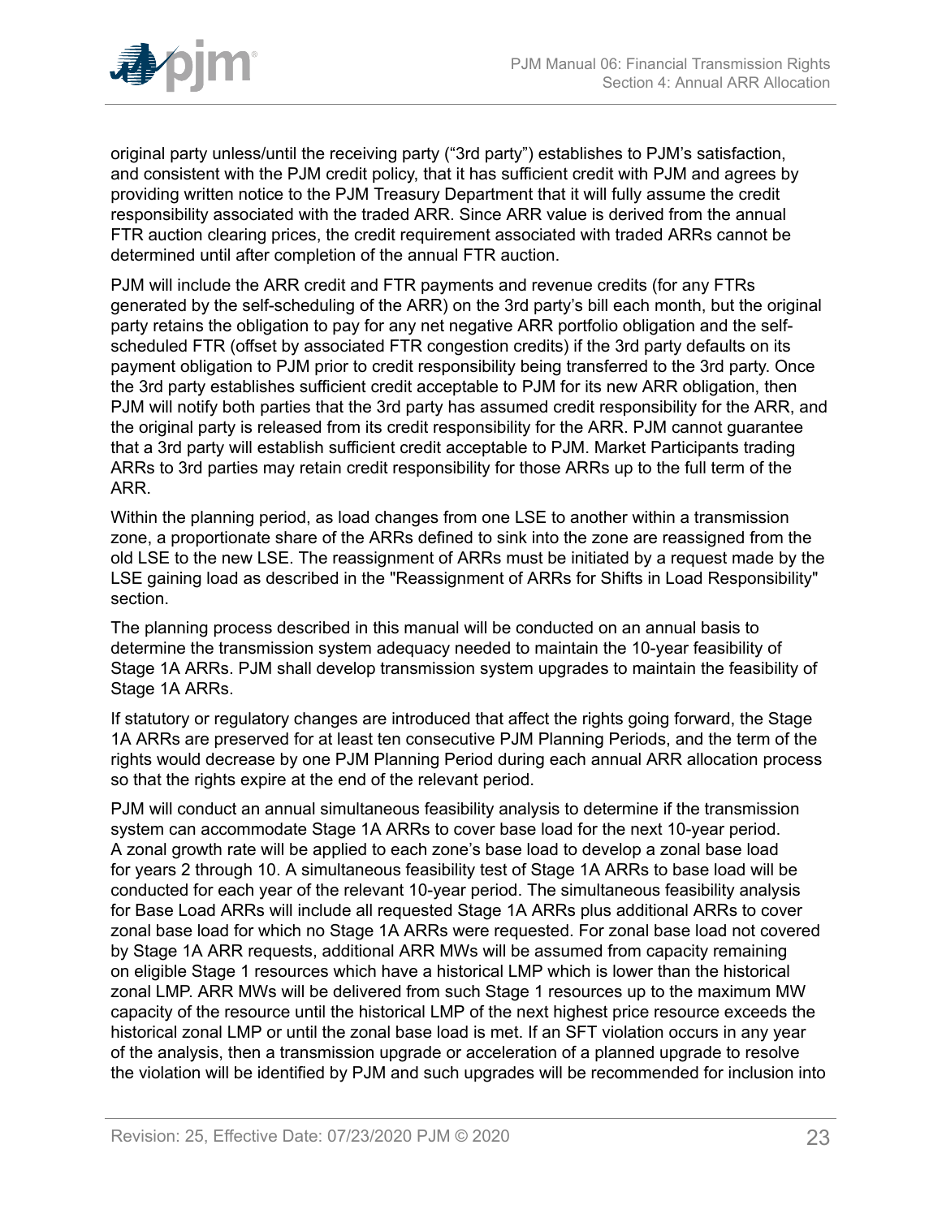original party unless/until the receiving party ("3rd party") establishes to PJM's satisfaction, and consistent with the PJM credit policy, that it has sufficient credit with PJM and agrees by providing written notice to the PJM Treasury Department that it will fully assume the credit responsibility associated with the traded ARR. Since ARR value is derived from the annual FTR auction clearing prices, the credit requirement associated with traded ARRs cannot be determined until after completion of the annual FTR auction.

PJM will include the ARR credit and FTR payments and revenue credits (for any FTRs generated by the self-scheduling of the ARR) on the 3rd party's bill each month, but the original party retains the obligation to pay for any net negative ARR portfolio obligation and the self-scheduled FTR (offset by associated FTR congestion credits) if the 3rd party defaults on its payment obligation to PJM prior to credit responsibility being transferred to the 3rd party. Once the 3rd party establishes sufficient credit acceptable to PJM for its new ARR obligation, then PJM will notify both parties that the 3rd party has assumed credit responsibility for the ARR, and the original party is released from its credit responsibility for the ARR. PJM cannot guarantee that a 3rd party will establish sufficient credit acceptable to PJM. Market Participants trading ARRs to 3rd parties may retain credit responsibility for those ARRs up to the full term of the ARR.

Within the planning period, as load changes from one LSE to another within a transmission zone, a proportionate share of the ARRs defined to sink into the zone are reassigned from the old LSE to the new LSE. The reassignment of ARRs must be initiated by a request made by the LSE gaining load as described in the "Reassignment of ARRs for Shifts in Load Responsibility" section.

The planning process described in this manual will be conducted on an annual basis to determine the transmission system adequacy needed to maintain the 10-year feasibility of Stage 1A ARRs. PJM shall develop transmission system upgrades to maintain the feasibility of Stage 1A ARRs.

If statutory or regulatory changes are introduced that affect the rights going forward, the Stage 1A ARRs are preserved for at least ten consecutive PJM Planning Periods, and the term of the rights would decrease by one PJM Planning Period during each annual ARR allocation process so that the rights expire at the end of the relevant period.

PJM will conduct an annual simultaneous feasibility analysis to determine if the transmission system can accommodate Stage 1A ARRs to cover base load for the next 10-year period. A zonal growth rate will be applied to each zone's base load to develop a zonal base load for years 2 through 10. A simultaneous feasibility test of Stage 1A ARRs to base load will be conducted for each year of the relevant 10-year period. The simultaneous feasibility analysis for Base Load ARRs will include all requested Stage 1A ARRs plus additional ARRs to cover zonal base load for which no Stage 1A ARRs were requested. For zonal base load not covered by Stage 1A ARR requests, additional ARR MWs will be assumed from capacity remaining on eligible Stage 1 resources which have a historical LMP which is lower than the historical zonal LMP. ARR MWs will be delivered from such Stage 1 resources up to the maximum MW capacity of the resource until the historical LMP of the next highest price resource exceeds the historical zonal LMP or until the zonal base load is met. If an SFT violation occurs in any year of the analysis, then a transmission upgrade or acceleration of a planned upgrade to resolve the violation will be identified by PJM and such upgrades will be recommended for inclusion into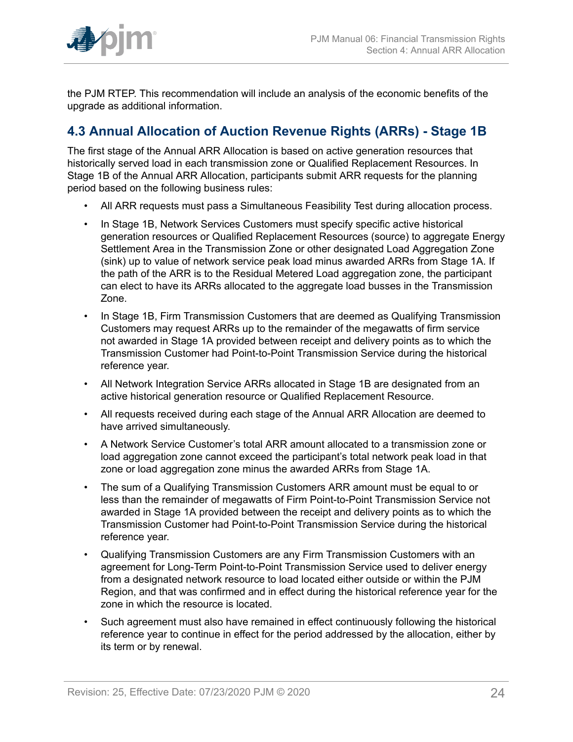the PJM RTEP. This recommendation will include an analysis of the economic benefits of the upgrade as additional information.

## 4.3 Annual Allocation of Auction Revenue Rights (ARRs) - Stage 1B

The first stage of the Annual ARR Allocation is based on active generation resources that historically served load in each transmission zone or Qualified Replacement Resources. In Stage 1B of the Annual ARR Allocation, participants submit ARR requests for the planning period based on the following business rules:

- All ARR requests must pass a Simultaneous Feasibility Test during allocation process.
- In Stage 1B, Network Services Customers must specify specific active historical generation resources or Qualified Replacement Resources (source) to aggregate Energy Settlement Area in the Transmission Zone or other designated Load Aggregation Zone (sink) up to value of network service peak load minus awarded ARRs from Stage 1A. If the path of the ARR is to the Residual Metered Load aggregation zone, the participant can elect to have its ARRs allocated to the aggregate load busses in the Transmission Zone.
- In Stage 1B, Firm Transmission Customers that are deemed as Qualifying Transmission Customers may request ARRs up to the remainder of the megawatts of firm service not awarded in Stage 1A provided between receipt and delivery points as to which the Transmission Customer had Point-to-Point Transmission Service during the historical reference year.
- All Network Integration Service ARRs allocated in Stage 1B are designated from an active historical generation resource or Qualified Replacement Resource.
- All requests received during each stage of the Annual ARR Allocation are deemed to have arrived simultaneously.
- A Network Service Customer's total ARR amount allocated to a transmission zone or load aggregation zone cannot exceed the participant's total network peak load in that zone or load aggregation zone minus the awarded ARRs from Stage 1A.
- The sum of a Qualifying Transmission Customers ARR amount must be equal to or less than the remainder of megawatts of Firm Point-to-Point Transmission Service not awarded in Stage 1A provided between the receipt and delivery points as to which the Transmission Customer had Point-to-Point Transmission Service during the historical reference year.
- Qualifying Transmission Customers are any Firm Transmission Customers with an agreement for Long-Term Point-to-Point Transmission Service used to deliver energy from a designated network resource to load located either outside or within the PJM Region, and that was confirmed and in effect during the historical reference year for the zone in which the resource is located.
- Such agreement must also have remained in effect continuously following the historical reference year to continue in effect for the period addressed by the allocation, either by its term or by renewal.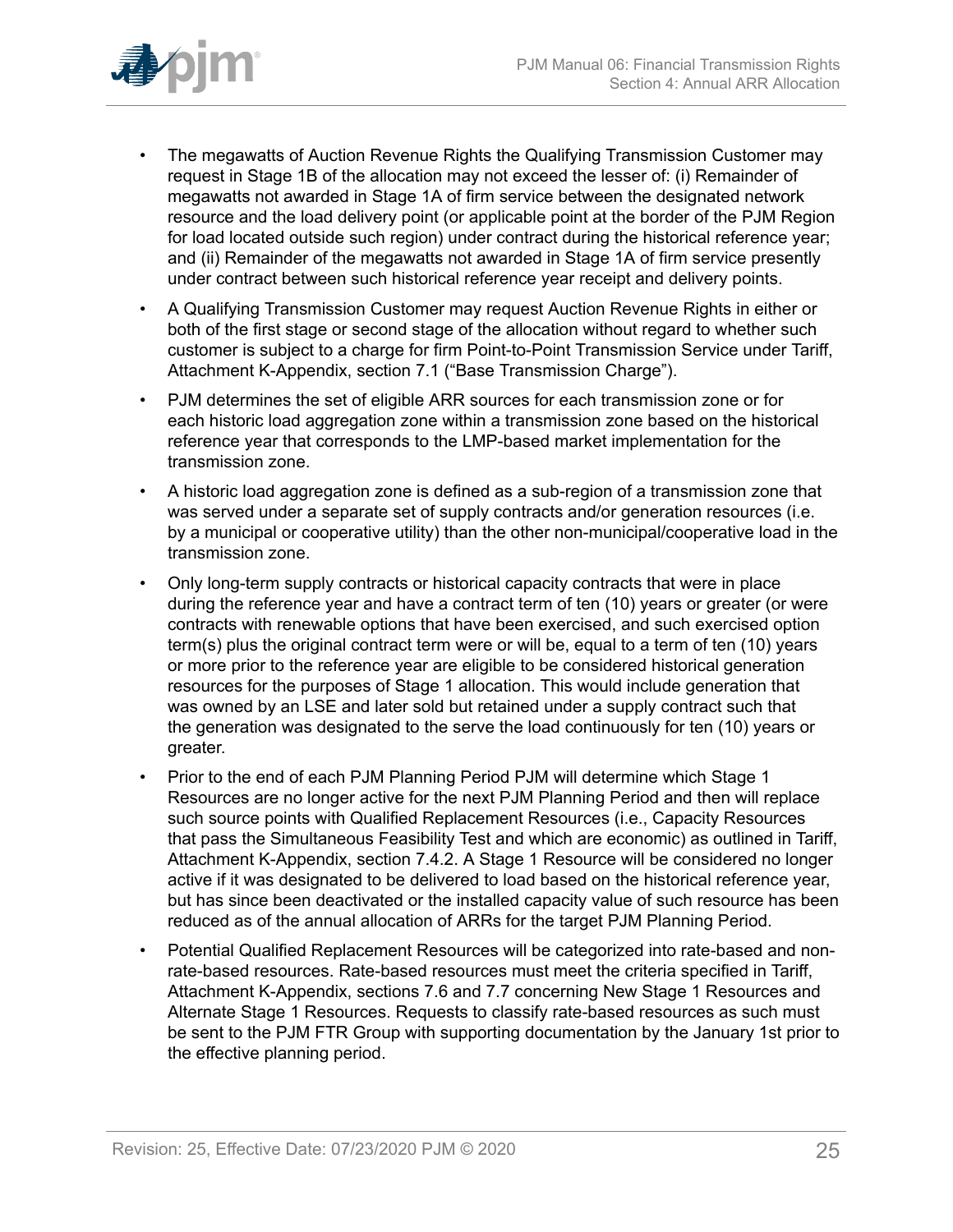- The megawatts of Auction Revenue Rights the Qualifying Transmission Customer may request in Stage 1B of the allocation may not exceed the lesser of: (i) Remainder of megawatts not awarded in Stage 1A of firm service between the designated network resource and the load delivery point (or applicable point at the border of the PJM Region for load located outside such region) under contract during the historical reference year; and (ii) Remainder of the megawatts not awarded in Stage 1A of firm service presently under contract between such historical reference year receipt and delivery points.
- A Qualifying Transmission Customer may request Auction Revenue Rights in either or both of the first stage or second stage of the allocation without regard to whether such customer is subject to a charge for firm Point-to-Point Transmission Service under Tariff, Attachment K-Appendix, section 7.1 ("Base Transmission Charge").
- PJM determines the set of eligible ARR sources for each transmission zone or for each historic load aggregation zone within a transmission zone based on the historical reference year that corresponds to the LMP-based market implementation for the transmission zone.
- A historic load aggregation zone is defined as a sub-region of a transmission zone that was served under a separate set of supply contracts and/or generation resources (i.e. by a municipal or cooperative utility) than the other non-municipal/cooperative load in the transmission zone.
- Only long-term supply contracts or historical capacity contracts that were in place during the reference year and have a contract term of ten (10) years or greater (or were contracts with renewable options that have been exercised, and such exercised option term(s) plus the original contract term were or will be, equal to a term of ten (10) years or more prior to the reference year are eligible to be considered historical generation resources for the purposes of Stage 1 allocation. This would include generation that was owned by an LSE and later sold but retained under a supply contract such that the generation was designated to the serve the load continuously for ten (10) years or greater.
- Prior to the end of each PJM Planning Period PJM will determine which Stage 1 Resources are no longer active for the next PJM Planning Period and then will replace such source points with Qualified Replacement Resources (i.e., Capacity Resources that pass the Simultaneous Feasibility Test and which are economic) as outlined in Tariff, Attachment K-Appendix, section 7.4.2. A Stage 1 Resource will be considered no longer active if it was designated to be delivered to load based on the historical reference year, but has since been deactivated or the installed capacity value of such resource has been reduced as of the annual allocation of ARRs for the target PJM Planning Period.
- Potential Qualified Replacement Resources will be categorized into rate-based and non-rate-based resources. Rate-based resources must meet the criteria specified in Tariff, Attachment K-Appendix, sections 7.6 and 7.7 concerning New Stage 1 Resources and Alternate Stage 1 Resources. Requests to classify rate-based resources as such must be sent to the PJM FTR Group with supporting documentation by the January 1st prior to the effective planning period.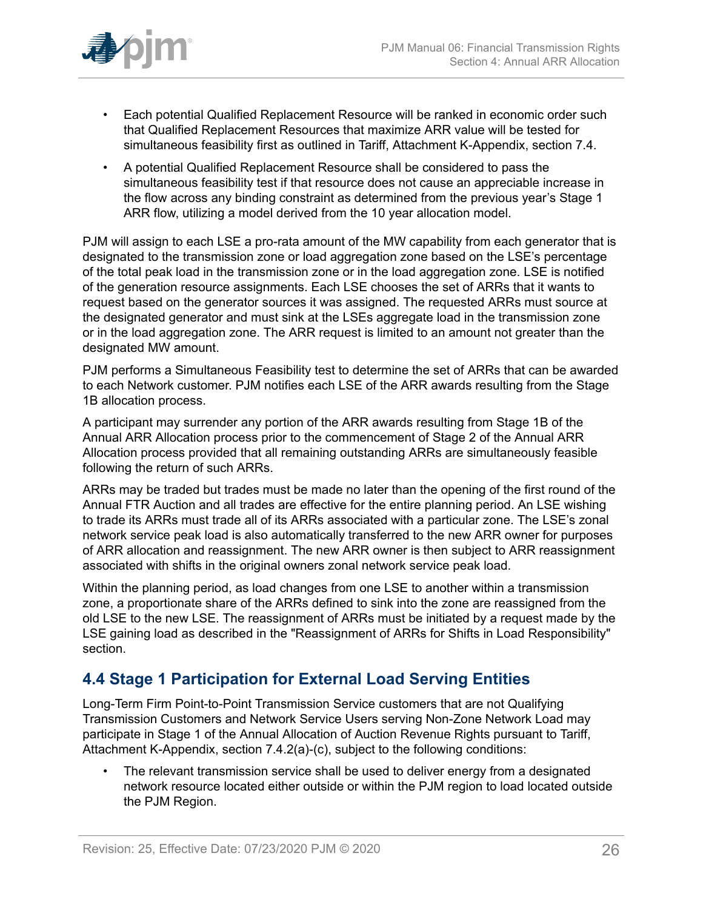- Each potential Qualified Replacement Resource will be ranked in economic order such that Qualified Replacement Resources that maximize ARR value will be tested for simultaneous feasibility first as outlined in Tariff, Attachment K-Appendix, section 7.4.
- A potential Qualified Replacement Resource shall be considered to pass the simultaneous feasibility test if that resource does not cause an appreciable increase in the flow across any binding constraint as determined from the previous year's Stage 1 ARR flow, utilizing a model derived from the 10 year allocation model.

PJM will assign to each LSE a pro-rata amount of the MW capability from each generator that is designated to the transmission zone or load aggregation zone based on the LSE's percentage of the total peak load in the transmission zone or in the load aggregation zone. LSE is notified of the generation resource assignments. Each LSE chooses the set of ARRs that it wants to request based on the generator sources it was assigned. The requested ARRs must source at the designated generator and must sink at the LSEs aggregate load in the transmission zone or in the load aggregation zone. The ARR request is limited to an amount not greater than the designated MW amount.

PJM performs a Simultaneous Feasibility test to determine the set of ARRs that can be awarded to each Network customer. PJM notifies each LSE of the ARR awards resulting from the Stage 1B allocation process.

A participant may surrender any portion of the ARR awards resulting from Stage 1B of the Annual ARR Allocation process prior to the commencement of Stage 2 of the Annual ARR Allocation process provided that all remaining outstanding ARRs are simultaneously feasible following the return of such ARRs.

ARRs may be traded but trades must be made no later than the opening of the first round of the Annual FTR Auction and all trades are effective for the entire planning period. An LSE wishing to trade its ARRs must trade all of its ARRs associated with a particular zone. The LSE's zonal network service peak load is also automatically transferred to the new ARR owner for purposes of ARR allocation and reassignment. The new ARR owner is then subject to ARR reassignment associated with shifts in the original owners zonal network service peak load.

Within the planning period, as load changes from one LSE to another within a transmission zone, a proportionate share of the ARRs defined to sink into the zone are reassigned from the old LSE to the new LSE. The reassignment of ARRs must be initiated by a request made by the LSE gaining load as described in the "Reassignment of ARRs for Shifts in Load Responsibility" section.

## 4.4 Stage 1 Participation for External Load Serving Entities

Long-Term Firm Point-to-Point Transmission Service customers that are not Qualifying Transmission Customers and Network Service Users serving Non-Zone Network Load may participate in Stage 1 of the Annual Allocation of Auction Revenue Rights pursuant to Tariff, Attachment K-Appendix, section 7.4.2(a)-(c), subject to the following conditions:

- The relevant transmission service shall be used to deliver energy from a designated network resource located either outside or within the PJM region to load located outside the PJM Region.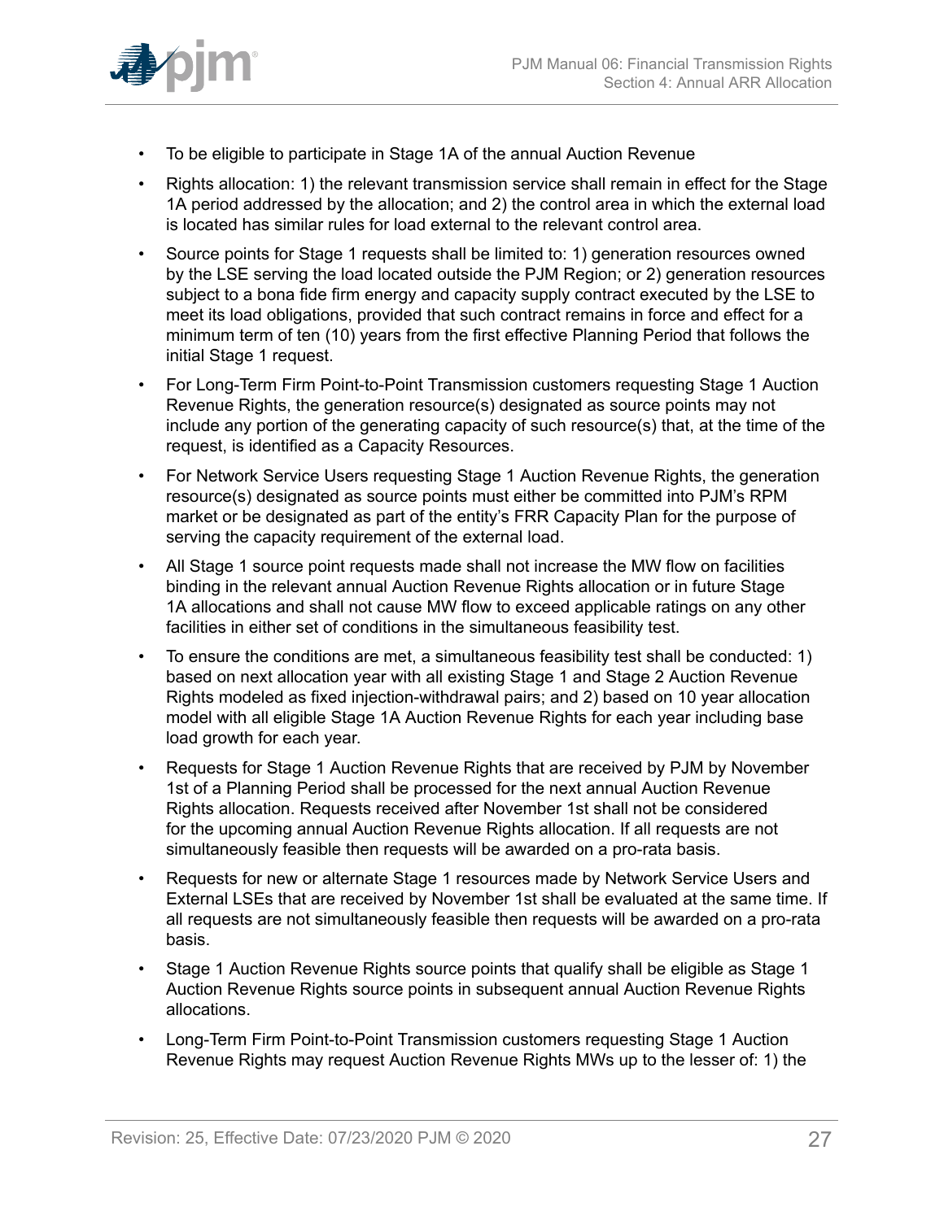- To be eligible to participate in Stage 1A of the annual Auction Revenue
- Rights allocation: 1) the relevant transmission service shall remain in effect for the Stage 1A period addressed by the allocation; and 2) the control area in which the external load is located has similar rules for load external to the relevant control area.
- Source points for Stage 1 requests shall be limited to: 1) generation resources owned by the LSE serving the load located outside the PJM Region; or 2) generation resources subject to a bona fide firm energy and capacity supply contract executed by the LSE to meet its load obligations, provided that such contract remains in force and effect for a minimum term of ten (10) years from the first effective Planning Period that follows the initial Stage 1 request.
- For Long-Term Firm Point-to-Point Transmission customers requesting Stage 1 Auction Revenue Rights, the generation resource(s) designated as source points may not include any portion of the generating capacity of such resource(s) that, at the time of the request, is identified as a Capacity Resources.
- For Network Service Users requesting Stage 1 Auction Revenue Rights, the generation resource(s) designated as source points must either be committed into PJM's RPM market or be designated as part of the entity's FRR Capacity Plan for the purpose of serving the capacity requirement of the external load.
- All Stage 1 source point requests made shall not increase the MW flow on facilities binding in the relevant annual Auction Revenue Rights allocation or in future Stage 1A allocations and shall not cause MW flow to exceed applicable ratings on any other facilities in either set of conditions in the simultaneous feasibility test.
- To ensure the conditions are met, a simultaneous feasibility test shall be conducted: 1) based on next allocation year with all existing Stage 1 and Stage 2 Auction Revenue Rights modeled as fixed injection-withdrawal pairs; and 2) based on 10 year allocation model with all eligible Stage 1A Auction Revenue Rights for each year including base load growth for each year.
- Requests for Stage 1 Auction Revenue Rights that are received by PJM by November 1st of a Planning Period shall be processed for the next annual Auction Revenue Rights allocation. Requests received after November 1st shall not be considered for the upcoming annual Auction Revenue Rights allocation. If all requests are not simultaneously feasible then requests will be awarded on a pro-rata basis.
- Requests for new or alternate Stage 1 resources made by Network Service Users and External LSEs that are received by November 1st shall be evaluated at the same time. If all requests are not simultaneously feasible then requests will be awarded on a pro-rata basis.
- Stage 1 Auction Revenue Rights source points that qualify shall be eligible as Stage 1 Auction Revenue Rights source points in subsequent annual Auction Revenue Rights allocations.
- Long-Term Firm Point-to-Point Transmission customers requesting Stage 1 Auction Revenue Rights may request Auction Revenue Rights MWs up to the lesser of: 1) the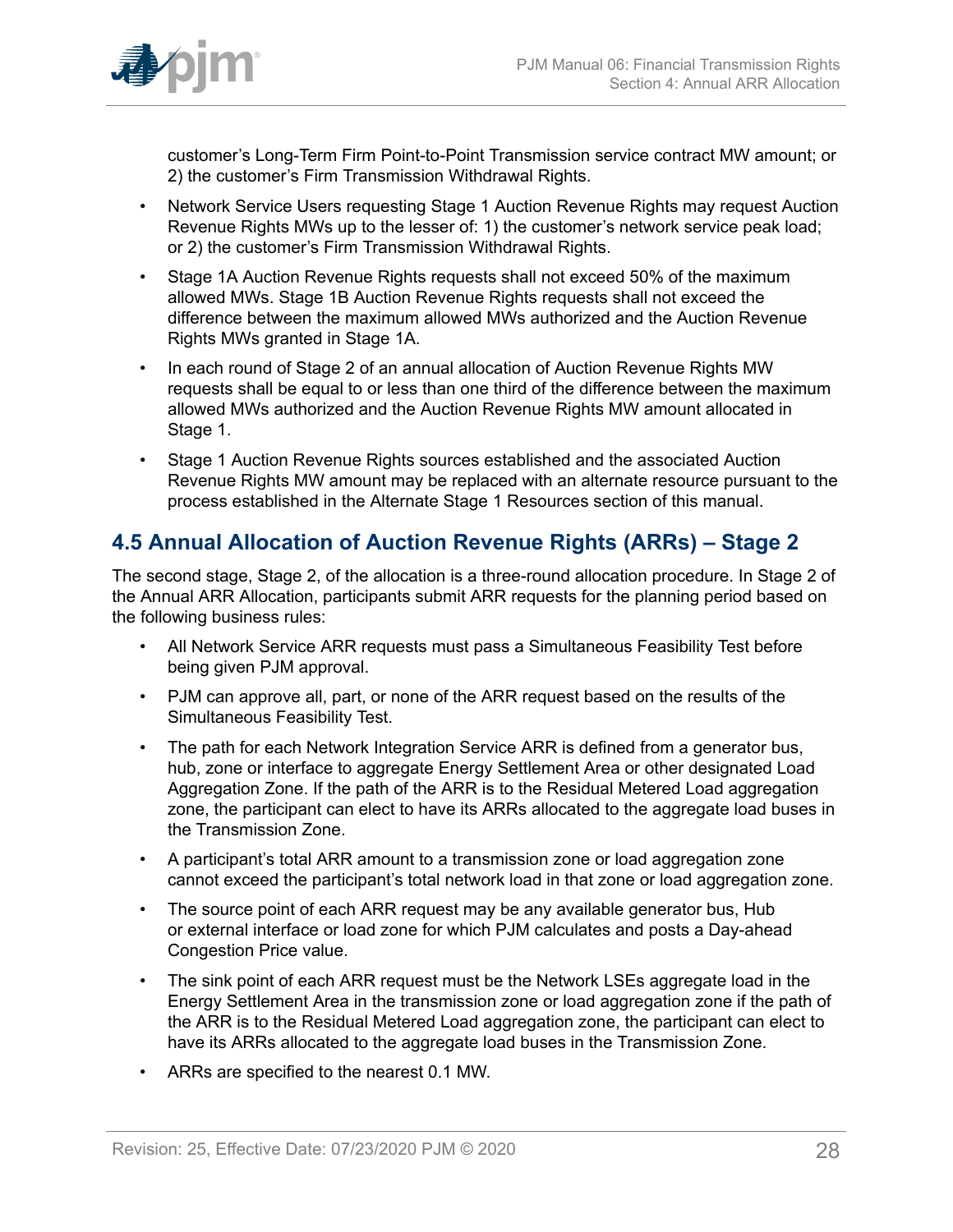customer's Long-Term Firm Point-to-Point Transmission service contract MW amount; or 2) the customer's Firm Transmission Withdrawal Rights.

- Network Service Users requesting Stage 1 Auction Revenue Rights may request Auction Revenue Rights MWs up to the lesser of: 1) the customer's network service peak load; or 2) the customer's Firm Transmission Withdrawal Rights.
- Stage 1A Auction Revenue Rights requests shall not exceed 50% of the maximum allowed MWs. Stage 1B Auction Revenue Rights requests shall not exceed the difference between the maximum allowed MWs authorized and the Auction Revenue Rights MWs granted in Stage 1A.
- In each round of Stage 2 of an annual allocation of Auction Revenue Rights MW requests shall be equal to or less than one third of the difference between the maximum allowed MWs authorized and the Auction Revenue Rights MW amount allocated in Stage 1.
- Stage 1 Auction Revenue Rights sources established and the associated Auction Revenue Rights MW amount may be replaced with an alternate resource pursuant to the process established in the Alternate Stage 1 Resources section of this manual.

## 4.5 Annual Allocation of Auction Revenue Rights (ARRs) – Stage 2

The second stage, Stage 2, of the allocation is a three-round allocation procedure. In Stage 2 of the Annual ARR Allocation, participants submit ARR requests for the planning period based on the following business rules:

- All Network Service ARR requests must pass a Simultaneous Feasibility Test before being given PJM approval.
- PJM can approve all, part, or none of the ARR request based on the results of the Simultaneous Feasibility Test.
- The path for each Network Integration Service ARR is defined from a generator bus, hub, zone or interface to aggregate Energy Settlement Area or other designated Load Aggregation Zone. If the path of the ARR is to the Residual Metered Load aggregation zone, the participant can elect to have its ARRs allocated to the aggregate load buses in the Transmission Zone.
- A participant's total ARR amount to a transmission zone or load aggregation zone cannot exceed the participant's total network load in that zone or load aggregation zone.
- The source point of each ARR request may be any available generator bus, Hub or external interface or load zone for which PJM calculates and posts a Day-ahead Congestion Price value.
- The sink point of each ARR request must be the Network LSEs aggregate load in the Energy Settlement Area in the transmission zone or load aggregation zone if the path of the ARR is to the Residual Metered Load aggregation zone, the participant can elect to have its ARRs allocated to the aggregate load buses in the Transmission Zone.
- ARRs are specified to the nearest 0.1 MW.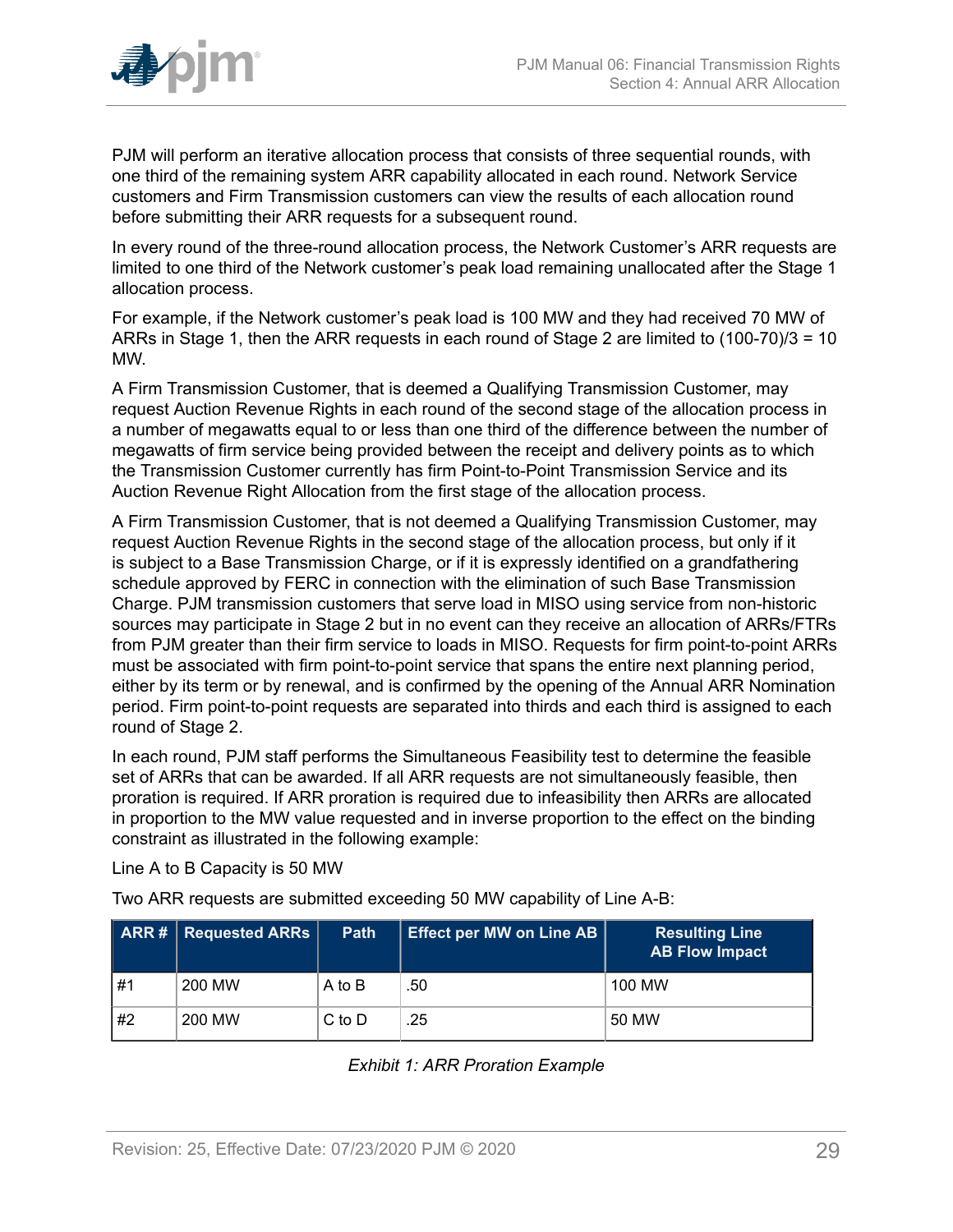PJM will perform an iterative allocation process that consists of three sequential rounds, with one third of the remaining system ARR capability allocated in each round. Network Service customers and Firm Transmission customers can view the results of each allocation round before submitting their ARR requests for a subsequent round.

In every round of the three-round allocation process, the Network Customer's ARR requests are limited to one third of the Network customer's peak load remaining unallocated after the Stage 1 allocation process.

For example, if the Network customer's peak load is 100 MW and they had received 70 MW of ARRs in Stage 1, then the ARR requests in each round of Stage 2 are limited to (100-70)/3 = 10 MW.

A Firm Transmission Customer, that is deemed a Qualifying Transmission Customer, may request Auction Revenue Rights in each round of the second stage of the allocation process in a number of megawatts equal to or less than one third of the difference between the number of megawatts of firm service being provided between the receipt and delivery points as to which the Transmission Customer currently has firm Point-to-Point Transmission Service and its Auction Revenue Right Allocation from the first stage of the allocation process.

A Firm Transmission Customer, that is not deemed a Qualifying Transmission Customer, may request Auction Revenue Rights in the second stage of the allocation process, but only if it is subject to a Base Transmission Charge, or if it is expressly identified on a grandfathering schedule approved by FERC in connection with the elimination of such Base Transmission Charge. PJM transmission customers that serve load in MISO using service from non-historic sources may participate in Stage 2 but in no event can they receive an allocation of ARRs/FTRs from PJM greater than their firm service to loads in MISO. Requests for firm point-to-point ARRs must be associated with firm point-to-point service that spans the entire next planning period, either by its term or by renewal, and is confirmed by the opening of the Annual ARR Nomination period. Firm point-to-point requests are separated into thirds and each third is assigned to each round of Stage 2.

In each round, PJM staff performs the Simultaneous Feasibility test to determine the feasible set of ARRs that can be awarded. If all ARR requests are not simultaneously feasible, then proration is required. If ARR proration is required due to infeasibility then ARRs are allocated in proportion to the MW value requested and in inverse proportion to the effect on the binding constraint as illustrated in the following example:

Line A to B Capacity is 50 MW

Two ARR requests are submitted exceeding 50 MW capability of Line A-B:

| ARR # | Requested ARRs | Path | Effect per MW on Line AB | Resulting Line AB Flow Impact |
|---|---|---|---|---|
| #1 | 200 MW | A to B | .50 | 100 MW |
| #2 | 200 MW | C to D | .25 | 50 MW |

*Exhibit 1: ARR Proration Example*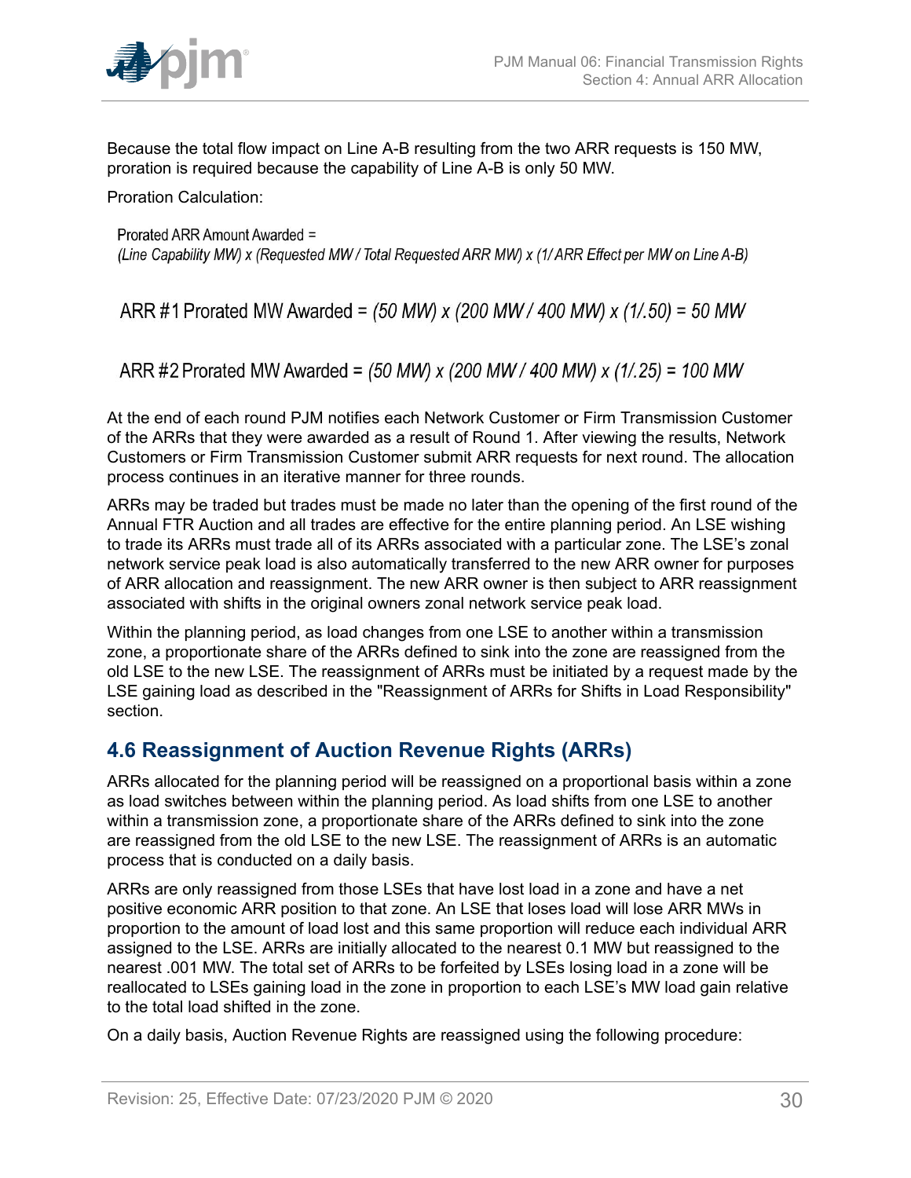Because the total flow impact on Line A-B resulting from the two ARR requests is 150 MW, proration is required because the capability of Line A-B is only 50 MW.

Proration Calculation:

Prorated ARR Amount Awarded =
*(Line Capability MW) x (Requested MW / Total Requested ARR MW) x (1/ ARR Effect per MW on Line A-B)*

ARR #1 Prorated MW Awarded = *(50 MW) x (200 MW / 400 MW) x (1/.50) = 50 MW*

ARR #2 Prorated MW Awarded = *(50 MW) x (200 MW / 400 MW) x (1/.25) = 100 MW*

At the end of each round PJM notifies each Network Customer or Firm Transmission Customer of the ARRs that they were awarded as a result of Round 1. After viewing the results, Network Customers or Firm Transmission Customer submit ARR requests for next round. The allocation process continues in an iterative manner for three rounds.

ARRs may be traded but trades must be made no later than the opening of the first round of the Annual FTR Auction and all trades are effective for the entire planning period. An LSE wishing to trade its ARRs must trade all of its ARRs associated with a particular zone. The LSE's zonal network service peak load is also automatically transferred to the new ARR owner for purposes of ARR allocation and reassignment. The new ARR owner is then subject to ARR reassignment associated with shifts in the original owners zonal network service peak load.

Within the planning period, as load changes from one LSE to another within a transmission zone, a proportionate share of the ARRs defined to sink into the zone are reassigned from the old LSE to the new LSE. The reassignment of ARRs must be initiated by a request made by the LSE gaining load as described in the "Reassignment of ARRs for Shifts in Load Responsibility" section.

## 4.6 Reassignment of Auction Revenue Rights (ARRs)

ARRs allocated for the planning period will be reassigned on a proportional basis within a zone as load switches between within the planning period. As load shifts from one LSE to another within a transmission zone, a proportionate share of the ARRs defined to sink into the zone are reassigned from the old LSE to the new LSE. The reassignment of ARRs is an automatic process that is conducted on a daily basis.

ARRs are only reassigned from those LSEs that have lost load in a zone and have a net positive economic ARR position to that zone. An LSE that loses load will lose ARR MWs in proportion to the amount of load lost and this same proportion will reduce each individual ARR assigned to the LSE. ARRs are initially allocated to the nearest 0.1 MW but reassigned to the nearest .001 MW. The total set of ARRs to be forfeited by LSEs losing load in a zone will be reallocated to LSEs gaining load in the zone in proportion to each LSE's MW load gain relative to the total load shifted in the zone.

On a daily basis, Auction Revenue Rights are reassigned using the following procedure: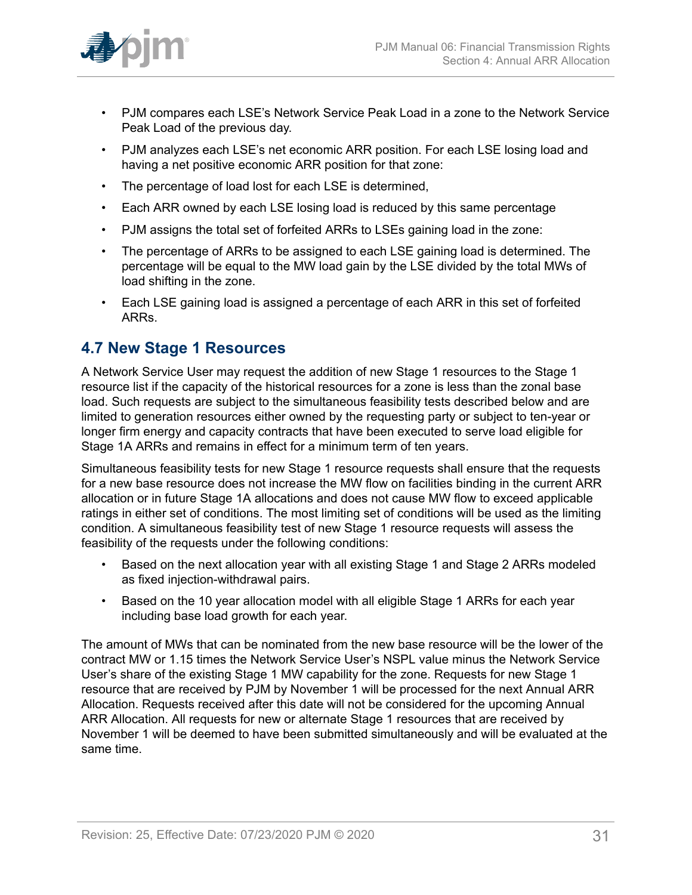- PJM compares each LSE's Network Service Peak Load in a zone to the Network Service Peak Load of the previous day.
- PJM analyzes each LSE's net economic ARR position. For each LSE losing load and having a net positive economic ARR position for that zone:
- The percentage of load lost for each LSE is determined,
- Each ARR owned by each LSE losing load is reduced by this same percentage
- PJM assigns the total set of forfeited ARRs to LSEs gaining load in the zone:
- The percentage of ARRs to be assigned to each LSE gaining load is determined. The percentage will be equal to the MW load gain by the LSE divided by the total MWs of load shifting in the zone.
- Each LSE gaining load is assigned a percentage of each ARR in this set of forfeited ARRs.

## 4.7 New Stage 1 Resources

A Network Service User may request the addition of new Stage 1 resources to the Stage 1 resource list if the capacity of the historical resources for a zone is less than the zonal base load. Such requests are subject to the simultaneous feasibility tests described below and are limited to generation resources either owned by the requesting party or subject to ten-year or longer firm energy and capacity contracts that have been executed to serve load eligible for Stage 1A ARRs and remains in effect for a minimum term of ten years.

Simultaneous feasibility tests for new Stage 1 resource requests shall ensure that the requests for a new base resource does not increase the MW flow on facilities binding in the current ARR allocation or in future Stage 1A allocations and does not cause MW flow to exceed applicable ratings in either set of conditions. The most limiting set of conditions will be used as the limiting condition. A simultaneous feasibility test of new Stage 1 resource requests will assess the feasibility of the requests under the following conditions:

- Based on the next allocation year with all existing Stage 1 and Stage 2 ARRs modeled as fixed injection-withdrawal pairs.
- Based on the 10 year allocation model with all eligible Stage 1 ARRs for each year including base load growth for each year.

The amount of MWs that can be nominated from the new base resource will be the lower of the contract MW or 1.15 times the Network Service User's NSPL value minus the Network Service User's share of the existing Stage 1 MW capability for the zone. Requests for new Stage 1 resource that are received by PJM by November 1 will be processed for the next Annual ARR Allocation. Requests received after this date will not be considered for the upcoming Annual ARR Allocation. All requests for new or alternate Stage 1 resources that are received by November 1 will be deemed to have been submitted simultaneously and will be evaluated at the same time.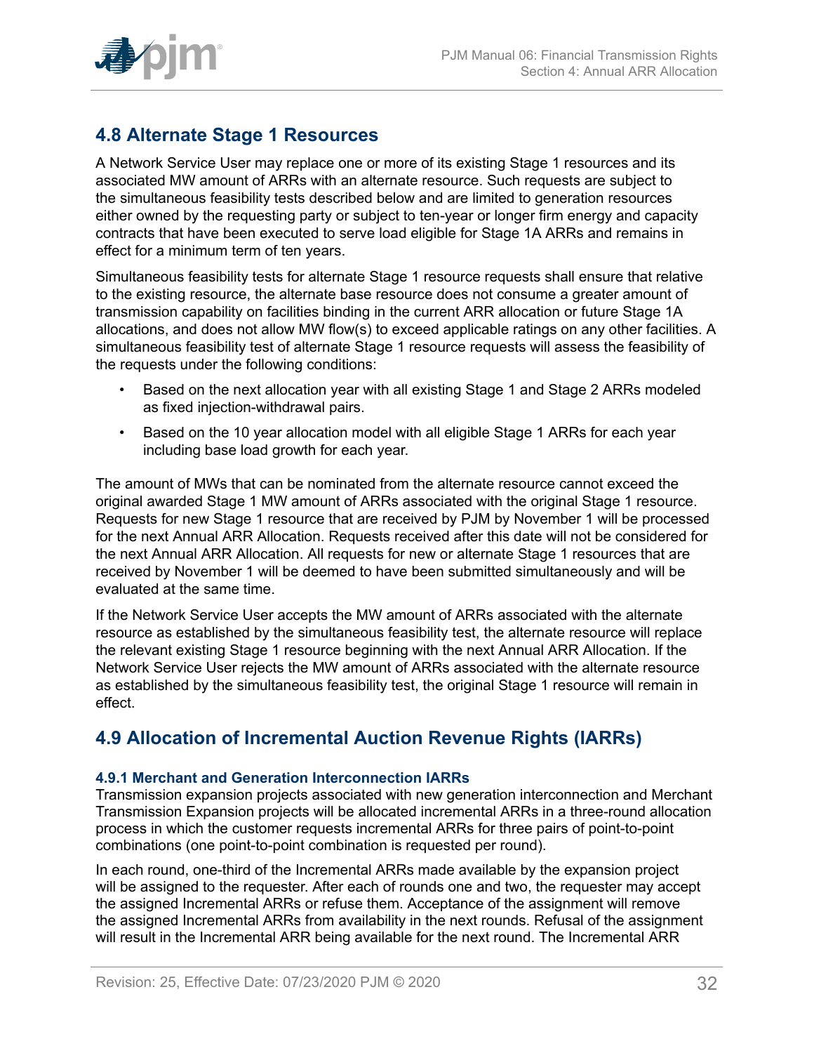## 4.8 Alternate Stage 1 Resources

A Network Service User may replace one or more of its existing Stage 1 resources and its associated MW amount of ARRs with an alternate resource. Such requests are subject to the simultaneous feasibility tests described below and are limited to generation resources either owned by the requesting party or subject to ten-year or longer firm energy and capacity contracts that have been executed to serve load eligible for Stage 1A ARRs and remains in effect for a minimum term of ten years.

Simultaneous feasibility tests for alternate Stage 1 resource requests shall ensure that relative to the existing resource, the alternate base resource does not consume a greater amount of transmission capability on facilities binding in the current ARR allocation or future Stage 1A allocations, and does not allow MW flow(s) to exceed applicable ratings on any other facilities. A simultaneous feasibility test of alternate Stage 1 resource requests will assess the feasibility of the requests under the following conditions:

- Based on the next allocation year with all existing Stage 1 and Stage 2 ARRs modeled as fixed injection-withdrawal pairs.
- Based on the 10 year allocation model with all eligible Stage 1 ARRs for each year including base load growth for each year.

The amount of MWs that can be nominated from the alternate resource cannot exceed the original awarded Stage 1 MW amount of ARRs associated with the original Stage 1 resource. Requests for new Stage 1 resource that are received by PJM by November 1 will be processed for the next Annual ARR Allocation. Requests received after this date will not be considered for the next Annual ARR Allocation. All requests for new or alternate Stage 1 resources that are received by November 1 will be deemed to have been submitted simultaneously and will be evaluated at the same time.

If the Network Service User accepts the MW amount of ARRs associated with the alternate resource as established by the simultaneous feasibility test, the alternate resource will replace the relevant existing Stage 1 resource beginning with the next Annual ARR Allocation. If the Network Service User rejects the MW amount of ARRs associated with the alternate resource as established by the simultaneous feasibility test, the original Stage 1 resource will remain in effect.

## 4.9 Allocation of Incremental Auction Revenue Rights (IARRs)

### 4.9.1 Merchant and Generation Interconnection IARRs

Transmission expansion projects associated with new generation interconnection and Merchant Transmission Expansion projects will be allocated incremental ARRs in a three-round allocation process in which the customer requests incremental ARRs for three pairs of point-to-point combinations (one point-to-point combination is requested per round).

In each round, one-third of the Incremental ARRs made available by the expansion project will be assigned to the requester. After each of rounds one and two, the requester may accept the assigned Incremental ARRs or refuse them. Acceptance of the assignment will remove the assigned Incremental ARRs from availability in the next rounds. Refusal of the assignment will result in the Incremental ARR being available for the next round. The Incremental ARR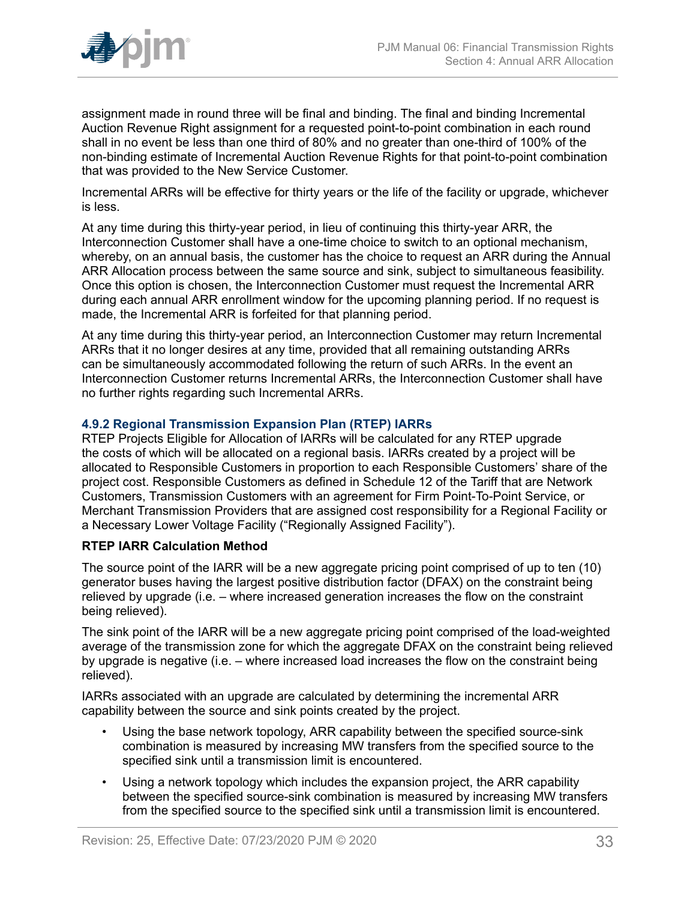assignment made in round three will be final and binding. The final and binding Incremental Auction Revenue Right assignment for a requested point-to-point combination in each round shall in no event be less than one third of 80% and no greater than one-third of 100% of the non-binding estimate of Incremental Auction Revenue Rights for that point-to-point combination that was provided to the New Service Customer.

Incremental ARRs will be effective for thirty years or the life of the facility or upgrade, whichever is less.

At any time during this thirty-year period, in lieu of continuing this thirty-year ARR, the Interconnection Customer shall have a one-time choice to switch to an optional mechanism, whereby, on an annual basis, the customer has the choice to request an ARR during the Annual ARR Allocation process between the same source and sink, subject to simultaneous feasibility. Once this option is chosen, the Interconnection Customer must request the Incremental ARR during each annual ARR enrollment window for the upcoming planning period. If no request is made, the Incremental ARR is forfeited for that planning period.

At any time during this thirty-year period, an Interconnection Customer may return Incremental ARRs that it no longer desires at any time, provided that all remaining outstanding ARRs can be simultaneously accommodated following the return of such ARRs. In the event an Interconnection Customer returns Incremental ARRs, the Interconnection Customer shall have no further rights regarding such Incremental ARRs.

### 4.9.2 Regional Transmission Expansion Plan (RTEP) IARRs

RTEP Projects Eligible for Allocation of IARRs will be calculated for any RTEP upgrade the costs of which will be allocated on a regional basis. IARRs created by a project will be allocated to Responsible Customers in proportion to each Responsible Customers' share of the project cost. Responsible Customers as defined in Schedule 12 of the Tariff that are Network Customers, Transmission Customers with an agreement for Firm Point-To-Point Service, or Merchant Transmission Providers that are assigned cost responsibility for a Regional Facility or a Necessary Lower Voltage Facility ("Regionally Assigned Facility").

**RTEP IARR Calculation Method**

The source point of the IARR will be a new aggregate pricing point comprised of up to ten (10) generator buses having the largest positive distribution factor (DFAX) on the constraint being relieved by upgrade (i.e. – where increased generation increases the flow on the constraint being relieved).

The sink point of the IARR will be a new aggregate pricing point comprised of the load-weighted average of the transmission zone for which the aggregate DFAX on the constraint being relieved by upgrade is negative (i.e. – where increased load increases the flow on the constraint being relieved).

IARRs associated with an upgrade are calculated by determining the incremental ARR capability between the source and sink points created by the project.

- Using the base network topology, ARR capability between the specified source-sink combination is measured by increasing MW transfers from the specified source to the specified sink until a transmission limit is encountered.
- Using a network topology which includes the expansion project, the ARR capability between the specified source-sink combination is measured by increasing MW transfers from the specified source to the specified sink until a transmission limit is encountered.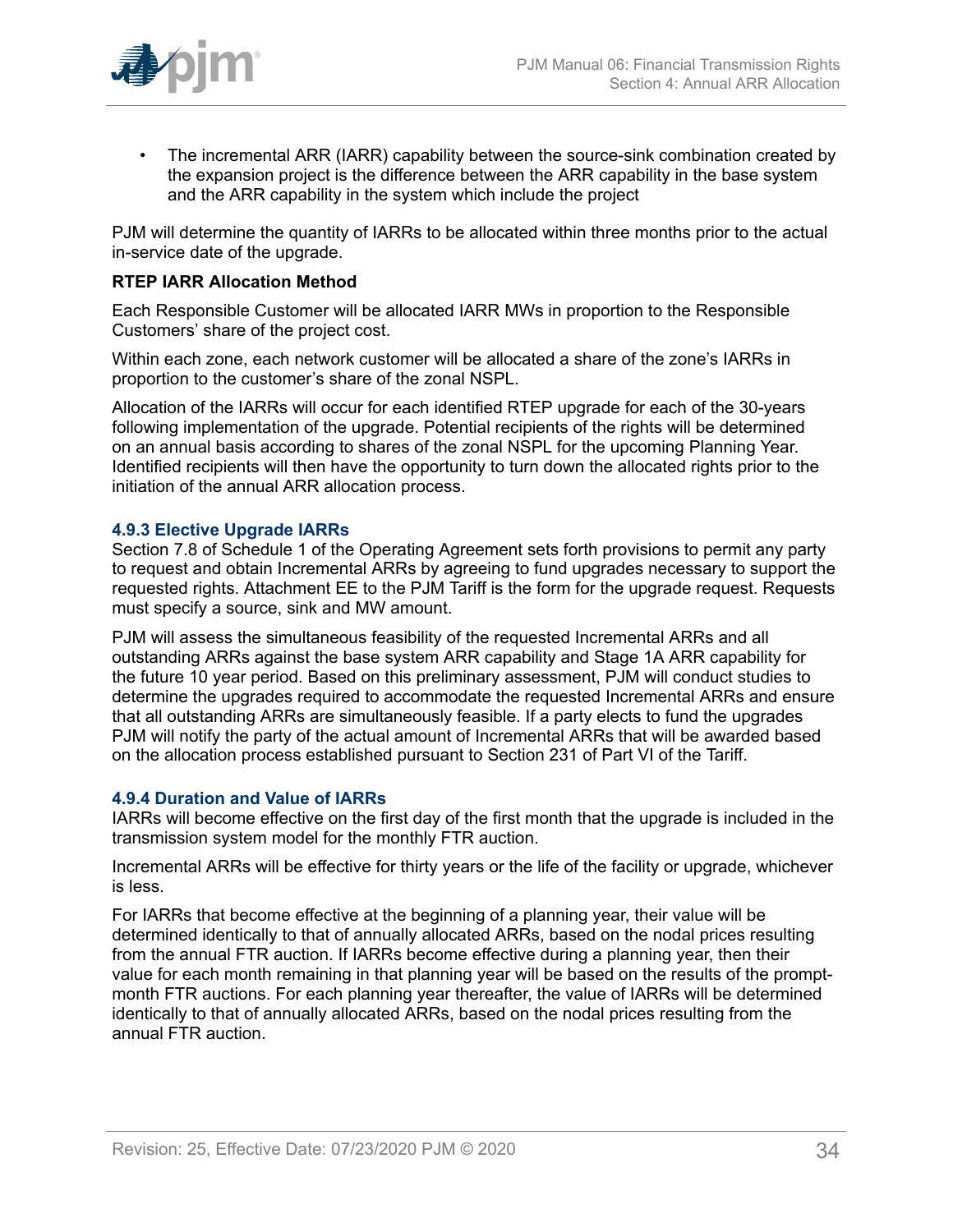- The incremental ARR (IARR) capability between the source-sink combination created by the expansion project is the difference between the ARR capability in the base system and the ARR capability in the system which include the project

PJM will determine the quantity of IARRs to be allocated within three months prior to the actual in-service date of the upgrade.

**RTEP IARR Allocation Method**

Each Responsible Customer will be allocated IARR MWs in proportion to the Responsible Customers' share of the project cost.

Within each zone, each network customer will be allocated a share of the zone's IARRs in proportion to the customer's share of the zonal NSPL.

Allocation of the IARRs will occur for each identified RTEP upgrade for each of the 30-years following implementation of the upgrade. Potential recipients of the rights will be determined on an annual basis according to shares of the zonal NSPL for the upcoming Planning Year. Identified recipients will then have the opportunity to turn down the allocated rights prior to the initiation of the annual ARR allocation process.

### 4.9.3 Elective Upgrade IARRs

Section 7.8 of Schedule 1 of the Operating Agreement sets forth provisions to permit any party to request and obtain Incremental ARRs by agreeing to fund upgrades necessary to support the requested rights. Attachment EE to the PJM Tariff is the form for the upgrade request. Requests must specify a source, sink and MW amount.

PJM will assess the simultaneous feasibility of the requested Incremental ARRs and all outstanding ARRs against the base system ARR capability and Stage 1A ARR capability for the future 10 year period. Based on this preliminary assessment, PJM will conduct studies to determine the upgrades required to accommodate the requested Incremental ARRs and ensure that all outstanding ARRs are simultaneously feasible. If a party elects to fund the upgrades PJM will notify the party of the actual amount of Incremental ARRs that will be awarded based on the allocation process established pursuant to Section 231 of Part VI of the Tariff.

### 4.9.4 Duration and Value of IARRs

IARRs will become effective on the first day of the first month that the upgrade is included in the transmission system model for the monthly FTR auction.

Incremental ARRs will be effective for thirty years or the life of the facility or upgrade, whichever is less.

For IARRs that become effective at the beginning of a planning year, their value will be determined identically to that of annually allocated ARRs, based on the nodal prices resulting from the annual FTR auction. If IARRs become effective during a planning year, then their value for each month remaining in that planning year will be based on the results of the prompt-month FTR auctions. For each planning year thereafter, the value of IARRs will be determined identically to that of annually allocated ARRs, based on the nodal prices resulting from the annual FTR auction.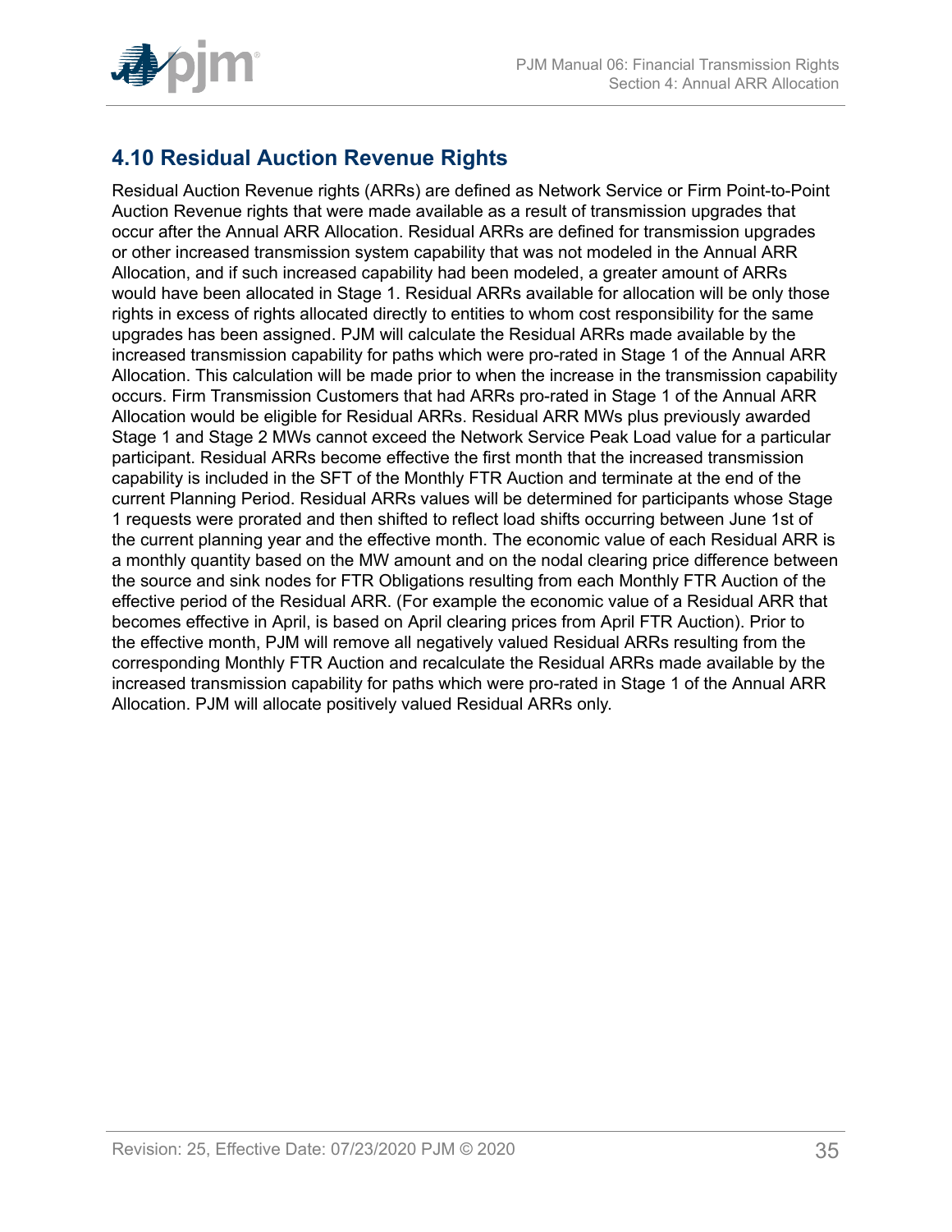## 4.10 Residual Auction Revenue Rights

Residual Auction Revenue rights (ARRs) are defined as Network Service or Firm Point-to-Point Auction Revenue rights that were made available as a result of transmission upgrades that occur after the Annual ARR Allocation. Residual ARRs are defined for transmission upgrades or other increased transmission system capability that was not modeled in the Annual ARR Allocation, and if such increased capability had been modeled, a greater amount of ARRs would have been allocated in Stage 1. Residual ARRs available for allocation will be only those rights in excess of rights allocated directly to entities to whom cost responsibility for the same upgrades has been assigned. PJM will calculate the Residual ARRs made available by the increased transmission capability for paths which were pro-rated in Stage 1 of the Annual ARR Allocation. This calculation will be made prior to when the increase in the transmission capability occurs. Firm Transmission Customers that had ARRs pro-rated in Stage 1 of the Annual ARR Allocation would be eligible for Residual ARRs. Residual ARR MWs plus previously awarded Stage 1 and Stage 2 MWs cannot exceed the Network Service Peak Load value for a particular participant. Residual ARRs become effective the first month that the increased transmission capability is included in the SFT of the Monthly FTR Auction and terminate at the end of the current Planning Period. Residual ARRs values will be determined for participants whose Stage 1 requests were prorated and then shifted to reflect load shifts occurring between June 1st of the current planning year and the effective month. The economic value of each Residual ARR is a monthly quantity based on the MW amount and on the nodal clearing price difference between the source and sink nodes for FTR Obligations resulting from each Monthly FTR Auction of the effective period of the Residual ARR. (For example the economic value of a Residual ARR that becomes effective in April, is based on April clearing prices from April FTR Auction). Prior to the effective month, PJM will remove all negatively valued Residual ARRs resulting from the corresponding Monthly FTR Auction and recalculate the Residual ARRs made available by the increased transmission capability for paths which were pro-rated in Stage 1 of the Annual ARR Allocation. PJM will allocate positively valued Residual ARRs only.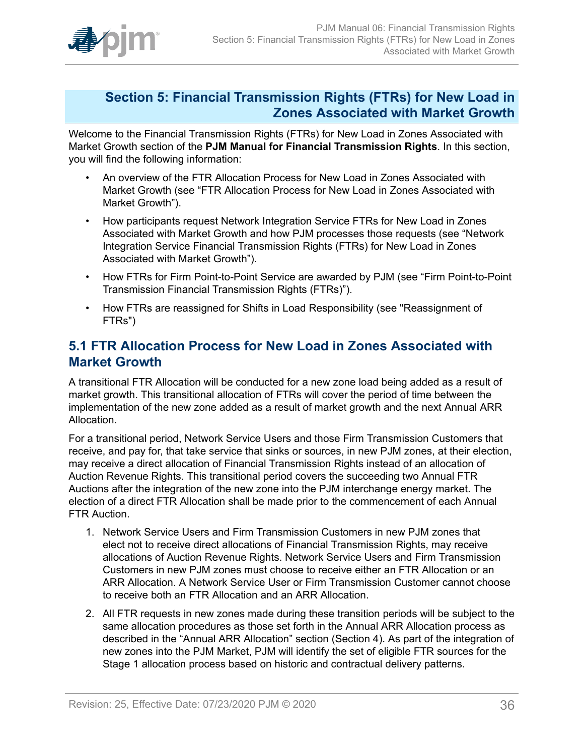# Section 5: Financial Transmission Rights (FTRs) for New Load in Zones Associated with Market Growth

Welcome to the Financial Transmission Rights (FTRs) for New Load in Zones Associated with Market Growth section of the **PJM Manual for Financial Transmission Rights**. In this section, you will find the following information:

- An overview of the FTR Allocation Process for New Load in Zones Associated with Market Growth (see “FTR Allocation Process for New Load in Zones Associated with Market Growth”).
- How participants request Network Integration Service FTRs for New Load in Zones Associated with Market Growth and how PJM processes those requests (see “Network Integration Service Financial Transmission Rights (FTRs) for New Load in Zones Associated with Market Growth”).
- How FTRs for Firm Point-to-Point Service are awarded by PJM (see “Firm Point-to-Point Transmission Financial Transmission Rights (FTRs)”).
- How FTRs are reassigned for Shifts in Load Responsibility (see "Reassignment of FTRs")

## 5.1 FTR Allocation Process for New Load in Zones Associated with Market Growth

A transitional FTR Allocation will be conducted for a new zone load being added as a result of market growth. This transitional allocation of FTRs will cover the period of time between the implementation of the new zone added as a result of market growth and the next Annual ARR Allocation.

For a transitional period, Network Service Users and those Firm Transmission Customers that receive, and pay for, that take service that sinks or sources, in new PJM zones, at their election, may receive a direct allocation of Financial Transmission Rights instead of an allocation of Auction Revenue Rights. This transitional period covers the succeeding two Annual FTR Auctions after the integration of the new zone into the PJM interchange energy market. The election of a direct FTR Allocation shall be made prior to the commencement of each Annual FTR Auction.

1. Network Service Users and Firm Transmission Customers in new PJM zones that elect not to receive direct allocations of Financial Transmission Rights, may receive allocations of Auction Revenue Rights. Network Service Users and Firm Transmission Customers in new PJM zones must choose to receive either an FTR Allocation or an ARR Allocation. A Network Service User or Firm Transmission Customer cannot choose to receive both an FTR Allocation and an ARR Allocation.
2. All FTR requests in new zones made during these transition periods will be subject to the same allocation procedures as those set forth in the Annual ARR Allocation process as described in the “Annual ARR Allocation” section (Section 4). As part of the integration of new zones into the PJM Market, PJM will identify the set of eligible FTR sources for the Stage 1 allocation process based on historic and contractual delivery patterns.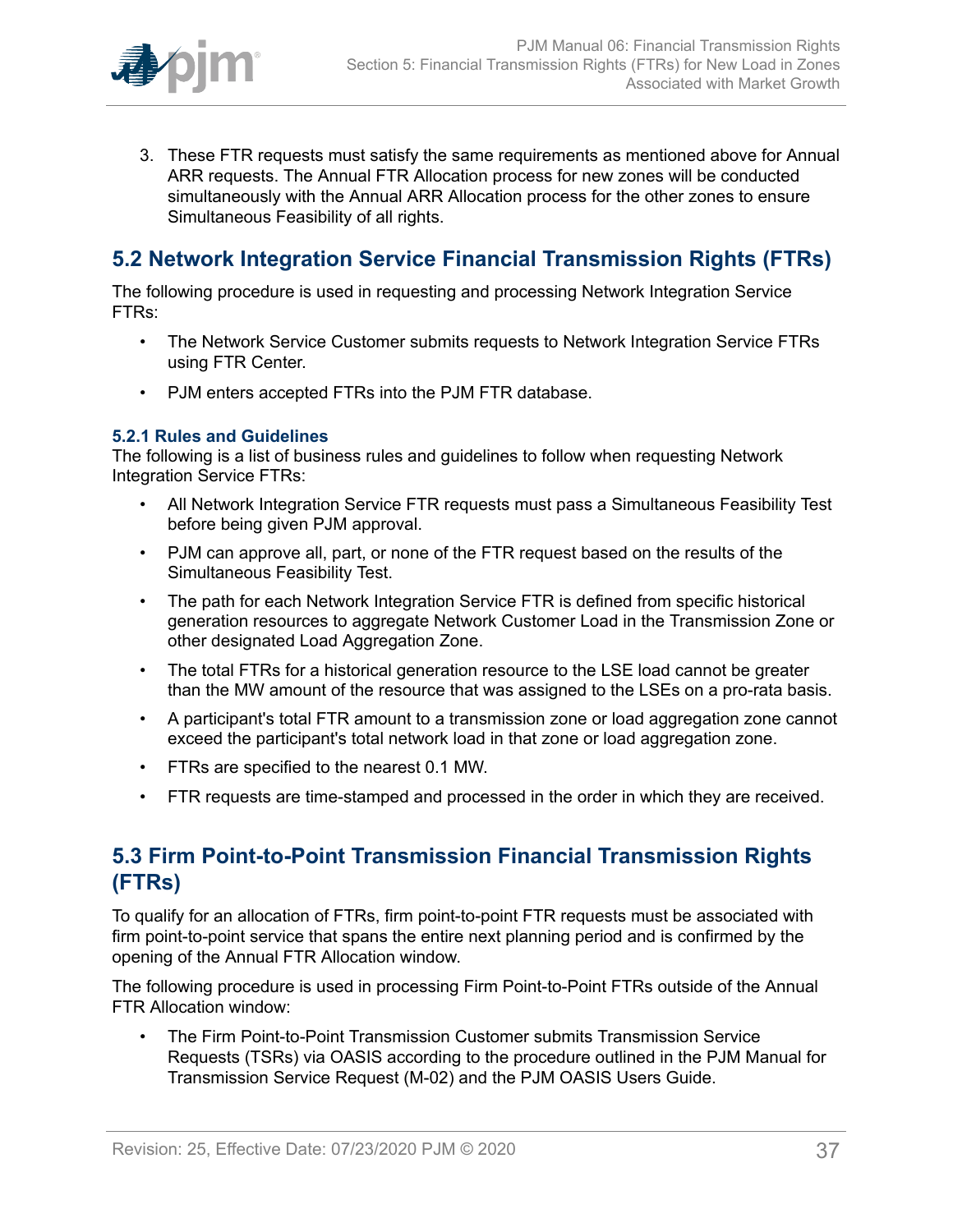3. These FTR requests must satisfy the same requirements as mentioned above for Annual ARR requests. The Annual FTR Allocation process for new zones will be conducted simultaneously with the Annual ARR Allocation process for the other zones to ensure Simultaneous Feasibility of all rights.

## 5.2 Network Integration Service Financial Transmission Rights (FTRs)

The following procedure is used in requesting and processing Network Integration Service FTRs:

- The Network Service Customer submits requests to Network Integration Service FTRs using FTR Center.
- PJM enters accepted FTRs into the PJM FTR database.

### 5.2.1 Rules and Guidelines

The following is a list of business rules and guidelines to follow when requesting Network Integration Service FTRs:

- All Network Integration Service FTR requests must pass a Simultaneous Feasibility Test before being given PJM approval.
- PJM can approve all, part, or none of the FTR request based on the results of the Simultaneous Feasibility Test.
- The path for each Network Integration Service FTR is defined from specific historical generation resources to aggregate Network Customer Load in the Transmission Zone or other designated Load Aggregation Zone.
- The total FTRs for a historical generation resource to the LSE load cannot be greater than the MW amount of the resource that was assigned to the LSEs on a pro-rata basis.
- A participant's total FTR amount to a transmission zone or load aggregation zone cannot exceed the participant's total network load in that zone or load aggregation zone.
- FTRs are specified to the nearest 0.1 MW.
- FTR requests are time-stamped and processed in the order in which they are received.

## 5.3 Firm Point-to-Point Transmission Financial Transmission Rights (FTRs)

To qualify for an allocation of FTRs, firm point-to-point FTR requests must be associated with firm point-to-point service that spans the entire next planning period and is confirmed by the opening of the Annual FTR Allocation window.

The following procedure is used in processing Firm Point-to-Point FTRs outside of the Annual FTR Allocation window:

- The Firm Point-to-Point Transmission Customer submits Transmission Service Requests (TSRs) via OASIS according to the procedure outlined in the PJM Manual for Transmission Service Request (M-02) and the PJM OASIS Users Guide.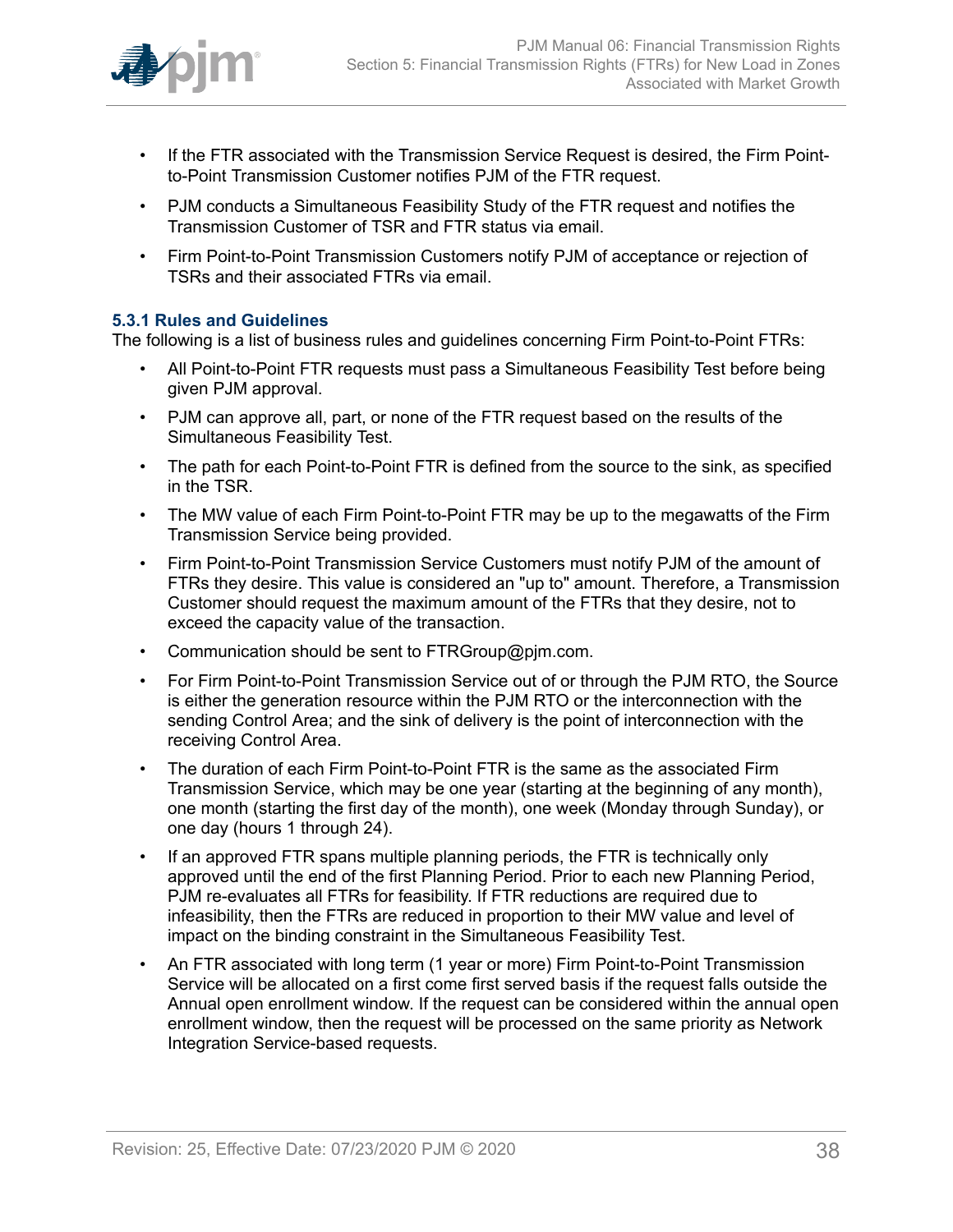- If the FTR associated with the Transmission Service Request is desired, the Firm Point-to-Point Transmission Customer notifies PJM of the FTR request.
- PJM conducts a Simultaneous Feasibility Study of the FTR request and notifies the Transmission Customer of TSR and FTR status via email.
- Firm Point-to-Point Transmission Customers notify PJM of acceptance or rejection of TSRs and their associated FTRs via email.

### 5.3.1 Rules and Guidelines

The following is a list of business rules and guidelines concerning Firm Point-to-Point FTRs:

- All Point-to-Point FTR requests must pass a Simultaneous Feasibility Test before being given PJM approval.
- PJM can approve all, part, or none of the FTR request based on the results of the Simultaneous Feasibility Test.
- The path for each Point-to-Point FTR is defined from the source to the sink, as specified in the TSR.
- The MW value of each Firm Point-to-Point FTR may be up to the megawatts of the Firm Transmission Service being provided.
- Firm Point-to-Point Transmission Service Customers must notify PJM of the amount of FTRs they desire. This value is considered an "up to" amount. Therefore, a Transmission Customer should request the maximum amount of the FTRs that they desire, not to exceed the capacity value of the transaction.
- Communication should be sent to FTRGroup@pjm.com.
- For Firm Point-to-Point Transmission Service out of or through the PJM RTO, the Source is either the generation resource within the PJM RTO or the interconnection with the sending Control Area; and the sink of delivery is the point of interconnection with the receiving Control Area.
- The duration of each Firm Point-to-Point FTR is the same as the associated Firm Transmission Service, which may be one year (starting at the beginning of any month), one month (starting the first day of the month), one week (Monday through Sunday), or one day (hours 1 through 24).
- If an approved FTR spans multiple planning periods, the FTR is technically only approved until the end of the first Planning Period. Prior to each new Planning Period, PJM re-evaluates all FTRs for feasibility. If FTR reductions are required due to infeasibility, then the FTRs are reduced in proportion to their MW value and level of impact on the binding constraint in the Simultaneous Feasibility Test.
- An FTR associated with long term (1 year or more) Firm Point-to-Point Transmission Service will be allocated on a first come first served basis if the request falls outside the Annual open enrollment window. If the request can be considered within the annual open enrollment window, then the request will be processed on the same priority as Network Integration Service-based requests.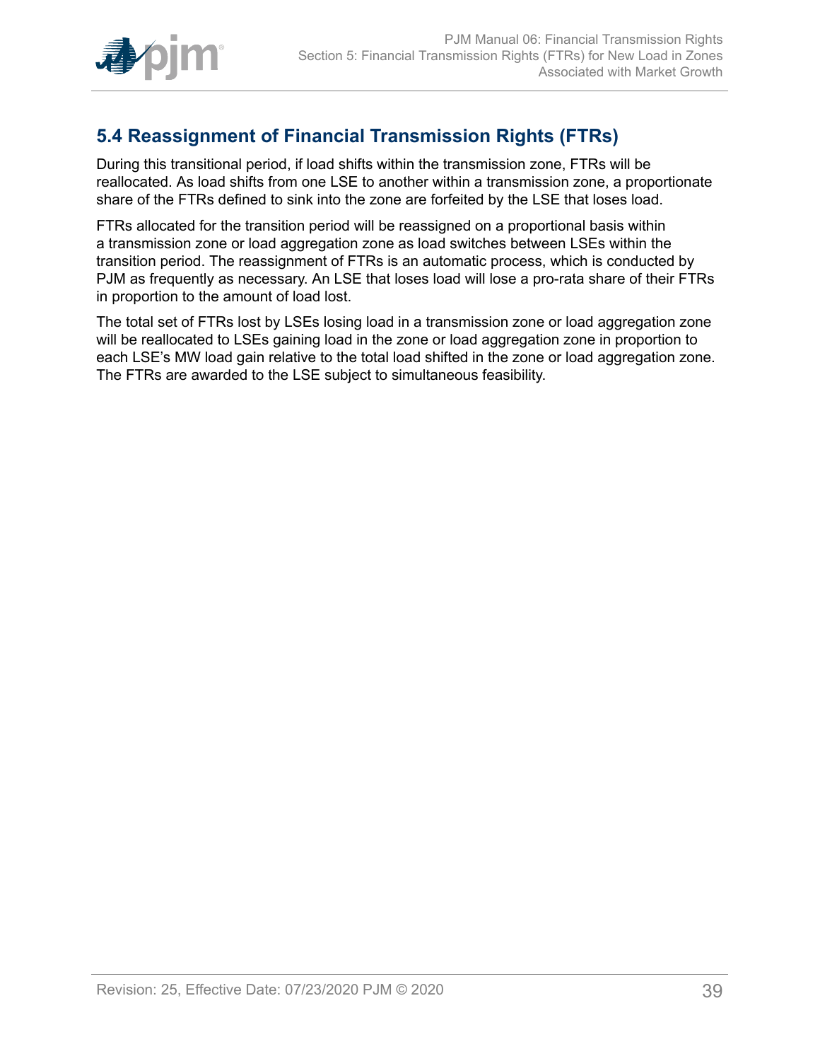## 5.4 Reassignment of Financial Transmission Rights (FTRs)

During this transitional period, if load shifts within the transmission zone, FTRs will be reallocated. As load shifts from one LSE to another within a transmission zone, a proportionate share of the FTRs defined to sink into the zone are forfeited by the LSE that loses load.

FTRs allocated for the transition period will be reassigned on a proportional basis within a transmission zone or load aggregation zone as load switches between LSEs within the transition period. The reassignment of FTRs is an automatic process, which is conducted by PJM as frequently as necessary. An LSE that loses load will lose a pro-rata share of their FTRs in proportion to the amount of load lost.

The total set of FTRs lost by LSEs losing load in a transmission zone or load aggregation zone will be reallocated to LSEs gaining load in the zone or load aggregation zone in proportion to each LSE's MW load gain relative to the total load shifted in the zone or load aggregation zone. The FTRs are awarded to the LSE subject to simultaneous feasibility.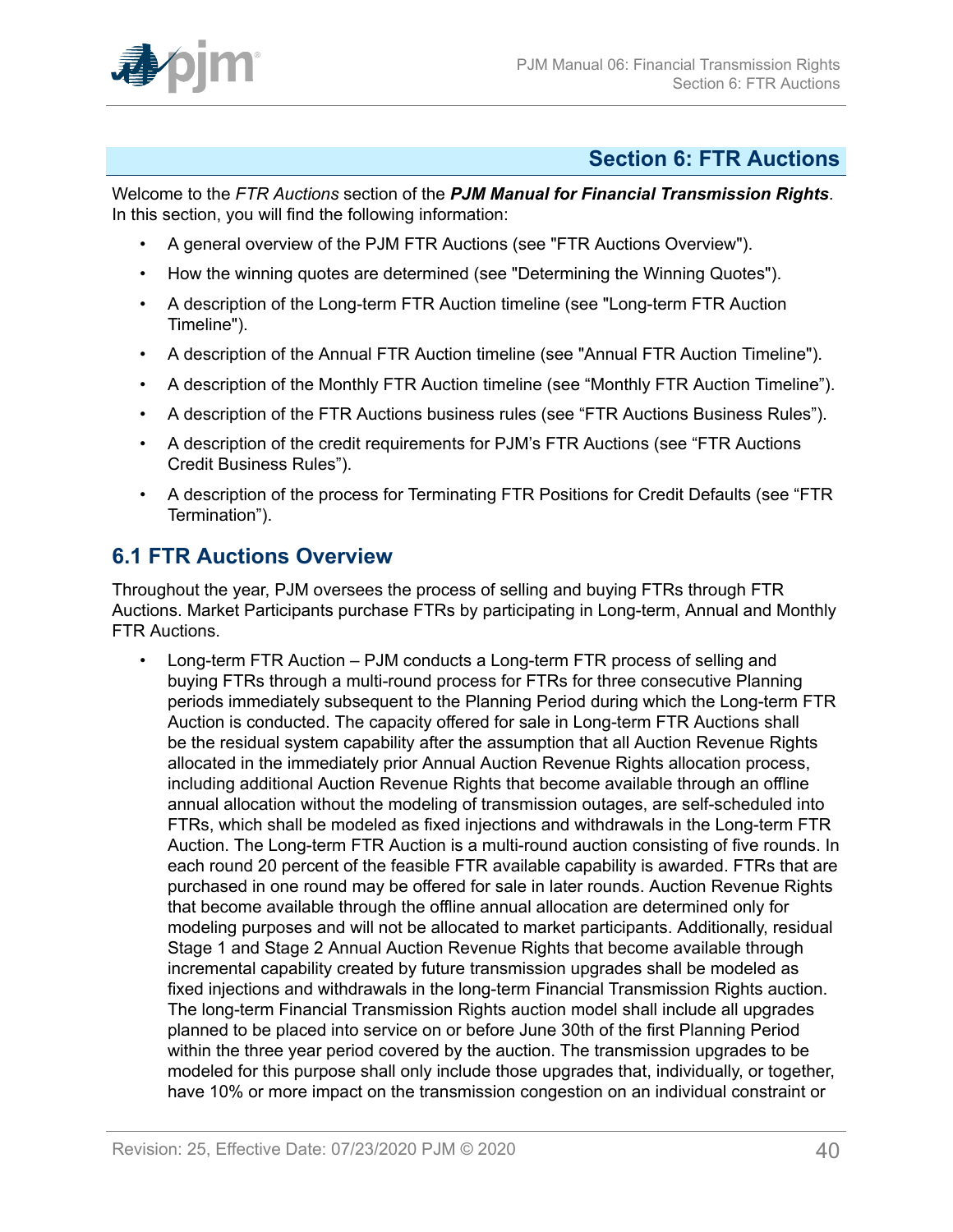## Section 6: FTR Auctions

Welcome to the *FTR Auctions* section of the ***PJM Manual for Financial Transmission Rights***. In this section, you will find the following information:

- A general overview of the PJM FTR Auctions (see "FTR Auctions Overview").
- How the winning quotes are determined (see "Determining the Winning Quotes").
- A description of the Long-term FTR Auction timeline (see "Long-term FTR Auction Timeline").
- A description of the Annual FTR Auction timeline (see "Annual FTR Auction Timeline").
- A description of the Monthly FTR Auction timeline (see “Monthly FTR Auction Timeline”).
- A description of the FTR Auctions business rules (see “FTR Auctions Business Rules”).
- A description of the credit requirements for PJM’s FTR Auctions (see “FTR Auctions Credit Business Rules”).
- A description of the process for Terminating FTR Positions for Credit Defaults (see “FTR Termination”).

### 6.1 FTR Auctions Overview

Throughout the year, PJM oversees the process of selling and buying FTRs through FTR Auctions. Market Participants purchase FTRs by participating in Long-term, Annual and Monthly FTR Auctions.

- Long-term FTR Auction – PJM conducts a Long-term FTR process of selling and buying FTRs through a multi-round process for FTRs for three consecutive Planning periods immediately subsequent to the Planning Period during which the Long-term FTR Auction is conducted. The capacity offered for sale in Long-term FTR Auctions shall be the residual system capability after the assumption that all Auction Revenue Rights allocated in the immediately prior Annual Auction Revenue Rights allocation process, including additional Auction Revenue Rights that become available through an offline annual allocation without the modeling of transmission outages, are self-scheduled into FTRs, which shall be modeled as fixed injections and withdrawals in the Long-term FTR Auction. The Long-term FTR Auction is a multi-round auction consisting of five rounds. In each round 20 percent of the feasible FTR available capability is awarded. FTRs that are purchased in one round may be offered for sale in later rounds. Auction Revenue Rights that become available through the offline annual allocation are determined only for modeling purposes and will not be allocated to market participants. Additionally, residual Stage 1 and Stage 2 Annual Auction Revenue Rights that become available through incremental capability created by future transmission upgrades shall be modeled as fixed injections and withdrawals in the long-term Financial Transmission Rights auction. The long-term Financial Transmission Rights auction model shall include all upgrades planned to be placed into service on or before June 30th of the first Planning Period within the three year period covered by the auction. The transmission upgrades to be modeled for this purpose shall only include those upgrades that, individually, or together, have 10% or more impact on the transmission congestion on an individual constraint or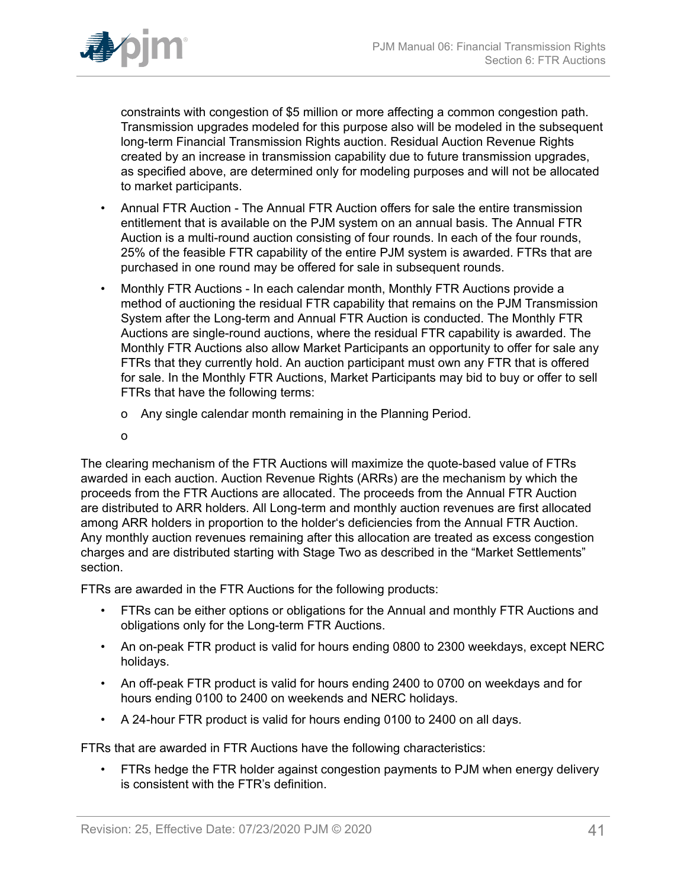constraints with congestion of $5 million or more affecting a common congestion path. Transmission upgrades modeled for this purpose also will be modeled in the subsequent long-term Financial Transmission Rights auction. Residual Auction Revenue Rights created by an increase in transmission capability due to future transmission upgrades, as specified above, are determined only for modeling purposes and will not be allocated to market participants.

- Annual FTR Auction - The Annual FTR Auction offers for sale the entire transmission entitlement that is available on the PJM system on an annual basis. The Annual FTR Auction is a multi-round auction consisting of four rounds. In each of the four rounds, 25% of the feasible FTR capability of the entire PJM system is awarded. FTRs that are purchased in one round may be offered for sale in subsequent rounds.
- Monthly FTR Auctions - In each calendar month, Monthly FTR Auctions provide a method of auctioning the residual FTR capability that remains on the PJM Transmission System after the Long-term and Annual FTR Auction is conducted. The Monthly FTR Auctions are single-round auctions, where the residual FTR capability is awarded. The Monthly FTR Auctions also allow Market Participants an opportunity to offer for sale any FTRs that they currently hold. An auction participant must own any FTR that is offered for sale. In the Monthly FTR Auctions, Market Participants may bid to buy or offer to sell FTRs that have the following terms:
  - Any single calendar month remaining in the Planning Period.
  - 

The clearing mechanism of the FTR Auctions will maximize the quote-based value of FTRs awarded in each auction. Auction Revenue Rights (ARRs) are the mechanism by which the proceeds from the FTR Auctions are allocated. The proceeds from the Annual FTR Auction are distributed to ARR holders. All Long-term and monthly auction revenues are first allocated among ARR holders in proportion to the holder's deficiencies from the Annual FTR Auction. Any monthly auction revenues remaining after this allocation are treated as excess congestion charges and are distributed starting with Stage Two as described in the "Market Settlements" section.

FTRs are awarded in the FTR Auctions for the following products:

- FTRs can be either options or obligations for the Annual and monthly FTR Auctions and obligations only for the Long-term FTR Auctions.
- An on-peak FTR product is valid for hours ending 0800 to 2300 weekdays, except NERC holidays.
- An off-peak FTR product is valid for hours ending 2400 to 0700 on weekdays and for hours ending 0100 to 2400 on weekends and NERC holidays.
- A 24-hour FTR product is valid for hours ending 0100 to 2400 on all days.

FTRs that are awarded in FTR Auctions have the following characteristics:

- FTRs hedge the FTR holder against congestion payments to PJM when energy delivery is consistent with the FTR's definition.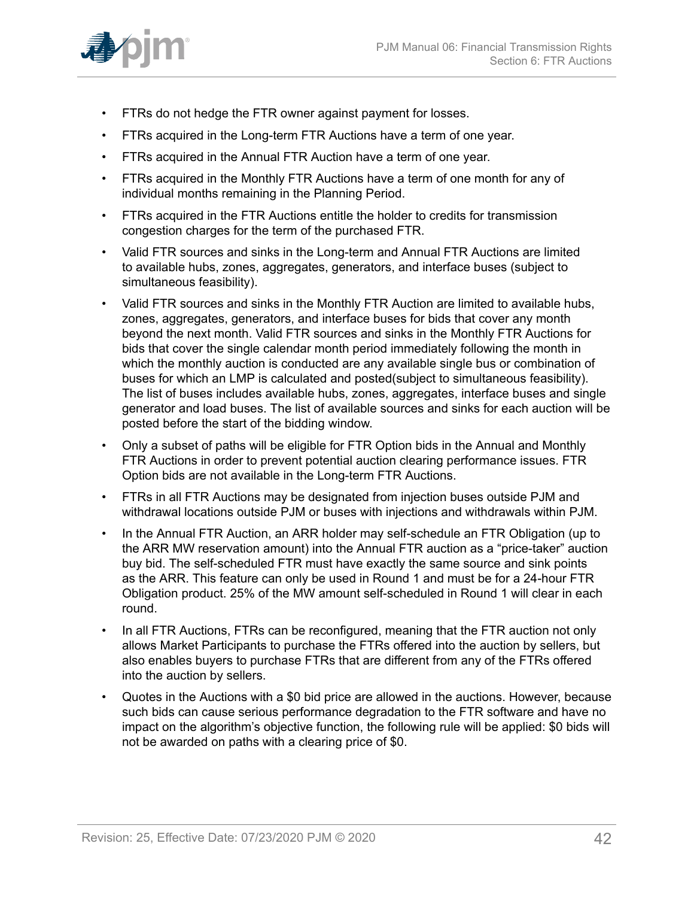- FTRs do not hedge the FTR owner against payment for losses.
- FTRs acquired in the Long-term FTR Auctions have a term of one year.
- FTRs acquired in the Annual FTR Auction have a term of one year.
- FTRs acquired in the Monthly FTR Auctions have a term of one month for any of individual months remaining in the Planning Period.
- FTRs acquired in the FTR Auctions entitle the holder to credits for transmission congestion charges for the term of the purchased FTR.
- Valid FTR sources and sinks in the Long-term and Annual FTR Auctions are limited to available hubs, zones, aggregates, generators, and interface buses (subject to simultaneous feasibility).
- Valid FTR sources and sinks in the Monthly FTR Auction are limited to available hubs, zones, aggregates, generators, and interface buses for bids that cover any month beyond the next month. Valid FTR sources and sinks in the Monthly FTR Auctions for bids that cover the single calendar month period immediately following the month in which the monthly auction is conducted are any available single bus or combination of buses for which an LMP is calculated and posted(subject to simultaneous feasibility). The list of buses includes available hubs, zones, aggregates, interface buses and single generator and load buses. The list of available sources and sinks for each auction will be posted before the start of the bidding window.
- Only a subset of paths will be eligible for FTR Option bids in the Annual and Monthly FTR Auctions in order to prevent potential auction clearing performance issues. FTR Option bids are not available in the Long-term FTR Auctions.
- FTRs in all FTR Auctions may be designated from injection buses outside PJM and withdrawal locations outside PJM or buses with injections and withdrawals within PJM.
- In the Annual FTR Auction, an ARR holder may self-schedule an FTR Obligation (up to the ARR MW reservation amount) into the Annual FTR auction as a "price-taker" auction buy bid. The self-scheduled FTR must have exactly the same source and sink points as the ARR. This feature can only be used in Round 1 and must be for a 24-hour FTR Obligation product. 25% of the MW amount self-scheduled in Round 1 will clear in each round.
- In all FTR Auctions, FTRs can be reconfigured, meaning that the FTR auction not only allows Market Participants to purchase the FTRs offered into the auction by sellers, but also enables buyers to purchase FTRs that are different from any of the FTRs offered into the auction by sellers.
- Quotes in the Auctions with a $0 bid price are allowed in the auctions. However, because such bids can cause serious performance degradation to the FTR software and have no impact on the algorithm's objective function, the following rule will be applied: $0 bids will not be awarded on paths with a clearing price of $0.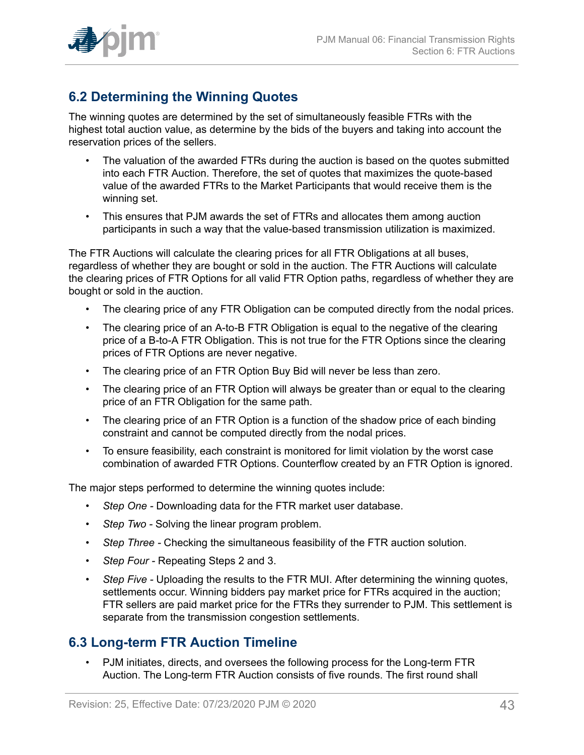## 6.2 Determining the Winning Quotes

The winning quotes are determined by the set of simultaneously feasible FTRs with the highest total auction value, as determine by the bids of the buyers and taking into account the reservation prices of the sellers.

- The valuation of the awarded FTRs during the auction is based on the quotes submitted into each FTR Auction. Therefore, the set of quotes that maximizes the quote-based value of the awarded FTRs to the Market Participants that would receive them is the winning set.
- This ensures that PJM awards the set of FTRs and allocates them among auction participants in such a way that the value-based transmission utilization is maximized.

The FTR Auctions will calculate the clearing prices for all FTR Obligations at all buses, regardless of whether they are bought or sold in the auction. The FTR Auctions will calculate the clearing prices of FTR Options for all valid FTR Option paths, regardless of whether they are bought or sold in the auction.

- The clearing price of any FTR Obligation can be computed directly from the nodal prices.
- The clearing price of an A-to-B FTR Obligation is equal to the negative of the clearing price of a B-to-A FTR Obligation. This is not true for the FTR Options since the clearing prices of FTR Options are never negative.
- The clearing price of an FTR Option Buy Bid will never be less than zero.
- The clearing price of an FTR Option will always be greater than or equal to the clearing price of an FTR Obligation for the same path.
- The clearing price of an FTR Option is a function of the shadow price of each binding constraint and cannot be computed directly from the nodal prices.
- To ensure feasibility, each constraint is monitored for limit violation by the worst case combination of awarded FTR Options. Counterflow created by an FTR Option is ignored.

The major steps performed to determine the winning quotes include:

- *Step One* - Downloading data for the FTR market user database.
- *Step Two* - Solving the linear program problem.
- *Step Three* - Checking the simultaneous feasibility of the FTR auction solution.
- *Step Four* - Repeating Steps 2 and 3.
- *Step Five* - Uploading the results to the FTR MUI. After determining the winning quotes, settlements occur. Winning bidders pay market price for FTRs acquired in the auction; FTR sellers are paid market price for the FTRs they surrender to PJM. This settlement is separate from the transmission congestion settlements.

## 6.3 Long-term FTR Auction Timeline

- PJM initiates, directs, and oversees the following process for the Long-term FTR Auction. The Long-term FTR Auction consists of five rounds. The first round shall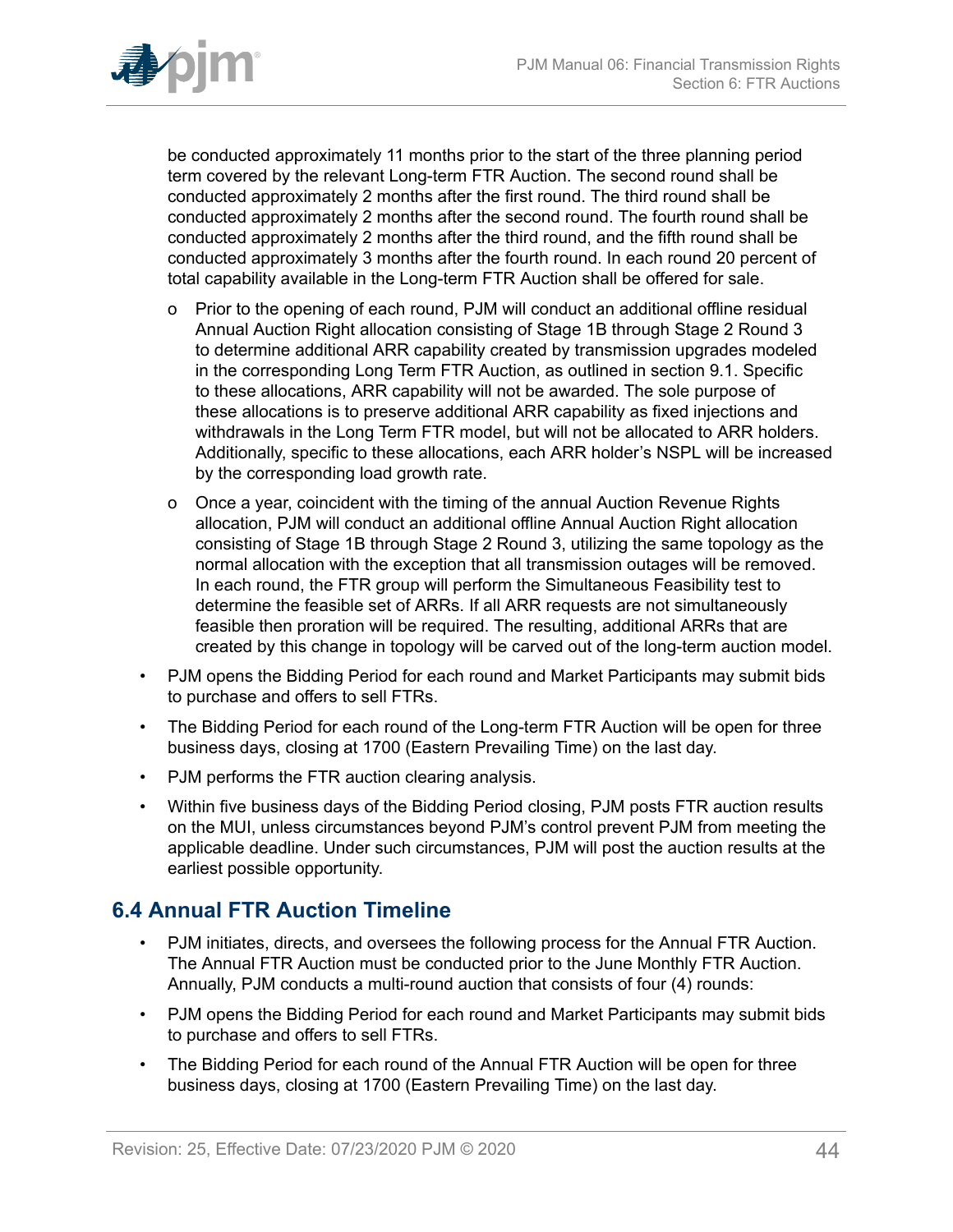be conducted approximately 11 months prior to the start of the three planning period term covered by the relevant Long-term FTR Auction. The second round shall be conducted approximately 2 months after the first round. The third round shall be conducted approximately 2 months after the second round. The fourth round shall be conducted approximately 2 months after the third round, and the fifth round shall be conducted approximately 3 months after the fourth round. In each round 20 percent of total capability available in the Long-term FTR Auction shall be offered for sale.

  - Prior to the opening of each round, PJM will conduct an additional offline residual Annual Auction Right allocation consisting of Stage 1B through Stage 2 Round 3 to determine additional ARR capability created by transmission upgrades modeled in the corresponding Long Term FTR Auction, as outlined in section 9.1. Specific to these allocations, ARR capability will not be awarded. The sole purpose of these allocations is to preserve additional ARR capability as fixed injections and withdrawals in the Long Term FTR model, but will not be allocated to ARR holders. Additionally, specific to these allocations, each ARR holder's NSPL will be increased by the corresponding load growth rate.
  - Once a year, coincident with the timing of the annual Auction Revenue Rights allocation, PJM will conduct an additional offline Annual Auction Right allocation consisting of Stage 1B through Stage 2 Round 3, utilizing the same topology as the normal allocation with the exception that all transmission outages will be removed. In each round, the FTR group will perform the Simultaneous Feasibility test to determine the feasible set of ARRs. If all ARR requests are not simultaneously feasible then proration will be required. The resulting, additional ARRs that are created by this change in topology will be carved out of the long-term auction model.

- PJM opens the Bidding Period for each round and Market Participants may submit bids to purchase and offers to sell FTRs.
- The Bidding Period for each round of the Long-term FTR Auction will be open for three business days, closing at 1700 (Eastern Prevailing Time) on the last day.
- PJM performs the FTR auction clearing analysis.
- Within five business days of the Bidding Period closing, PJM posts FTR auction results on the MUI, unless circumstances beyond PJM's control prevent PJM from meeting the applicable deadline. Under such circumstances, PJM will post the auction results at the earliest possible opportunity.

## 6.4 Annual FTR Auction Timeline

- PJM initiates, directs, and oversees the following process for the Annual FTR Auction. The Annual FTR Auction must be conducted prior to the June Monthly FTR Auction. Annually, PJM conducts a multi-round auction that consists of four (4) rounds:
- PJM opens the Bidding Period for each round and Market Participants may submit bids to purchase and offers to sell FTRs.
- The Bidding Period for each round of the Annual FTR Auction will be open for three business days, closing at 1700 (Eastern Prevailing Time) on the last day.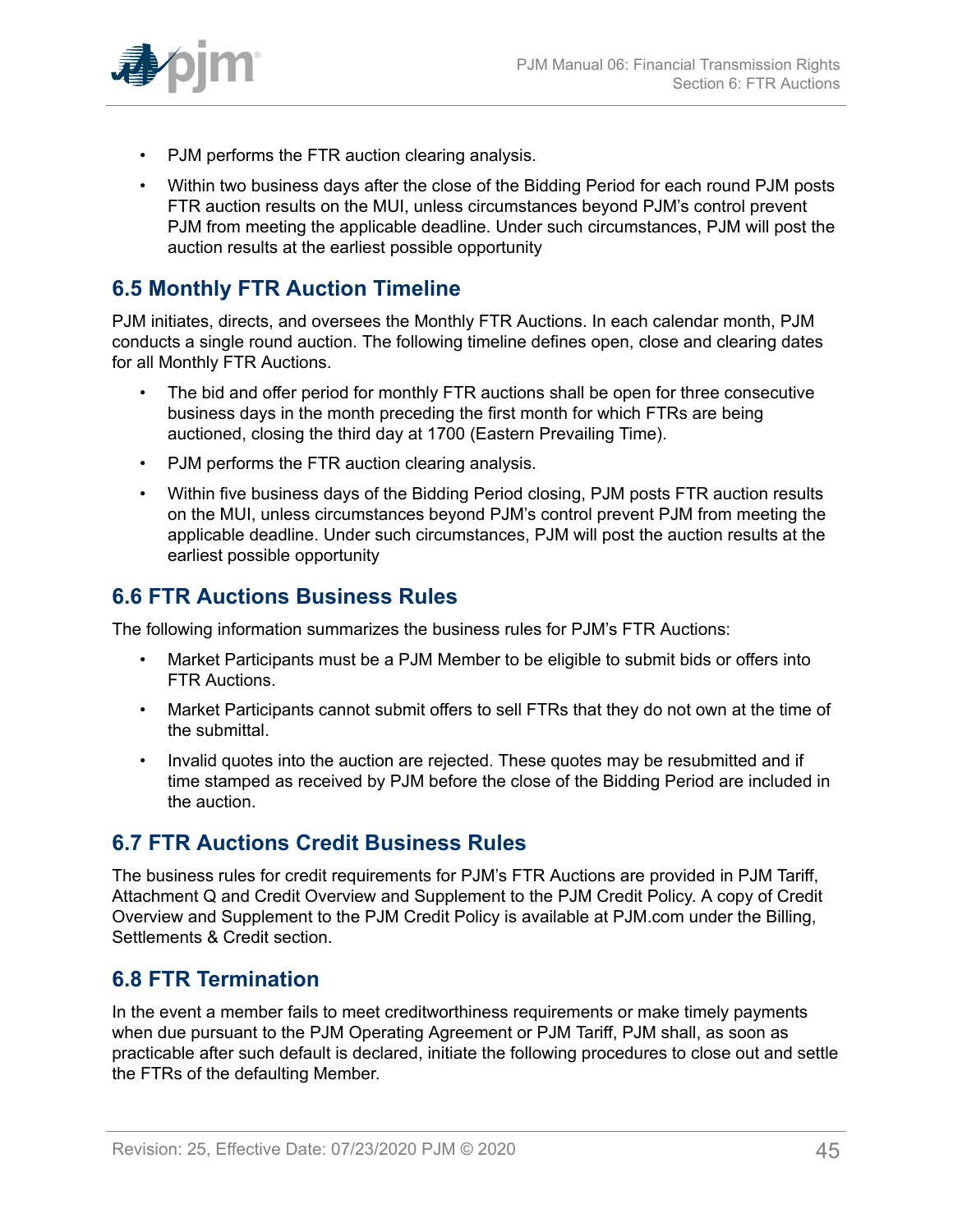- PJM performs the FTR auction clearing analysis.
- Within two business days after the close of the Bidding Period for each round PJM posts FTR auction results on the MUI, unless circumstances beyond PJM's control prevent PJM from meeting the applicable deadline. Under such circumstances, PJM will post the auction results at the earliest possible opportunity

## 6.5 Monthly FTR Auction Timeline

PJM initiates, directs, and oversees the Monthly FTR Auctions. In each calendar month, PJM conducts a single round auction. The following timeline defines open, close and clearing dates for all Monthly FTR Auctions.

- The bid and offer period for monthly FTR auctions shall be open for three consecutive business days in the month preceding the first month for which FTRs are being auctioned, closing the third day at 1700 (Eastern Prevailing Time).
- PJM performs the FTR auction clearing analysis.
- Within five business days of the Bidding Period closing, PJM posts FTR auction results on the MUI, unless circumstances beyond PJM's control prevent PJM from meeting the applicable deadline. Under such circumstances, PJM will post the auction results at the earliest possible opportunity

## 6.6 FTR Auctions Business Rules

The following information summarizes the business rules for PJM's FTR Auctions:

- Market Participants must be a PJM Member to be eligible to submit bids or offers into FTR Auctions.
- Market Participants cannot submit offers to sell FTRs that they do not own at the time of the submittal.
- Invalid quotes into the auction are rejected. These quotes may be resubmitted and if time stamped as received by PJM before the close of the Bidding Period are included in the auction.

## 6.7 FTR Auctions Credit Business Rules

The business rules for credit requirements for PJM's FTR Auctions are provided in PJM Tariff, Attachment Q and Credit Overview and Supplement to the PJM Credit Policy. A copy of Credit Overview and Supplement to the PJM Credit Policy is available at PJM.com under the Billing, Settlements & Credit section.

## 6.8 FTR Termination

In the event a member fails to meet creditworthiness requirements or make timely payments when due pursuant to the PJM Operating Agreement or PJM Tariff, PJM shall, as soon as practicable after such default is declared, initiate the following procedures to close out and settle the FTRs of the defaulting Member.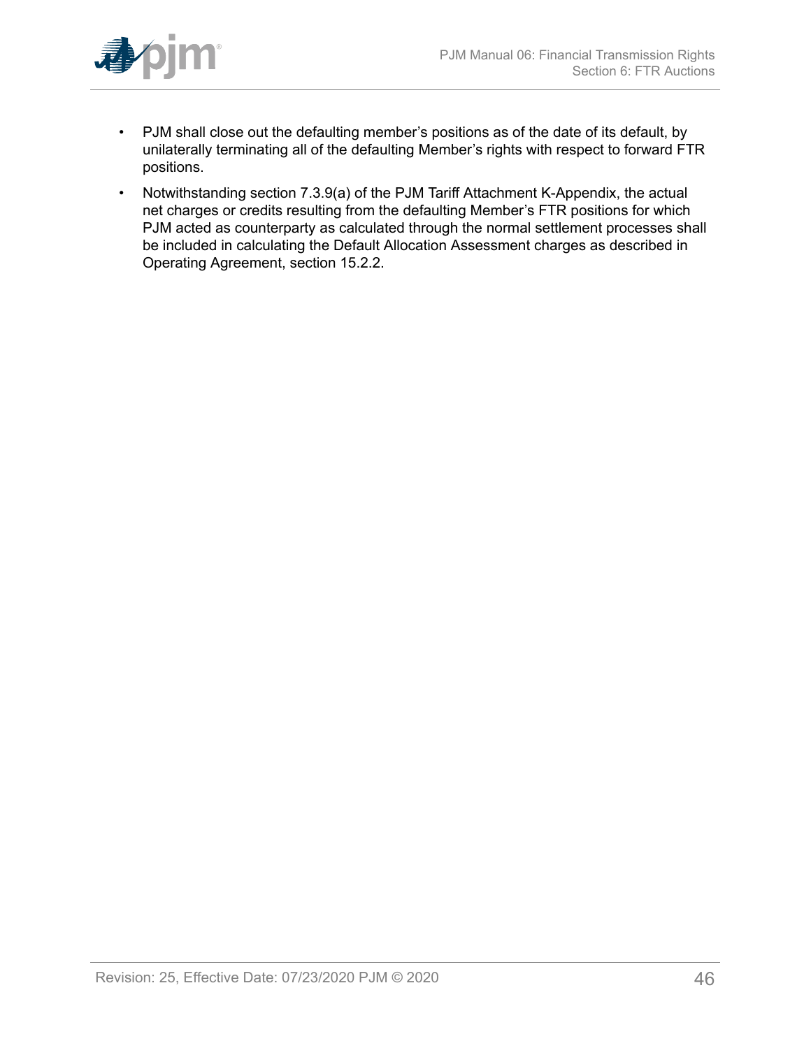- PJM shall close out the defaulting member's positions as of the date of its default, by unilaterally terminating all of the defaulting Member's rights with respect to forward FTR positions.
- Notwithstanding section 7.3.9(a) of the PJM Tariff Attachment K-Appendix, the actual net charges or credits resulting from the defaulting Member's FTR positions for which PJM acted as counterparty as calculated through the normal settlement processes shall be included in calculating the Default Allocation Assessment charges as described in Operating Agreement, section 15.2.2.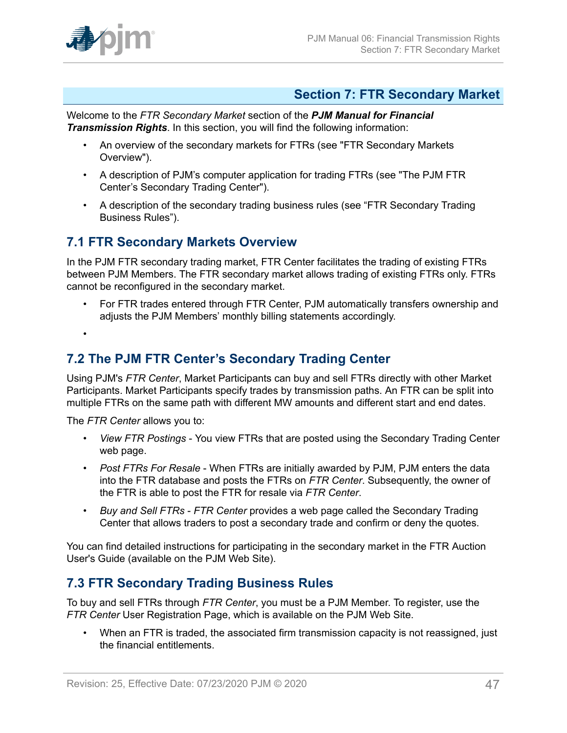## Section 7: FTR Secondary Market

Welcome to the *FTR Secondary Market* section of the ***PJM Manual for Financial Transmission Rights***. In this section, you will find the following information:

- An overview of the secondary markets for FTRs (see "FTR Secondary Markets Overview").
- A description of PJM's computer application for trading FTRs (see "The PJM FTR Center's Secondary Trading Center").
- A description of the secondary trading business rules (see "FTR Secondary Trading Business Rules").

### 7.1 FTR Secondary Markets Overview

In the PJM FTR secondary trading market, FTR Center facilitates the trading of existing FTRs between PJM Members. The FTR secondary market allows trading of existing FTRs only. FTRs cannot be reconfigured in the secondary market.

- For FTR trades entered through FTR Center, PJM automatically transfers ownership and adjusts the PJM Members' monthly billing statements accordingly.
- 

### 7.2 The PJM FTR Center's Secondary Trading Center

Using PJM's *FTR Center*, Market Participants can buy and sell FTRs directly with other Market Participants. Market Participants specify trades by transmission paths. An FTR can be split into multiple FTRs on the same path with different MW amounts and different start and end dates.

The *FTR Center* allows you to:

- *View FTR Postings* - You view FTRs that are posted using the Secondary Trading Center web page.
- *Post FTRs For Resale* - When FTRs are initially awarded by PJM, PJM enters the data into the FTR database and posts the FTRs on *FTR Center*. Subsequently, the owner of the FTR is able to post the FTR for resale via *FTR Center*.
- *Buy and Sell FTRs* - *FTR Center* provides a web page called the Secondary Trading Center that allows traders to post a secondary trade and confirm or deny the quotes.

You can find detailed instructions for participating in the secondary market in the FTR Auction User's Guide (available on the PJM Web Site).

### 7.3 FTR Secondary Trading Business Rules

To buy and sell FTRs through *FTR Center*, you must be a PJM Member. To register, use the *FTR Center* User Registration Page, which is available on the PJM Web Site.

- When an FTR is traded, the associated firm transmission capacity is not reassigned, just the financial entitlements.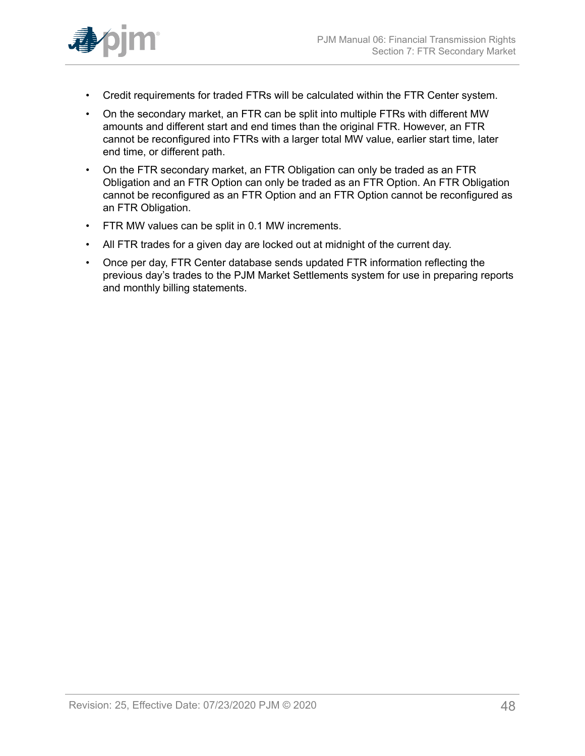- Credit requirements for traded FTRs will be calculated within the FTR Center system.
- On the secondary market, an FTR can be split into multiple FTRs with different MW amounts and different start and end times than the original FTR. However, an FTR cannot be reconfigured into FTRs with a larger total MW value, earlier start time, later end time, or different path.
- On the FTR secondary market, an FTR Obligation can only be traded as an FTR Obligation and an FTR Option can only be traded as an FTR Option. An FTR Obligation cannot be reconfigured as an FTR Option and an FTR Option cannot be reconfigured as an FTR Obligation.
- FTR MW values can be split in 0.1 MW increments.
- All FTR trades for a given day are locked out at midnight of the current day.
- Once per day, FTR Center database sends updated FTR information reflecting the previous day's trades to the PJM Market Settlements system for use in preparing reports and monthly billing statements.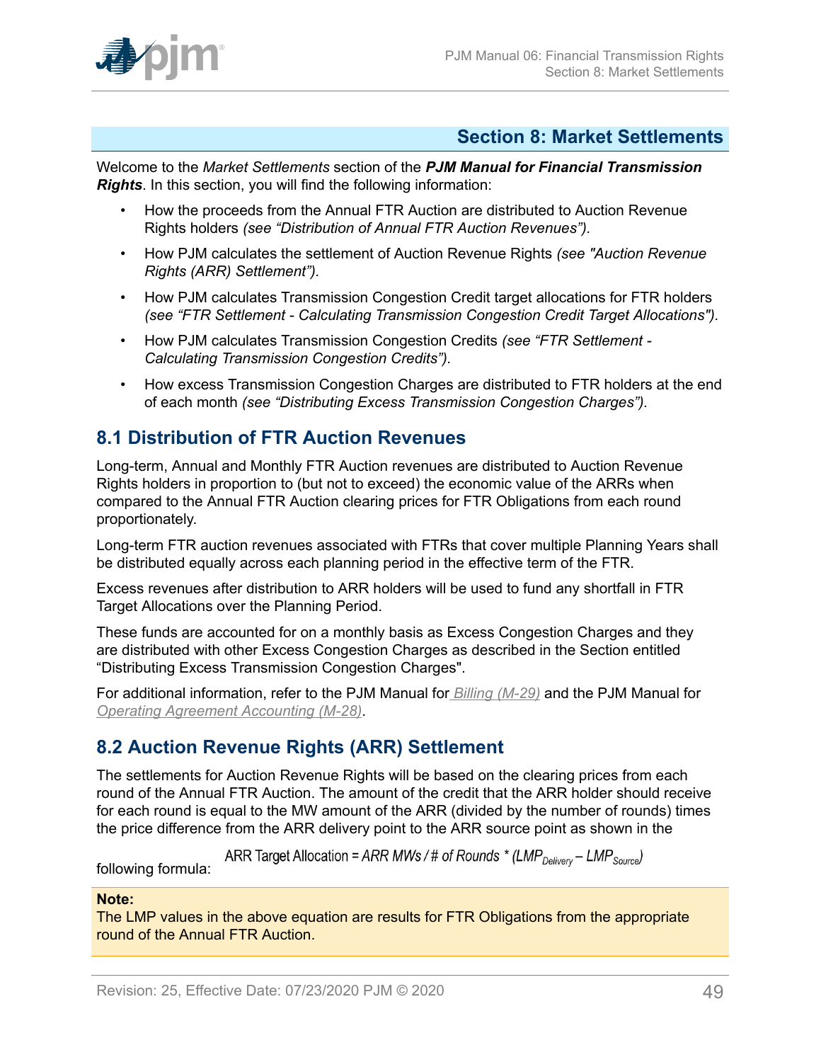## Section 8: Market Settlements

Welcome to the *Market Settlements* section of the ***PJM Manual for Financial Transmission Rights***. In this section, you will find the following information:

- How the proceeds from the Annual FTR Auction are distributed to Auction Revenue Rights holders *(see "Distribution of Annual FTR Auction Revenues").*
- How PJM calculates the settlement of Auction Revenue Rights *(see "Auction Revenue Rights (ARR) Settlement").*
- How PJM calculates Transmission Congestion Credit target allocations for FTR holders *(see "FTR Settlement - Calculating Transmission Congestion Credit Target Allocations").*
- How PJM calculates Transmission Congestion Credits *(see "FTR Settlement - Calculating Transmission Congestion Credits").*
- How excess Transmission Congestion Charges are distributed to FTR holders at the end of each month *(see "Distributing Excess Transmission Congestion Charges").*

## 8.1 Distribution of FTR Auction Revenues

Long-term, Annual and Monthly FTR Auction revenues are distributed to Auction Revenue Rights holders in proportion to (but not to exceed) the economic value of the ARRs when compared to the Annual FTR Auction clearing prices for FTR Obligations from each round proportionately.

Long-term FTR auction revenues associated with FTRs that cover multiple Planning Years shall be distributed equally across each planning period in the effective term of the FTR.

Excess revenues after distribution to ARR holders will be used to fund any shortfall in FTR Target Allocations over the Planning Period.

These funds are accounted for on a monthly basis as Excess Congestion Charges and they are distributed with other Excess Congestion Charges as described in the Section entitled "Distributing Excess Transmission Congestion Charges".

For additional information, refer to the PJM Manual for *Billing (M-29)* and the PJM Manual for *Operating Agreement Accounting (M-28)*.

## 8.2 Auction Revenue Rights (ARR) Settlement

The settlements for Auction Revenue Rights will be based on the clearing prices from each round of the Annual FTR Auction. The amount of the credit that the ARR holder should receive for each round is equal to the MW amount of the ARR (divided by the number of rounds) times the price difference from the ARR delivery point to the ARR source point as shown in the following formula:

$$\text{ARR Target Allocation} = \textit{ARR MWs / \# of Rounds} * (LMP_{Delivery} - LMP_{Source})$$

**Note:**

The LMP values in the above equation are results for FTR Obligations from the appropriate round of the Annual FTR Auction.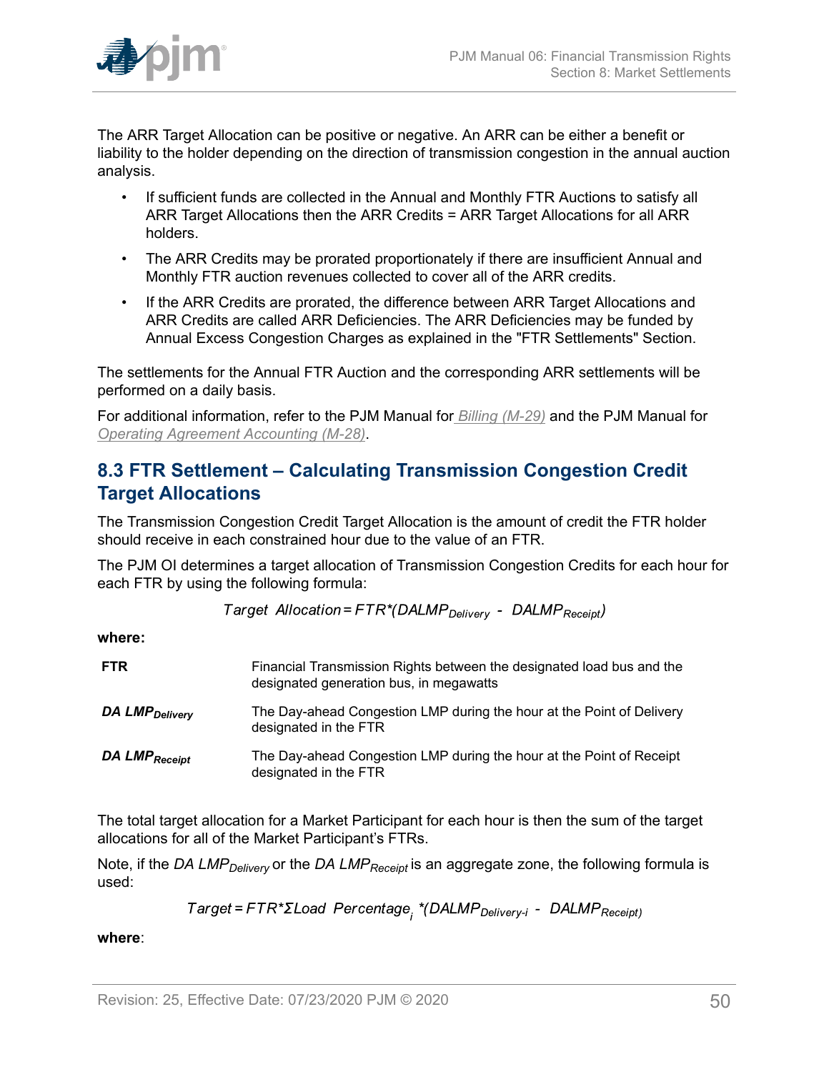The ARR Target Allocation can be positive or negative. An ARR can be either a benefit or liability to the holder depending on the direction of transmission congestion in the annual auction analysis.

- If sufficient funds are collected in the Annual and Monthly FTR Auctions to satisfy all ARR Target Allocations then the ARR Credits = ARR Target Allocations for all ARR holders.
- The ARR Credits may be prorated proportionately if there are insufficient Annual and Monthly FTR auction revenues collected to cover all of the ARR credits.
- If the ARR Credits are prorated, the difference between ARR Target Allocations and ARR Credits are called ARR Deficiencies. The ARR Deficiencies may be funded by Annual Excess Congestion Charges as explained in the "FTR Settlements" Section.

The settlements for the Annual FTR Auction and the corresponding ARR settlements will be performed on a daily basis.

For additional information, refer to the PJM Manual for [Billing (M-29)]() and the PJM Manual for [Operating Agreement Accounting (M-28)]().

## 8.3 FTR Settlement – Calculating Transmission Congestion Credit Target Allocations

The Transmission Congestion Credit Target Allocation is the amount of credit the FTR holder should receive in each constrained hour due to the value of an FTR.

The PJM OI determines a target allocation of Transmission Congestion Credits for each hour for each FTR by using the following formula:

$$Target\ \ Allocation = FTR^{*}(DALMP_{Delivery}\ -\ DALMP_{Receipt})$$

**where:**

| | |
|---|---|
| **FTR** | Financial Transmission Rights between the designated load bus and the designated generation bus, in megawatts |
| $DA\ LMP_{Delivery}$ | The Day-ahead Congestion LMP during the hour at the Point of Delivery designated in the FTR |
| $DA\ LMP_{Receipt}$ | The Day-ahead Congestion LMP during the hour at the Point of Receipt designated in the FTR |

The total target allocation for a Market Participant for each hour is then the sum of the target allocations for all of the Market Participant's FTRs.

Note, if the $DA\ LMP_{Delivery}$ or the $DA\ LMP_{Receipt}$ is an aggregate zone, the following formula is used:

$$Target = FTR^{*}\Sigma Load\ \ Percentage_{i}\ ^{*}(DALMP_{Delivery\text{-}i}\ -\ DALMP_{Receipt})$$

**where**: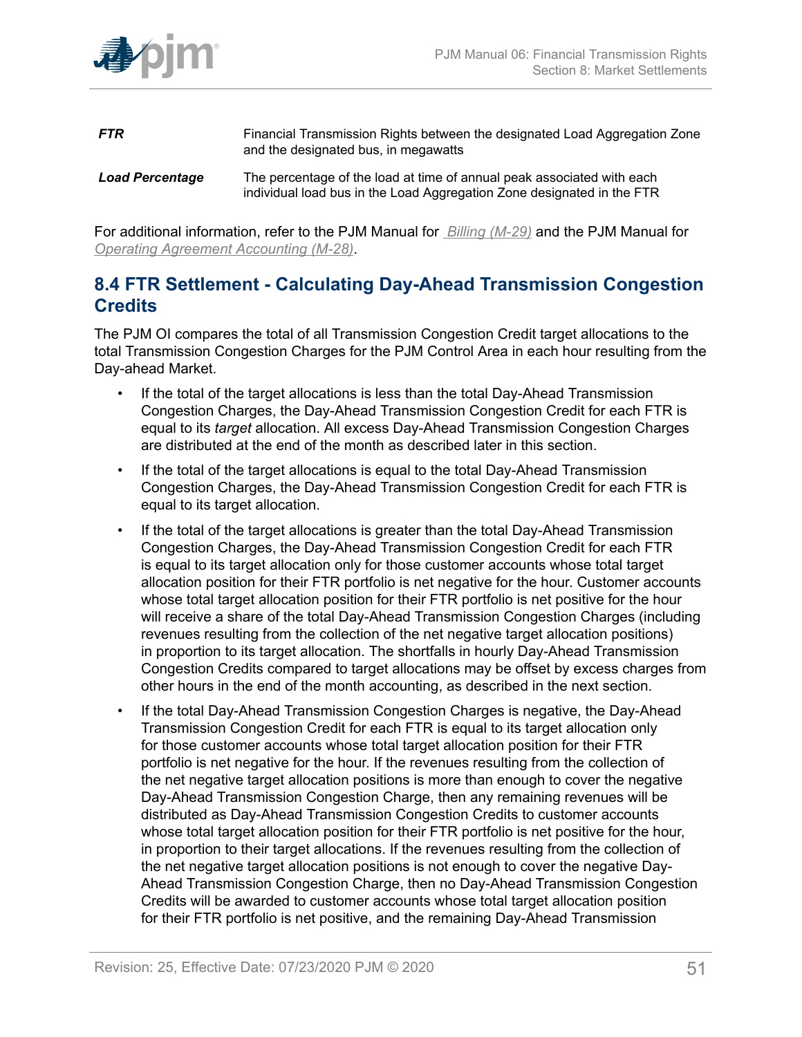| | |
|---|---|
| ***FTR*** | Financial Transmission Rights between the designated Load Aggregation Zone and the designated bus, in megawatts |
| ***Load Percentage*** | The percentage of the load at time of annual peak associated with each individual load bus in the Load Aggregation Zone designated in the FTR |

For additional information, refer to the PJM Manual for *Billing (M-29)* and the PJM Manual for *Operating Agreement Accounting (M-28)*.

## 8.4 FTR Settlement - Calculating Day-Ahead Transmission Congestion Credits

The PJM OI compares the total of all Transmission Congestion Credit target allocations to the total Transmission Congestion Charges for the PJM Control Area in each hour resulting from the Day-ahead Market.

- If the total of the target allocations is less than the total Day-Ahead Transmission Congestion Charges, the Day-Ahead Transmission Congestion Credit for each FTR is equal to its *target* allocation. All excess Day-Ahead Transmission Congestion Charges are distributed at the end of the month as described later in this section.
- If the total of the target allocations is equal to the total Day-Ahead Transmission Congestion Charges, the Day-Ahead Transmission Congestion Credit for each FTR is equal to its target allocation.
- If the total of the target allocations is greater than the total Day-Ahead Transmission Congestion Charges, the Day-Ahead Transmission Congestion Credit for each FTR is equal to its target allocation only for those customer accounts whose total target allocation position for their FTR portfolio is net negative for the hour. Customer accounts whose total target allocation position for their FTR portfolio is net positive for the hour will receive a share of the total Day-Ahead Transmission Congestion Charges (including revenues resulting from the collection of the net negative target allocation positions) in proportion to its target allocation. The shortfalls in hourly Day-Ahead Transmission Congestion Credits compared to target allocations may be offset by excess charges from other hours in the end of the month accounting, as described in the next section.
- If the total Day-Ahead Transmission Congestion Charges is negative, the Day-Ahead Transmission Congestion Credit for each FTR is equal to its target allocation only for those customer accounts whose total target allocation position for their FTR portfolio is net negative for the hour. If the revenues resulting from the collection of the net negative target allocation positions is more than enough to cover the negative Day-Ahead Transmission Congestion Charge, then any remaining revenues will be distributed as Day-Ahead Transmission Congestion Credits to customer accounts whose total target allocation position for their FTR portfolio is net positive for the hour, in proportion to their target allocations. If the revenues resulting from the collection of the net negative target allocation positions is not enough to cover the negative Day-Ahead Transmission Congestion Charge, then no Day-Ahead Transmission Congestion Credits will be awarded to customer accounts whose total target allocation position for their FTR portfolio is net positive, and the remaining Day-Ahead Transmission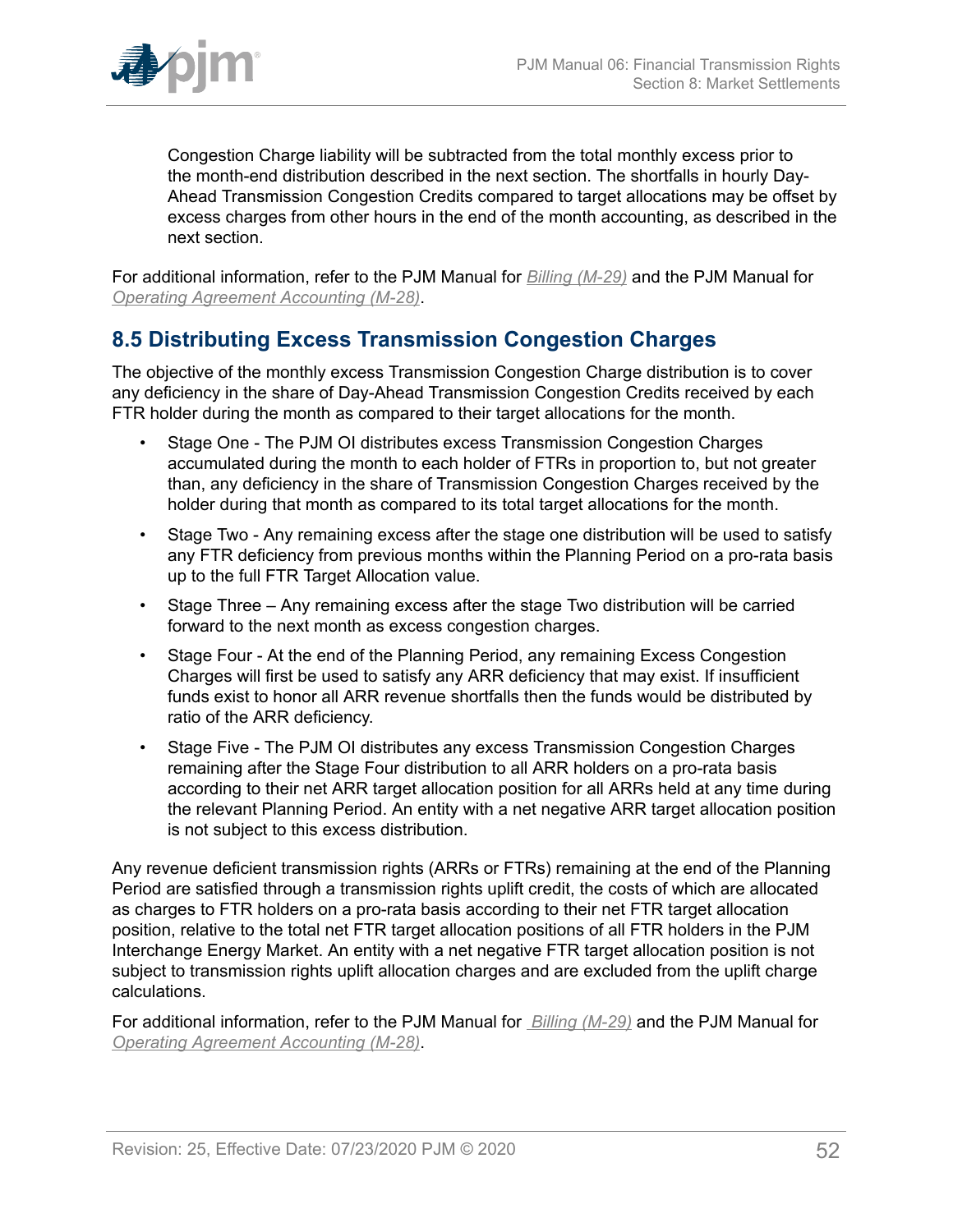Congestion Charge liability will be subtracted from the total monthly excess prior to the month-end distribution described in the next section. The shortfalls in hourly Day-Ahead Transmission Congestion Credits compared to target allocations may be offset by excess charges from other hours in the end of the month accounting, as described in the next section.

For additional information, refer to the PJM Manual for *Billing (M-29)* and the PJM Manual for *Operating Agreement Accounting (M-28)*.

## 8.5 Distributing Excess Transmission Congestion Charges

The objective of the monthly excess Transmission Congestion Charge distribution is to cover any deficiency in the share of Day-Ahead Transmission Congestion Credits received by each FTR holder during the month as compared to their target allocations for the month.

- Stage One - The PJM OI distributes excess Transmission Congestion Charges accumulated during the month to each holder of FTRs in proportion to, but not greater than, any deficiency in the share of Transmission Congestion Charges received by the holder during that month as compared to its total target allocations for the month.
- Stage Two - Any remaining excess after the stage one distribution will be used to satisfy any FTR deficiency from previous months within the Planning Period on a pro-rata basis up to the full FTR Target Allocation value.
- Stage Three – Any remaining excess after the stage Two distribution will be carried forward to the next month as excess congestion charges.
- Stage Four - At the end of the Planning Period, any remaining Excess Congestion Charges will first be used to satisfy any ARR deficiency that may exist. If insufficient funds exist to honor all ARR revenue shortfalls then the funds would be distributed by ratio of the ARR deficiency.
- Stage Five - The PJM OI distributes any excess Transmission Congestion Charges remaining after the Stage Four distribution to all ARR holders on a pro-rata basis according to their net ARR target allocation position for all ARRs held at any time during the relevant Planning Period. An entity with a net negative ARR target allocation position is not subject to this excess distribution.

Any revenue deficient transmission rights (ARRs or FTRs) remaining at the end of the Planning Period are satisfied through a transmission rights uplift credit, the costs of which are allocated as charges to FTR holders on a pro-rata basis according to their net FTR target allocation position, relative to the total net FTR target allocation positions of all FTR holders in the PJM Interchange Energy Market. An entity with a net negative FTR target allocation position is not subject to transmission rights uplift allocation charges and are excluded from the uplift charge calculations.

For additional information, refer to the PJM Manual for *Billing (M-29)* and the PJM Manual for *Operating Agreement Accounting (M-28)*.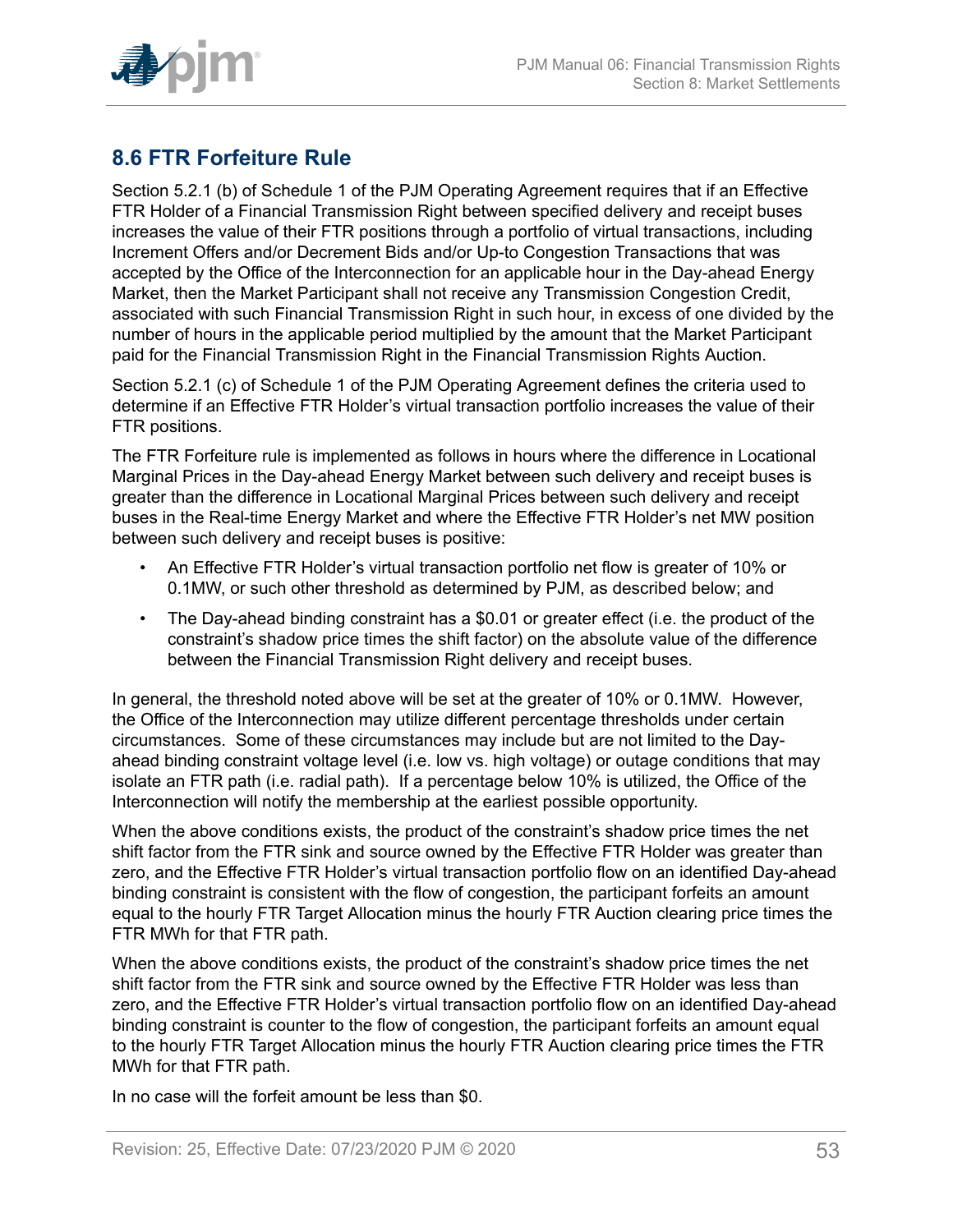## 8.6 FTR Forfeiture Rule

Section 5.2.1 (b) of Schedule 1 of the PJM Operating Agreement requires that if an Effective FTR Holder of a Financial Transmission Right between specified delivery and receipt buses increases the value of their FTR positions through a portfolio of virtual transactions, including Increment Offers and/or Decrement Bids and/or Up-to Congestion Transactions that was accepted by the Office of the Interconnection for an applicable hour in the Day-ahead Energy Market, then the Market Participant shall not receive any Transmission Congestion Credit, associated with such Financial Transmission Right in such hour, in excess of one divided by the number of hours in the applicable period multiplied by the amount that the Market Participant paid for the Financial Transmission Right in the Financial Transmission Rights Auction.

Section 5.2.1 (c) of Schedule 1 of the PJM Operating Agreement defines the criteria used to determine if an Effective FTR Holder's virtual transaction portfolio increases the value of their FTR positions.

The FTR Forfeiture rule is implemented as follows in hours where the difference in Locational Marginal Prices in the Day-ahead Energy Market between such delivery and receipt buses is greater than the difference in Locational Marginal Prices between such delivery and receipt buses in the Real-time Energy Market and where the Effective FTR Holder's net MW position between such delivery and receipt buses is positive:

- An Effective FTR Holder's virtual transaction portfolio net flow is greater of 10% or 0.1MW, or such other threshold as determined by PJM, as described below; and
- The Day-ahead binding constraint has a $0.01 or greater effect (i.e. the product of the constraint's shadow price times the shift factor) on the absolute value of the difference between the Financial Transmission Right delivery and receipt buses.

In general, the threshold noted above will be set at the greater of 10% or 0.1MW. However, the Office of the Interconnection may utilize different percentage thresholds under certain circumstances. Some of these circumstances may include but are not limited to the Day-ahead binding constraint voltage level (i.e. low vs. high voltage) or outage conditions that may isolate an FTR path (i.e. radial path). If a percentage below 10% is utilized, the Office of the Interconnection will notify the membership at the earliest possible opportunity.

When the above conditions exists, the product of the constraint's shadow price times the net shift factor from the FTR sink and source owned by the Effective FTR Holder was greater than zero, and the Effective FTR Holder's virtual transaction portfolio flow on an identified Day-ahead binding constraint is consistent with the flow of congestion, the participant forfeits an amount equal to the hourly FTR Target Allocation minus the hourly FTR Auction clearing price times the FTR MWh for that FTR path.

When the above conditions exists, the product of the constraint's shadow price times the net shift factor from the FTR sink and source owned by the Effective FTR Holder was less than zero, and the Effective FTR Holder's virtual transaction portfolio flow on an identified Day-ahead binding constraint is counter to the flow of congestion, the participant forfeits an amount equal to the hourly FTR Target Allocation minus the hourly FTR Auction clearing price times the FTR MWh for that FTR path.

In no case will the forfeit amount be less than $0.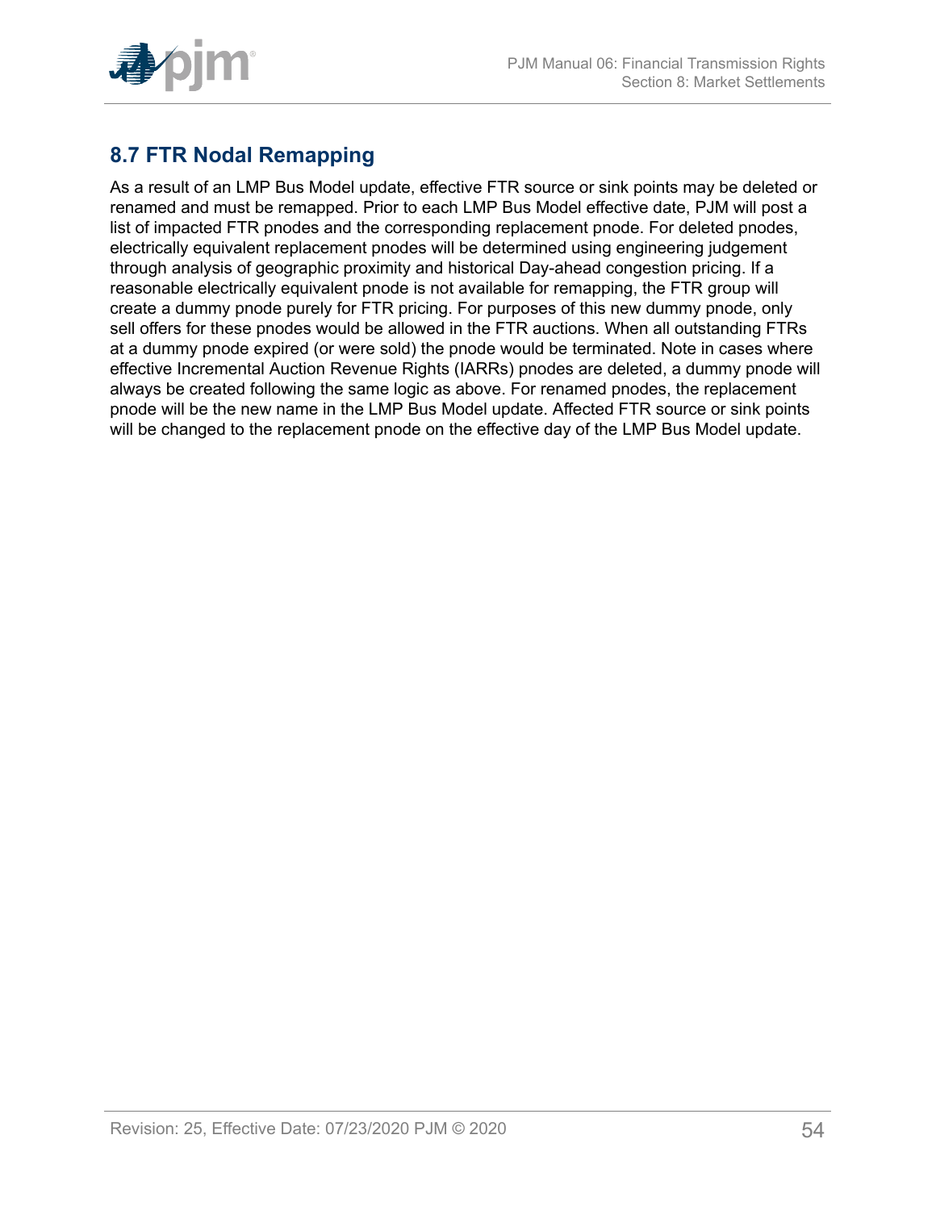## 8.7 FTR Nodal Remapping

As a result of an LMP Bus Model update, effective FTR source or sink points may be deleted or renamed and must be remapped. Prior to each LMP Bus Model effective date, PJM will post a list of impacted FTR pnodes and the corresponding replacement pnode. For deleted pnodes, electrically equivalent replacement pnodes will be determined using engineering judgement through analysis of geographic proximity and historical Day-ahead congestion pricing. If a reasonable electrically equivalent pnode is not available for remapping, the FTR group will create a dummy pnode purely for FTR pricing. For purposes of this new dummy pnode, only sell offers for these pnodes would be allowed in the FTR auctions. When all outstanding FTRs at a dummy pnode expired (or were sold) the pnode would be terminated. Note in cases where effective Incremental Auction Revenue Rights (IARRs) pnodes are deleted, a dummy pnode will always be created following the same logic as above. For renamed pnodes, the replacement pnode will be the new name in the LMP Bus Model update. Affected FTR source or sink points will be changed to the replacement pnode on the effective day of the LMP Bus Model update.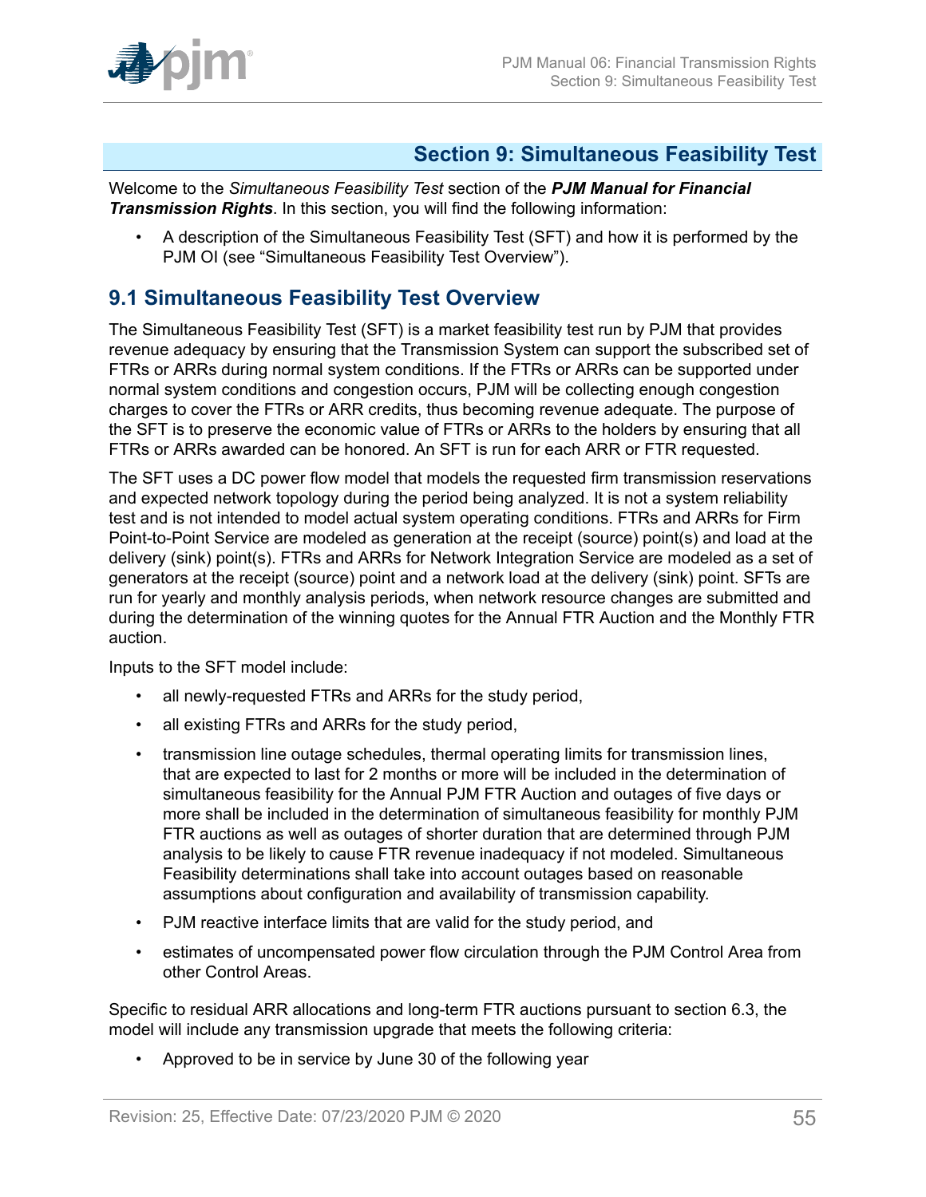# Section 9: Simultaneous Feasibility Test

Welcome to the *Simultaneous Feasibility Test* section of the ***PJM Manual for Financial Transmission Rights***. In this section, you will find the following information:

- A description of the Simultaneous Feasibility Test (SFT) and how it is performed by the PJM OI (see "Simultaneous Feasibility Test Overview").

## 9.1 Simultaneous Feasibility Test Overview

The Simultaneous Feasibility Test (SFT) is a market feasibility test run by PJM that provides revenue adequacy by ensuring that the Transmission System can support the subscribed set of FTRs or ARRs during normal system conditions. If the FTRs or ARRs can be supported under normal system conditions and congestion occurs, PJM will be collecting enough congestion charges to cover the FTRs or ARR credits, thus becoming revenue adequate. The purpose of the SFT is to preserve the economic value of FTRs or ARRs to the holders by ensuring that all FTRs or ARRs awarded can be honored. An SFT is run for each ARR or FTR requested.

The SFT uses a DC power flow model that models the requested firm transmission reservations and expected network topology during the period being analyzed. It is not a system reliability test and is not intended to model actual system operating conditions. FTRs and ARRs for Firm Point-to-Point Service are modeled as generation at the receipt (source) point(s) and load at the delivery (sink) point(s). FTRs and ARRs for Network Integration Service are modeled as a set of generators at the receipt (source) point and a network load at the delivery (sink) point. SFTs are run for yearly and monthly analysis periods, when network resource changes are submitted and during the determination of the winning quotes for the Annual FTR Auction and the Monthly FTR auction.

Inputs to the SFT model include:

- all newly-requested FTRs and ARRs for the study period,
- all existing FTRs and ARRs for the study period,
- transmission line outage schedules, thermal operating limits for transmission lines, that are expected to last for 2 months or more will be included in the determination of simultaneous feasibility for the Annual PJM FTR Auction and outages of five days or more shall be included in the determination of simultaneous feasibility for monthly PJM FTR auctions as well as outages of shorter duration that are determined through PJM analysis to be likely to cause FTR revenue inadequacy if not modeled. Simultaneous Feasibility determinations shall take into account outages based on reasonable assumptions about configuration and availability of transmission capability.
- PJM reactive interface limits that are valid for the study period, and
- estimates of uncompensated power flow circulation through the PJM Control Area from other Control Areas.

Specific to residual ARR allocations and long-term FTR auctions pursuant to section 6.3, the model will include any transmission upgrade that meets the following criteria:

- Approved to be in service by June 30 of the following year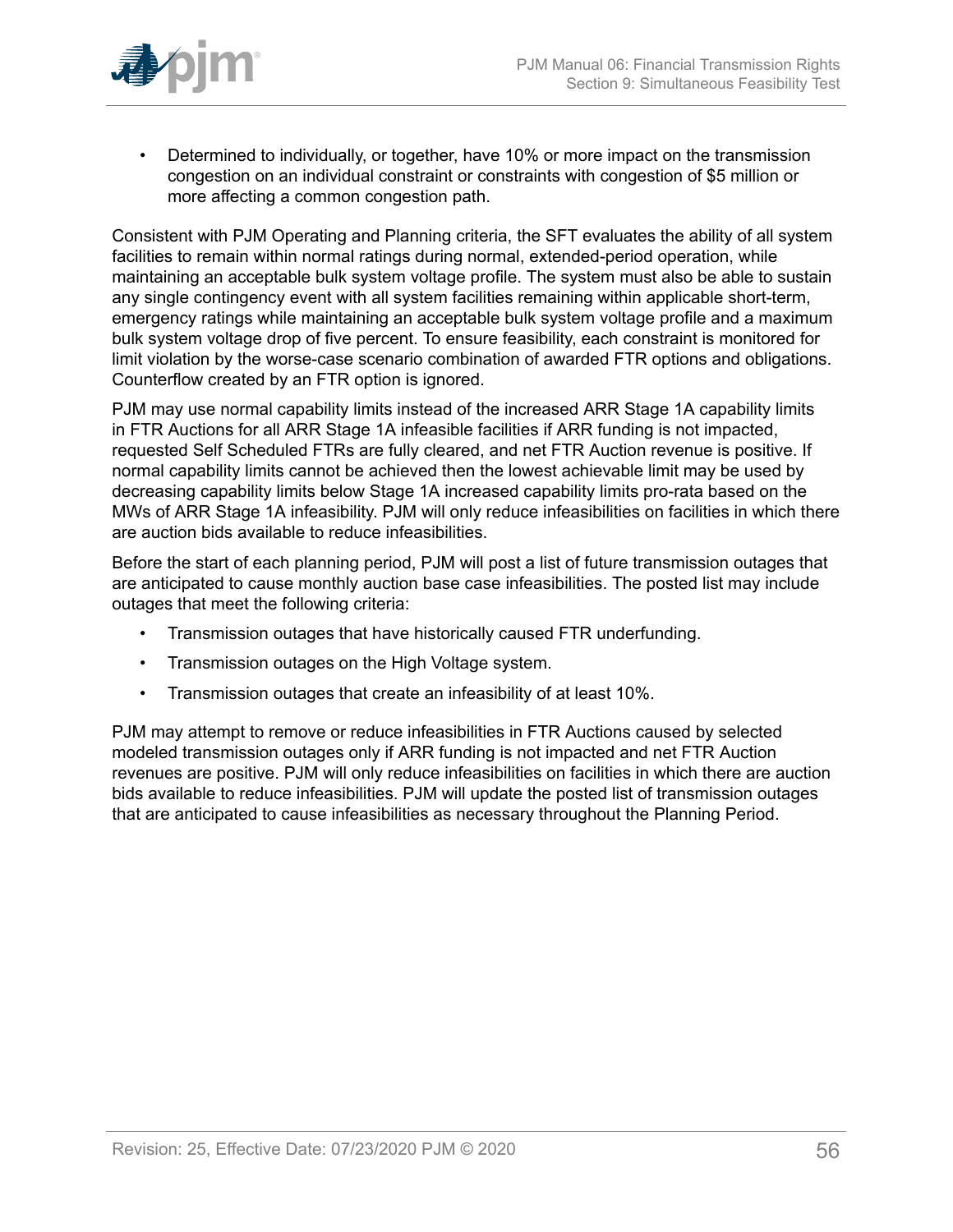- Determined to individually, or together, have 10% or more impact on the transmission congestion on an individual constraint or constraints with congestion of $5 million or more affecting a common congestion path.

Consistent with PJM Operating and Planning criteria, the SFT evaluates the ability of all system facilities to remain within normal ratings during normal, extended-period operation, while maintaining an acceptable bulk system voltage profile. The system must also be able to sustain any single contingency event with all system facilities remaining within applicable short-term, emergency ratings while maintaining an acceptable bulk system voltage profile and a maximum bulk system voltage drop of five percent. To ensure feasibility, each constraint is monitored for limit violation by the worse-case scenario combination of awarded FTR options and obligations. Counterflow created by an FTR option is ignored.

PJM may use normal capability limits instead of the increased ARR Stage 1A capability limits in FTR Auctions for all ARR Stage 1A infeasible facilities if ARR funding is not impacted, requested Self Scheduled FTRs are fully cleared, and net FTR Auction revenue is positive. If normal capability limits cannot be achieved then the lowest achievable limit may be used by decreasing capability limits below Stage 1A increased capability limits pro-rata based on the MWs of ARR Stage 1A infeasibility. PJM will only reduce infeasibilities on facilities in which there are auction bids available to reduce infeasibilities.

Before the start of each planning period, PJM will post a list of future transmission outages that are anticipated to cause monthly auction base case infeasibilities. The posted list may include outages that meet the following criteria:

- Transmission outages that have historically caused FTR underfunding.
- Transmission outages on the High Voltage system.
- Transmission outages that create an infeasibility of at least 10%.

PJM may attempt to remove or reduce infeasibilities in FTR Auctions caused by selected modeled transmission outages only if ARR funding is not impacted and net FTR Auction revenues are positive. PJM will only reduce infeasibilities on facilities in which there are auction bids available to reduce infeasibilities. PJM will update the posted list of transmission outages that are anticipated to cause infeasibilities as necessary throughout the Planning Period.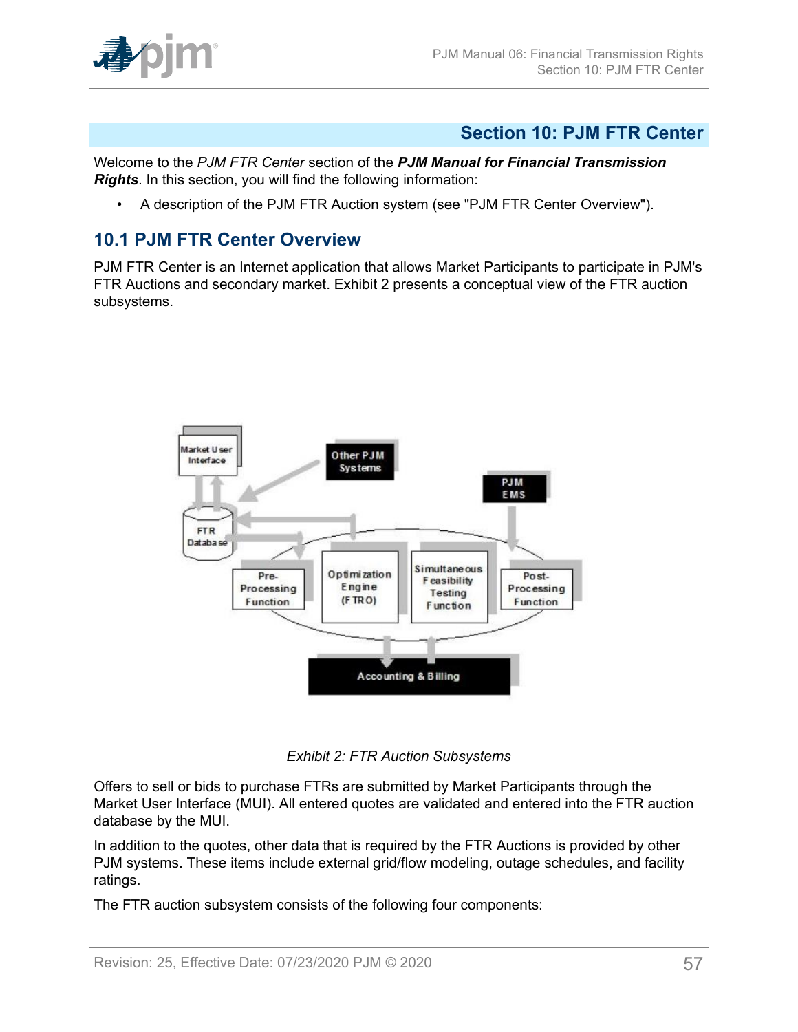# Section 10: PJM FTR Center

Welcome to the *PJM FTR Center* section of the ***PJM Manual for Financial Transmission Rights***. In this section, you will find the following information:

- A description of the PJM FTR Auction system (see "PJM FTR Center Overview").

## 10.1 PJM FTR Center Overview

PJM FTR Center is an Internet application that allows Market Participants to participate in PJM's FTR Auctions and secondary market. Exhibit 2 presents a conceptual view of the FTR auction subsystems.

*Exhibit 2: FTR Auction Subsystems*

Offers to sell or bids to purchase FTRs are submitted by Market Participants through the Market User Interface (MUI). All entered quotes are validated and entered into the FTR auction database by the MUI.

In addition to the quotes, other data that is required by the FTR Auctions is provided by other PJM systems. These items include external grid/flow modeling, outage schedules, and facility ratings.

The FTR auction subsystem consists of the following four components: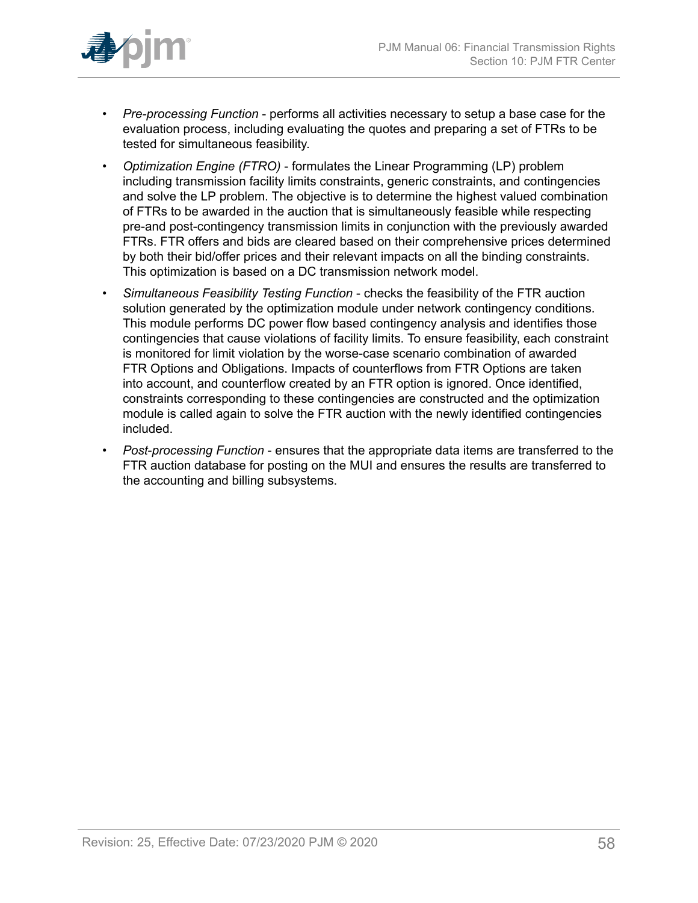- *Pre-processing Function* - performs all activities necessary to setup a base case for the evaluation process, including evaluating the quotes and preparing a set of FTRs to be tested for simultaneous feasibility.
- *Optimization Engine (FTRO)* - formulates the Linear Programming (LP) problem including transmission facility limits constraints, generic constraints, and contingencies and solve the LP problem. The objective is to determine the highest valued combination of FTRs to be awarded in the auction that is simultaneously feasible while respecting pre-and post-contingency transmission limits in conjunction with the previously awarded FTRs. FTR offers and bids are cleared based on their comprehensive prices determined by both their bid/offer prices and their relevant impacts on all the binding constraints. This optimization is based on a DC transmission network model.
- *Simultaneous Feasibility Testing Function* - checks the feasibility of the FTR auction solution generated by the optimization module under network contingency conditions. This module performs DC power flow based contingency analysis and identifies those contingencies that cause violations of facility limits. To ensure feasibility, each constraint is monitored for limit violation by the worse-case scenario combination of awarded FTR Options and Obligations. Impacts of counterflows from FTR Options are taken into account, and counterflow created by an FTR option is ignored. Once identified, constraints corresponding to these contingencies are constructed and the optimization module is called again to solve the FTR auction with the newly identified contingencies included.
- *Post-processing Function* - ensures that the appropriate data items are transferred to the FTR auction database for posting on the MUI and ensures the results are transferred to the accounting and billing subsystems.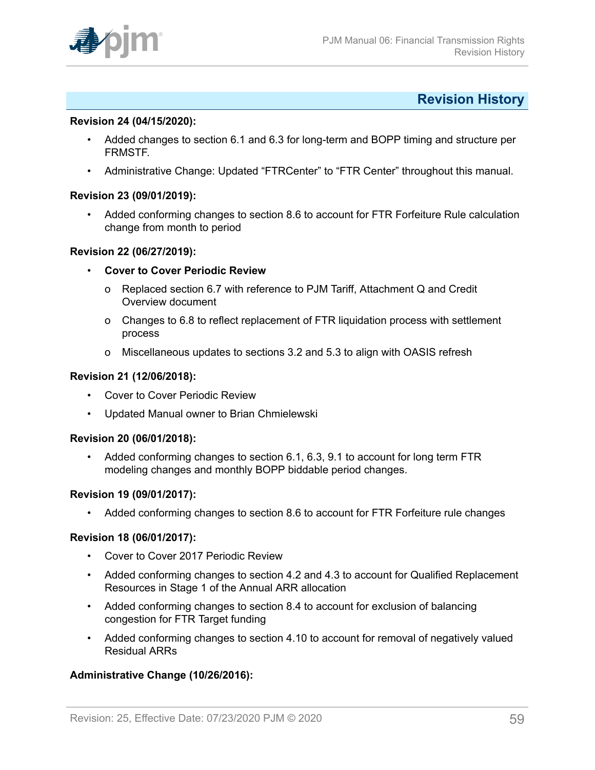## Revision History

**Revision 24 (04/15/2020):**

- Added changes to section 6.1 and 6.3 for long-term and BOPP timing and structure per FRMSTF.
- Administrative Change: Updated “FTRCenter” to “FTR Center” throughout this manual.

**Revision 23 (09/01/2019):**

- Added conforming changes to section 8.6 to account for FTR Forfeiture Rule calculation change from month to period

**Revision 22 (06/27/2019):**

- **Cover to Cover Periodic Review**
  - Replaced section 6.7 with reference to PJM Tariff, Attachment Q and Credit Overview document
  - Changes to 6.8 to reflect replacement of FTR liquidation process with settlement process
  - Miscellaneous updates to sections 3.2 and 5.3 to align with OASIS refresh

**Revision 21 (12/06/2018):**

- Cover to Cover Periodic Review
- Updated Manual owner to Brian Chmielewski

**Revision 20 (06/01/2018):**

- Added conforming changes to section 6.1, 6.3, 9.1 to account for long term FTR modeling changes and monthly BOPP biddable period changes.

**Revision 19 (09/01/2017):**

- Added conforming changes to section 8.6 to account for FTR Forfeiture rule changes

**Revision 18 (06/01/2017):**

- Cover to Cover 2017 Periodic Review
- Added conforming changes to section 4.2 and 4.3 to account for Qualified Replacement Resources in Stage 1 of the Annual ARR allocation
- Added conforming changes to section 8.4 to account for exclusion of balancing congestion for FTR Target funding
- Added conforming changes to section 4.10 to account for removal of negatively valued Residual ARRs

**Administrative Change (10/26/2016):**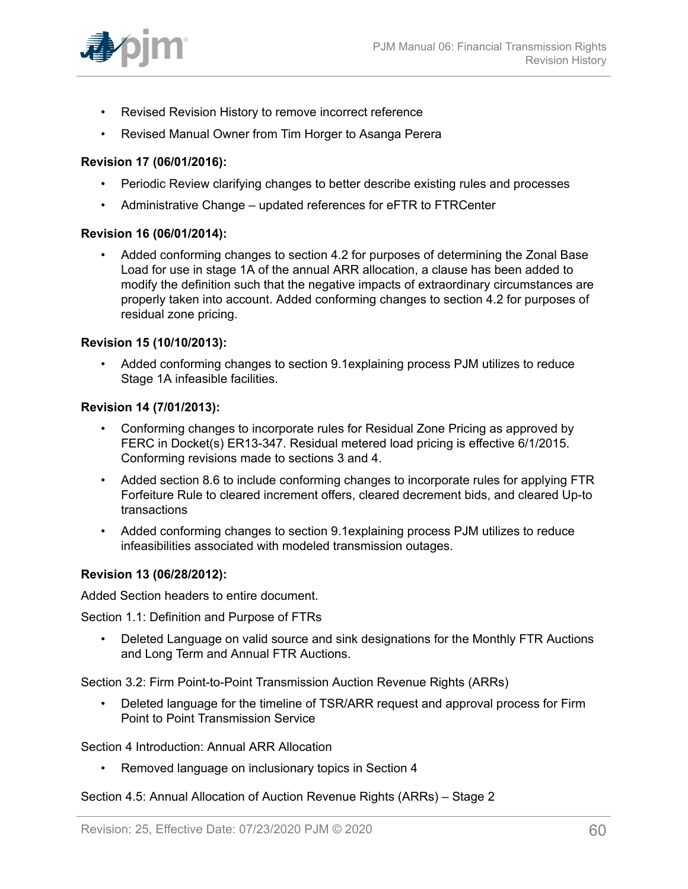- Revised Revision History to remove incorrect reference
- Revised Manual Owner from Tim Horger to Asanga Perera

**Revision 17 (06/01/2016):**

- Periodic Review clarifying changes to better describe existing rules and processes
- Administrative Change – updated references for eFTR to FTRCenter

**Revision 16 (06/01/2014):**

- Added conforming changes to section 4.2 for purposes of determining the Zonal Base Load for use in stage 1A of the annual ARR allocation, a clause has been added to modify the definition such that the negative impacts of extraordinary circumstances are properly taken into account. Added conforming changes to section 4.2 for purposes of residual zone pricing.

**Revision 15 (10/10/2013):**

- Added conforming changes to section 9.1explaining process PJM utilizes to reduce Stage 1A infeasible facilities.

**Revision 14 (7/01/2013):**

- Conforming changes to incorporate rules for Residual Zone Pricing as approved by FERC in Docket(s) ER13-347. Residual metered load pricing is effective 6/1/2015. Conforming revisions made to sections 3 and 4.
- Added section 8.6 to include conforming changes to incorporate rules for applying FTR Forfeiture Rule to cleared increment offers, cleared decrement bids, and cleared Up-to transactions
- Added conforming changes to section 9.1explaining process PJM utilizes to reduce infeasibilities associated with modeled transmission outages.

**Revision 13 (06/28/2012):**

Added Section headers to entire document.

Section 1.1: Definition and Purpose of FTRs

- Deleted Language on valid source and sink designations for the Monthly FTR Auctions and Long Term and Annual FTR Auctions.

Section 3.2: Firm Point-to-Point Transmission Auction Revenue Rights (ARRs)

- Deleted language for the timeline of TSR/ARR request and approval process for Firm Point to Point Transmission Service

Section 4 Introduction: Annual ARR Allocation

- Removed language on inclusionary topics in Section 4

Section 4.5: Annual Allocation of Auction Revenue Rights (ARRs) – Stage 2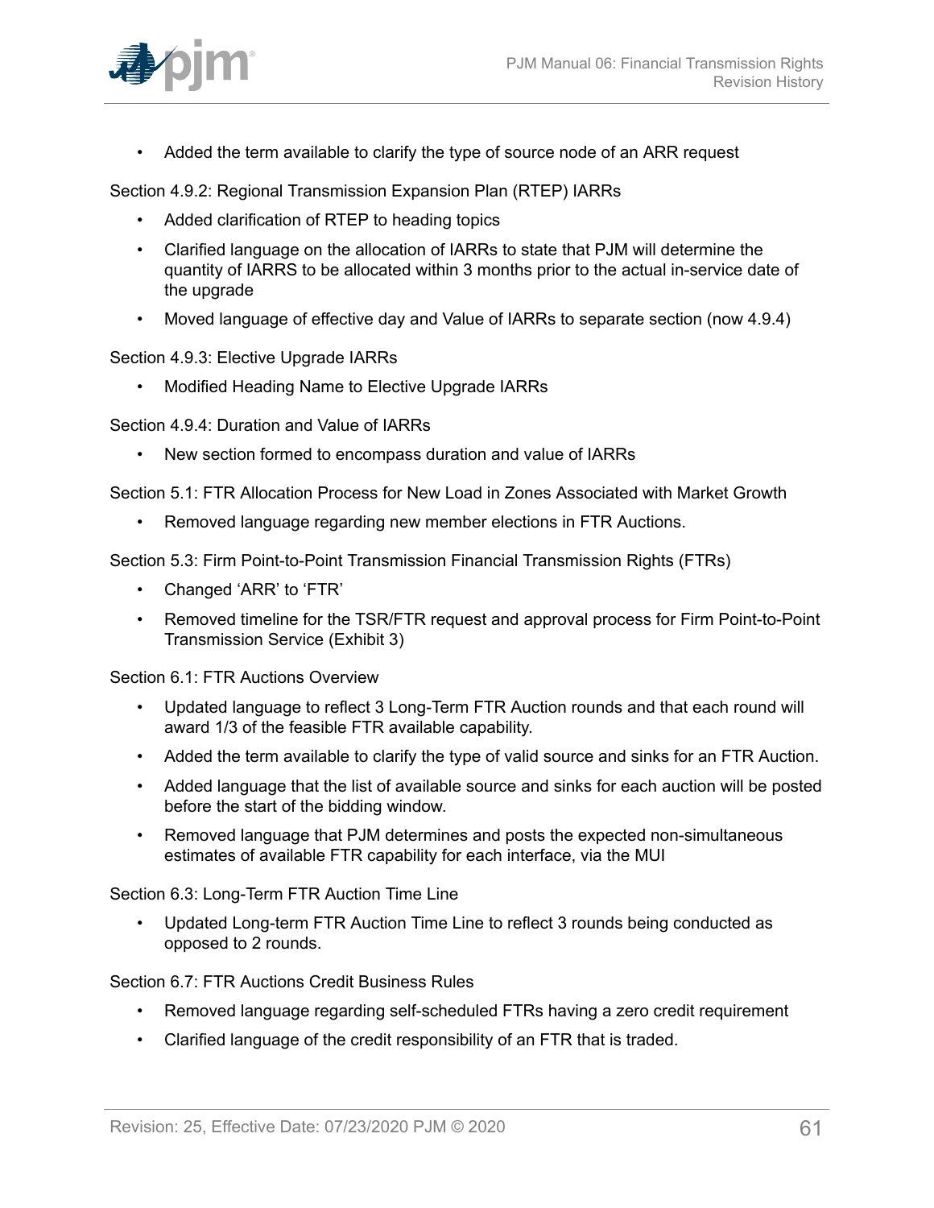- Added the term available to clarify the type of source node of an ARR request

Section 4.9.2: Regional Transmission Expansion Plan (RTEP) IARRs

- Added clarification of RTEP to heading topics
- Clarified language on the allocation of IARRs to state that PJM will determine the quantity of IARRS to be allocated within 3 months prior to the actual in-service date of the upgrade
- Moved language of effective day and Value of IARRs to separate section (now 4.9.4)

Section 4.9.3: Elective Upgrade IARRs

- Modified Heading Name to Elective Upgrade IARRs

Section 4.9.4: Duration and Value of IARRs

- New section formed to encompass duration and value of IARRs

Section 5.1: FTR Allocation Process for New Load in Zones Associated with Market Growth

- Removed language regarding new member elections in FTR Auctions.

Section 5.3: Firm Point-to-Point Transmission Financial Transmission Rights (FTRs)

- Changed 'ARR' to 'FTR'
- Removed timeline for the TSR/FTR request and approval process for Firm Point-to-Point Transmission Service (Exhibit 3)

Section 6.1: FTR Auctions Overview

- Updated language to reflect 3 Long-Term FTR Auction rounds and that each round will award 1/3 of the feasible FTR available capability.
- Added the term available to clarify the type of valid source and sinks for an FTR Auction.
- Added language that the list of available source and sinks for each auction will be posted before the start of the bidding window.
- Removed language that PJM determines and posts the expected non-simultaneous estimates of available FTR capability for each interface, via the MUI

Section 6.3: Long-Term FTR Auction Time Line

- Updated Long-term FTR Auction Time Line to reflect 3 rounds being conducted as opposed to 2 rounds.

Section 6.7: FTR Auctions Credit Business Rules

- Removed language regarding self-scheduled FTRs having a zero credit requirement
- Clarified language of the credit responsibility of an FTR that is traded.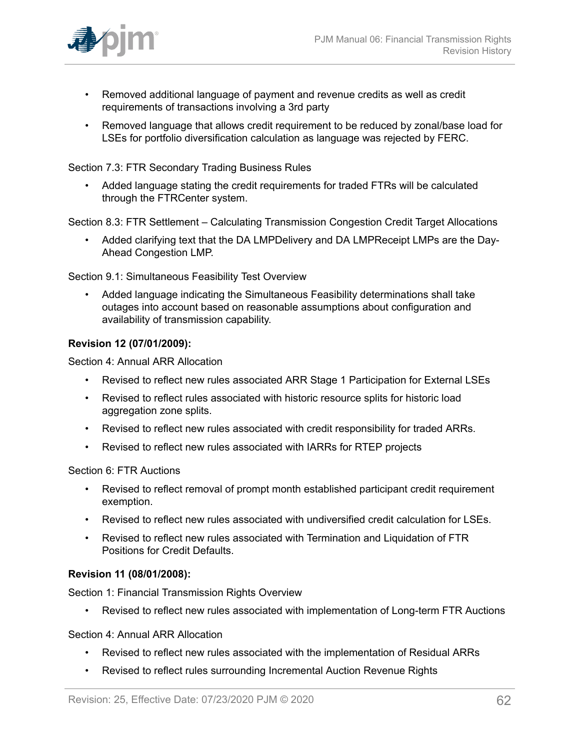- Removed additional language of payment and revenue credits as well as credit requirements of transactions involving a 3rd party
- Removed language that allows credit requirement to be reduced by zonal/base load for LSEs for portfolio diversification calculation as language was rejected by FERC.

Section 7.3: FTR Secondary Trading Business Rules

- Added language stating the credit requirements for traded FTRs will be calculated through the FTRCenter system.

Section 8.3: FTR Settlement – Calculating Transmission Congestion Credit Target Allocations

- Added clarifying text that the DA LMPDelivery and DA LMPReceipt LMPs are the Day-Ahead Congestion LMP.

Section 9.1: Simultaneous Feasibility Test Overview

- Added language indicating the Simultaneous Feasibility determinations shall take outages into account based on reasonable assumptions about configuration and availability of transmission capability.

**Revision 12 (07/01/2009):**

Section 4: Annual ARR Allocation

- Revised to reflect new rules associated ARR Stage 1 Participation for External LSEs
- Revised to reflect rules associated with historic resource splits for historic load aggregation zone splits.
- Revised to reflect new rules associated with credit responsibility for traded ARRs.
- Revised to reflect new rules associated with IARRs for RTEP projects

Section 6: FTR Auctions

- Revised to reflect removal of prompt month established participant credit requirement exemption.
- Revised to reflect new rules associated with undiversified credit calculation for LSEs.
- Revised to reflect new rules associated with Termination and Liquidation of FTR Positions for Credit Defaults.

**Revision 11 (08/01/2008):**

Section 1: Financial Transmission Rights Overview

- Revised to reflect new rules associated with implementation of Long-term FTR Auctions

Section 4: Annual ARR Allocation

- Revised to reflect new rules associated with the implementation of Residual ARRs
- Revised to reflect rules surrounding Incremental Auction Revenue Rights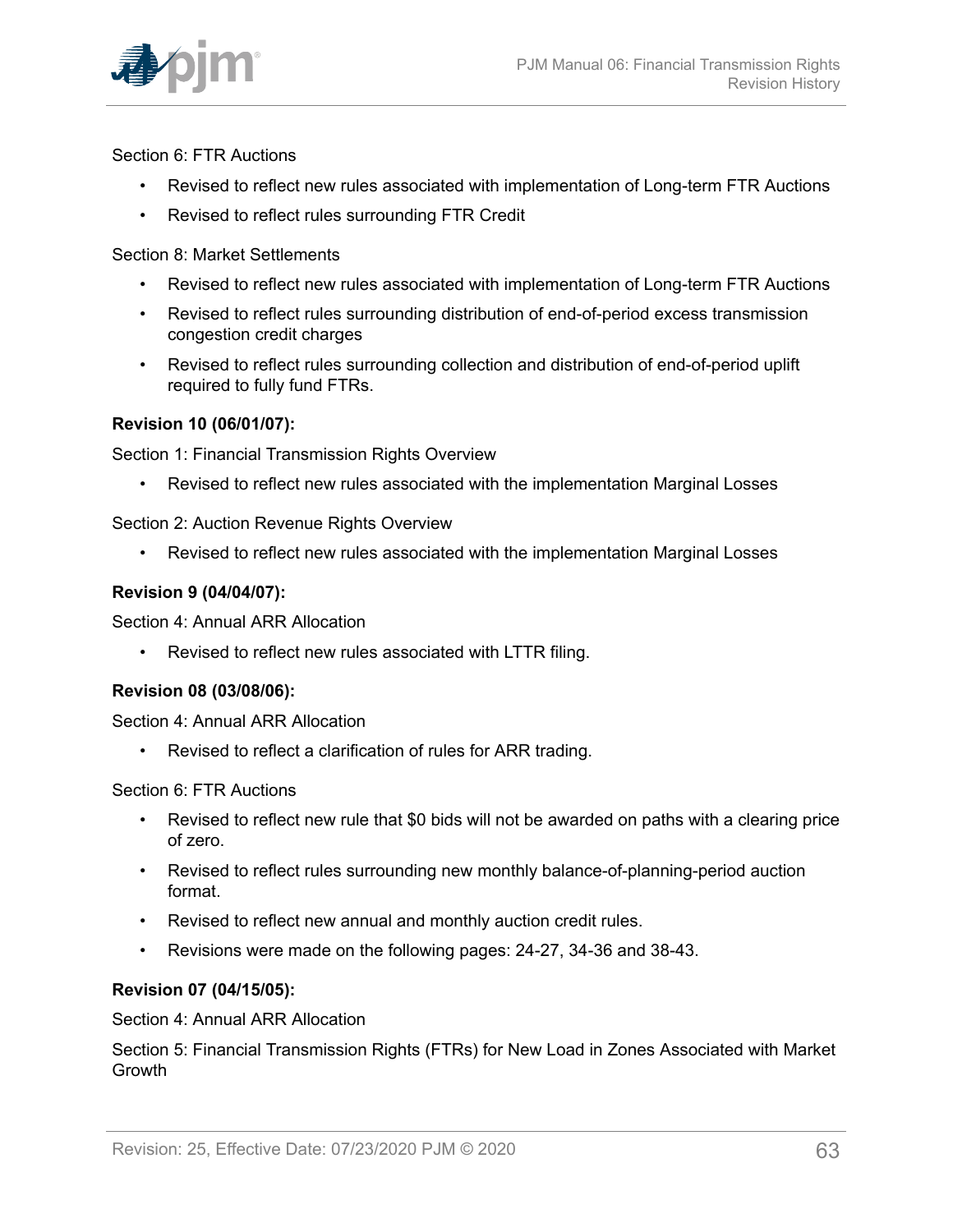Section 6: FTR Auctions

- Revised to reflect new rules associated with implementation of Long-term FTR Auctions
- Revised to reflect rules surrounding FTR Credit

Section 8: Market Settlements

- Revised to reflect new rules associated with implementation of Long-term FTR Auctions
- Revised to reflect rules surrounding distribution of end-of-period excess transmission congestion credit charges
- Revised to reflect rules surrounding collection and distribution of end-of-period uplift required to fully fund FTRs.

**Revision 10 (06/01/07):**

Section 1: Financial Transmission Rights Overview

- Revised to reflect new rules associated with the implementation Marginal Losses

Section 2: Auction Revenue Rights Overview

- Revised to reflect new rules associated with the implementation Marginal Losses

**Revision 9 (04/04/07):**

Section 4: Annual ARR Allocation

- Revised to reflect new rules associated with LTTR filing.

**Revision 08 (03/08/06):**

Section 4: Annual ARR Allocation

- Revised to reflect a clarification of rules for ARR trading.

Section 6: FTR Auctions

- Revised to reflect new rule that $0 bids will not be awarded on paths with a clearing price of zero.
- Revised to reflect rules surrounding new monthly balance-of-planning-period auction format.
- Revised to reflect new annual and monthly auction credit rules.
- Revisions were made on the following pages: 24-27, 34-36 and 38-43.

**Revision 07 (04/15/05):**

Section 4: Annual ARR Allocation

Section 5: Financial Transmission Rights (FTRs) for New Load in Zones Associated with Market Growth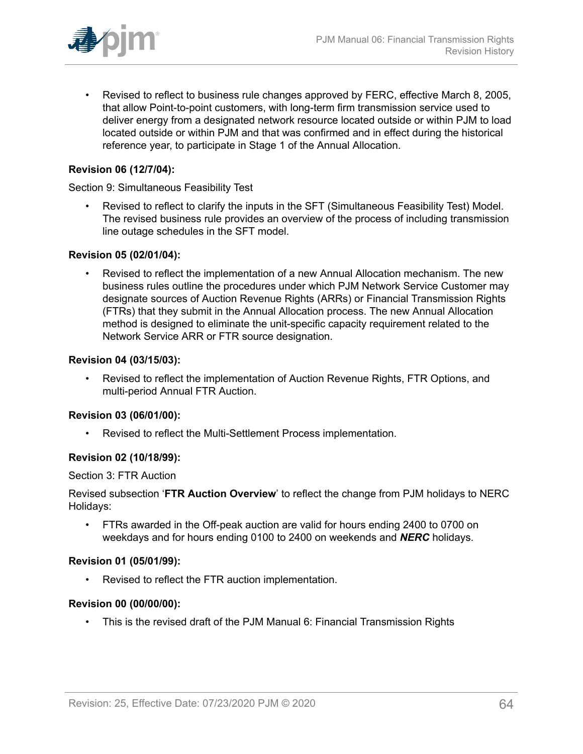- Revised to reflect to business rule changes approved by FERC, effective March 8, 2005, that allow Point-to-point customers, with long-term firm transmission service used to deliver energy from a designated network resource located outside or within PJM to load located outside or within PJM and that was confirmed and in effect during the historical reference year, to participate in Stage 1 of the Annual Allocation.

**Revision 06 (12/7/04):**

Section 9: Simultaneous Feasibility Test

- Revised to reflect to clarify the inputs in the SFT (Simultaneous Feasibility Test) Model. The revised business rule provides an overview of the process of including transmission line outage schedules in the SFT model.

**Revision 05 (02/01/04):**

- Revised to reflect the implementation of a new Annual Allocation mechanism. The new business rules outline the procedures under which PJM Network Service Customer may designate sources of Auction Revenue Rights (ARRs) or Financial Transmission Rights (FTRs) that they submit in the Annual Allocation process. The new Annual Allocation method is designed to eliminate the unit-specific capacity requirement related to the Network Service ARR or FTR source designation.

**Revision 04 (03/15/03):**

- Revised to reflect the implementation of Auction Revenue Rights, FTR Options, and multi-period Annual FTR Auction.

**Revision 03 (06/01/00):**

- Revised to reflect the Multi-Settlement Process implementation.

**Revision 02 (10/18/99):**

Section 3: FTR Auction

Revised subsection '**FTR Auction Overview**' to reflect the change from PJM holidays to NERC Holidays:

- FTRs awarded in the Off-peak auction are valid for hours ending 2400 to 0700 on weekdays and for hours ending 0100 to 2400 on weekends and ***NERC*** holidays.

**Revision 01 (05/01/99):**

- Revised to reflect the FTR auction implementation.

**Revision 00 (00/00/00):**

- This is the revised draft of the PJM Manual 6: Financial Transmission Rights